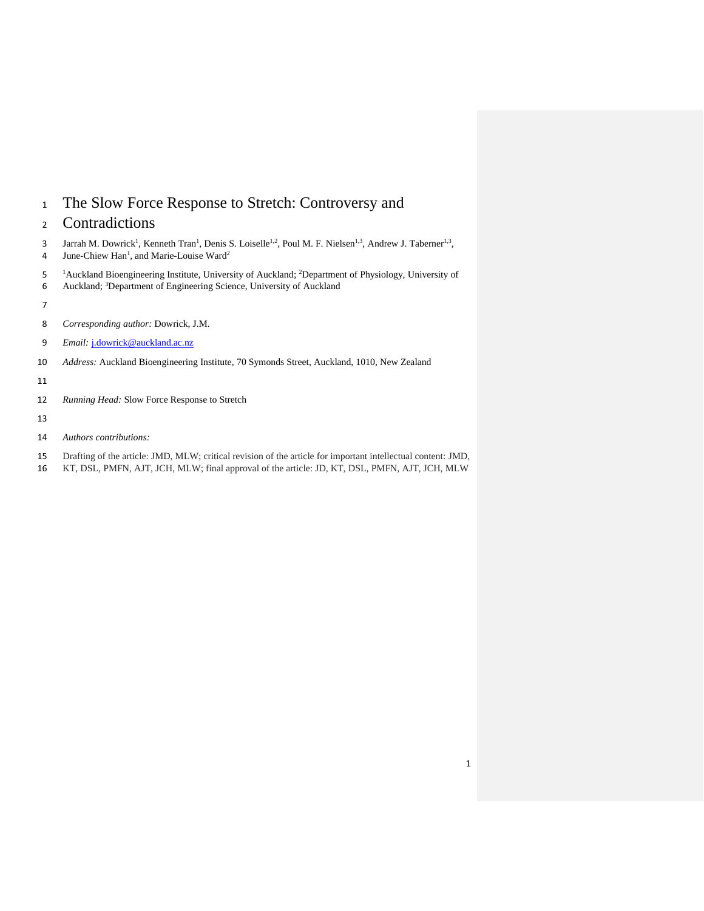# The Slow Force Response to Stretch: Controversy and Contradictions

Jarrah M. Dowrick[1], Kenneth Tran[1], Denis S. Loiselle[1,2], Poul M. F. Nielsen[1,3], Andrew J. Taberner[1,3], June-Chiew Han[1], and Marie-Louise Ward[2]

[1]Auckland Bioengineering Institute, University of Auckland; [2]Department of Physiology, University of Auckland; [3]Department of Engineering Science, University of Auckland

*Corresponding author:* Dowrick, J.M.

*Email:* j.dowrick@auckland.ac.nz

*Address:* Auckland Bioengineering Institute, 70 Symonds Street, Auckland, 1010, New Zealand

*Running Head:* Slow Force Response to Stretch

*Authors contributions:*

Drafting of the article: JMD, MLW; critical revision of the article for important intellectual content: JMD, KT, DSL, PMFN, AJT, JCH, MLW; final approval of the article: JD, KT, DSL, PMFN, AJT, JCH, MLW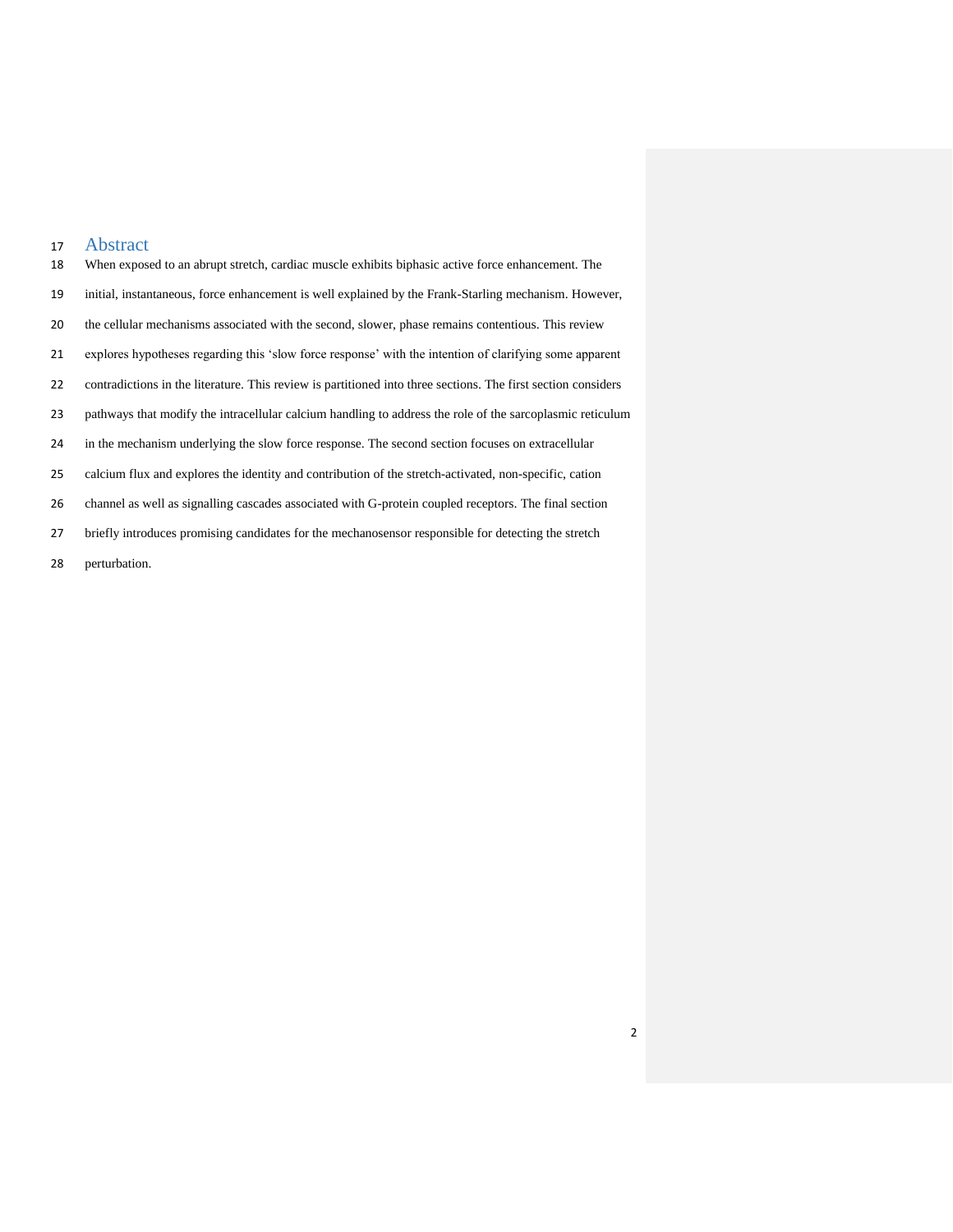# Abstract

When exposed to an abrupt stretch, cardiac muscle exhibits biphasic active force enhancement. The initial, instantaneous, force enhancement is well explained by the Frank-Starling mechanism. However, the cellular mechanisms associated with the second, slower, phase remains contentious. This review explores hypotheses regarding this 'slow force response' with the intention of clarifying some apparent contradictions in the literature. This review is partitioned into three sections. The first section considers pathways that modify the intracellular calcium handling to address the role of the sarcoplasmic reticulum in the mechanism underlying the slow force response. The second section focuses on extracellular calcium flux and explores the identity and contribution of the stretch-activated, non-specific, cation channel as well as signalling cascades associated with G-protein coupled receptors. The final section briefly introduces promising candidates for the mechanosensor responsible for detecting the stretch perturbation.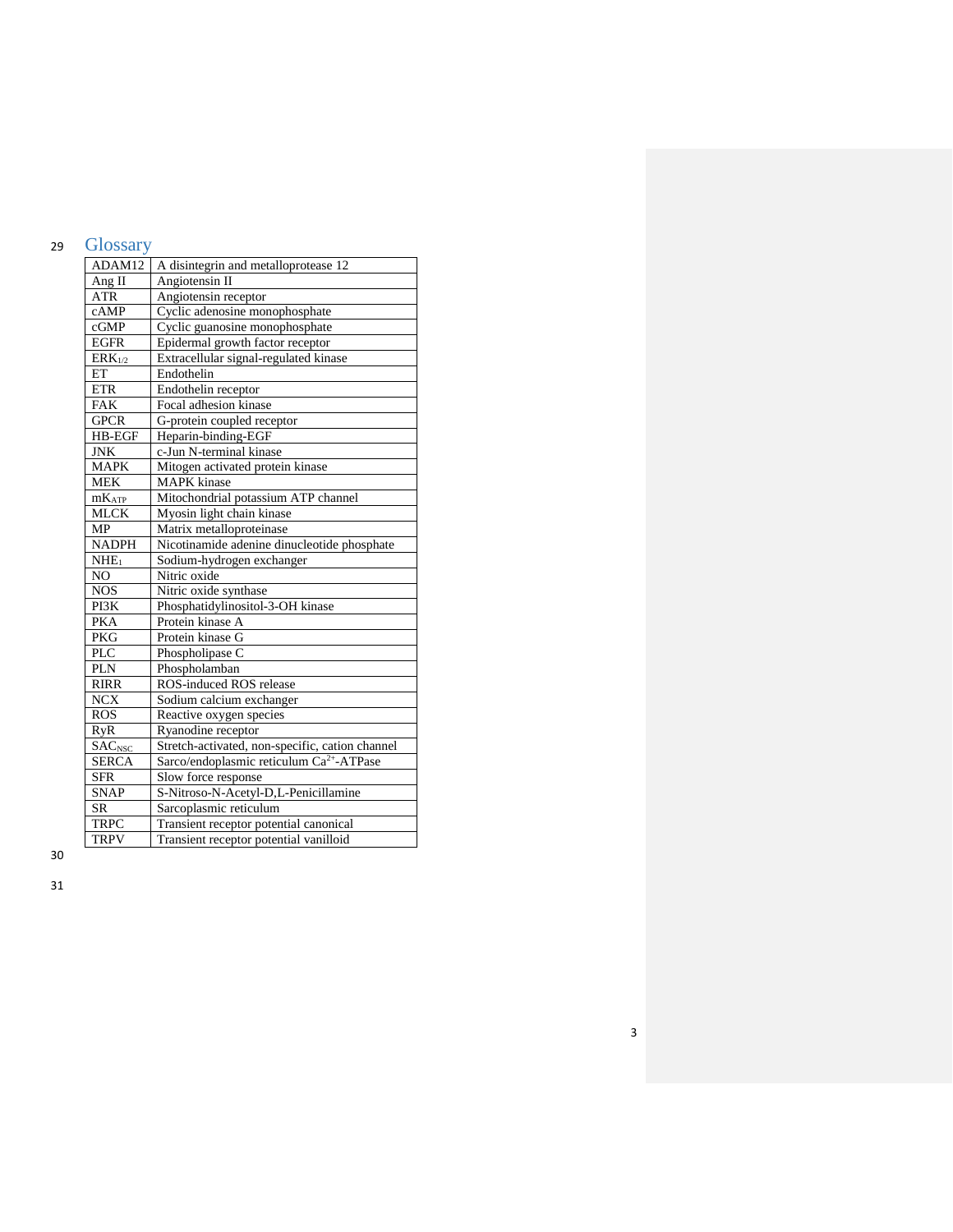## Glossary

| | |
|---|---|
| ADAM12 | A disintegrin and metalloprotease 12 |
| Ang II | Angiotensin II |
| ATR | Angiotensin receptor |
| cAMP | Cyclic adenosine monophosphate |
| cGMP | Cyclic guanosine monophosphate |
| EGFR | Epidermal growth factor receptor |
| $ERK_{1/2}$ | Extracellular signal-regulated kinase |
| ET | Endothelin |
| ETR | Endothelin receptor |
| FAK | Focal adhesion kinase |
| GPCR | G-protein coupled receptor |
| HB-EGF | Heparin-binding-EGF |
| JNK | c-Jun N-terminal kinase |
| MAPK | Mitogen activated protein kinase |
| MEK | MAPK kinase |
| $mK_{ATP}$ | Mitochondrial potassium ATP channel |
| MLCK | Myosin light chain kinase |
| MP | Matrix metalloproteinase |
| NADPH | Nicotinamide adenine dinucleotide phosphate |
| $NHE_1$ | Sodium-hydrogen exchanger |
| NO | Nitric oxide |
| NOS | Nitric oxide synthase |
| PI3K | Phosphatidylinositol-3-OH kinase |
| PKA | Protein kinase A |
| PKG | Protein kinase G |
| PLC | Phospholipase C |
| PLN | Phospholamban |
| RIRR | ROS-induced ROS release |
| NCX | Sodium calcium exchanger |
| ROS | Reactive oxygen species |
| RyR | Ryanodine receptor |
| $SAC_{NSC}$ | Stretch-activated, non-specific, cation channel |
| SERCA | Sarco/endoplasmic reticulum $Ca^{2+}$-ATPase |
| SFR | Slow force response |
| SNAP | S-Nitroso-N-Acetyl-D,L-Penicillamine |
| SR | Sarcoplasmic reticulum |
| TRPC | Transient receptor potential canonical |
| TRPV | Transient receptor potential vanilloid |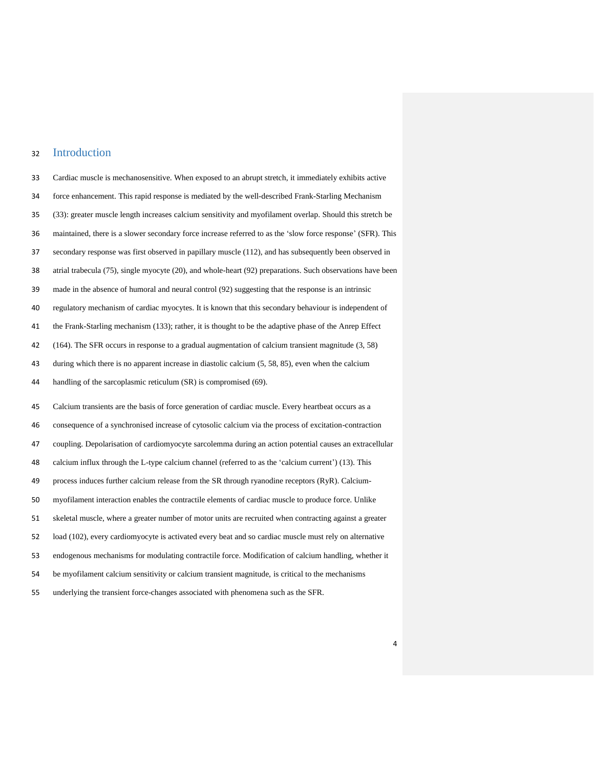# Introduction

Cardiac muscle is mechanosensitive. When exposed to an abrupt stretch, it immediately exhibits active force enhancement. This rapid response is mediated by the well-described Frank-Starling Mechanism (33): greater muscle length increases calcium sensitivity and myofilament overlap. Should this stretch be maintained, there is a slower secondary force increase referred to as the 'slow force response' (SFR). This secondary response was first observed in papillary muscle (112), and has subsequently been observed in atrial trabecula (75), single myocyte (20), and whole-heart (92) preparations. Such observations have been made in the absence of humoral and neural control (92) suggesting that the response is an intrinsic regulatory mechanism of cardiac myocytes. It is known that this secondary behaviour is independent of the Frank-Starling mechanism (133); rather, it is thought to be the adaptive phase of the Anrep Effect (164). The SFR occurs in response to a gradual augmentation of calcium transient magnitude (3, 58) during which there is no apparent increase in diastolic calcium (5, 58, 85), even when the calcium handling of the sarcoplasmic reticulum (SR) is compromised (69).

Calcium transients are the basis of force generation of cardiac muscle. Every heartbeat occurs as a consequence of a synchronised increase of cytosolic calcium via the process of excitation-contraction coupling. Depolarisation of cardiomyocyte sarcolemma during an action potential causes an extracellular calcium influx through the L-type calcium channel (referred to as the 'calcium current') (13). This process induces further calcium release from the SR through ryanodine receptors (RyR). Calcium-myofilament interaction enables the contractile elements of cardiac muscle to produce force. Unlike skeletal muscle, where a greater number of motor units are recruited when contracting against a greater load (102), every cardiomyocyte is activated every beat and so cardiac muscle must rely on alternative endogenous mechanisms for modulating contractile force. Modification of calcium handling, whether it be myofilament calcium sensitivity or calcium transient magnitude, is critical to the mechanisms underlying the transient force-changes associated with phenomena such as the SFR.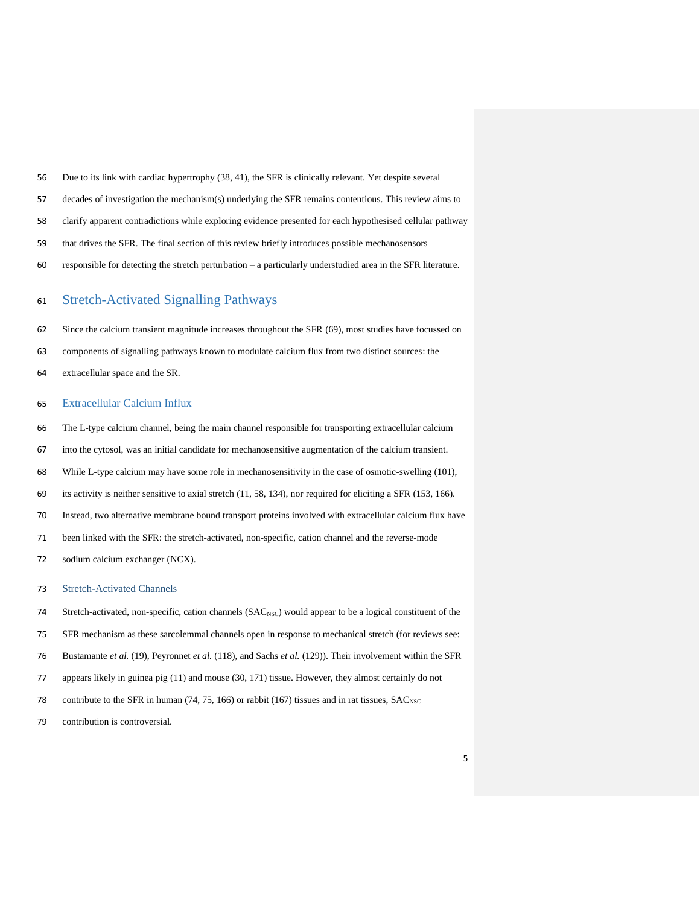Due to its link with cardiac hypertrophy (38, 41), the SFR is clinically relevant. Yet despite several decades of investigation the mechanism(s) underlying the SFR remains contentious. This review aims to clarify apparent contradictions while exploring evidence presented for each hypothesised cellular pathway that drives the SFR. The final section of this review briefly introduces possible mechanosensors responsible for detecting the stretch perturbation – a particularly understudied area in the SFR literature.

## Stretch-Activated Signalling Pathways

Since the calcium transient magnitude increases throughout the SFR (69), most studies have focussed on components of signalling pathways known to modulate calcium flux from two distinct sources: the extracellular space and the SR.

### Extracellular Calcium Influx

The L-type calcium channel, being the main channel responsible for transporting extracellular calcium into the cytosol, was an initial candidate for mechanosensitive augmentation of the calcium transient. While L-type calcium may have some role in mechanosensitivity in the case of osmotic-swelling (101), its activity is neither sensitive to axial stretch (11, 58, 134), nor required for eliciting a SFR (153, 166). Instead, two alternative membrane bound transport proteins involved with extracellular calcium flux have been linked with the SFR: the stretch-activated, non-specific, cation channel and the reverse-mode sodium calcium exchanger (NCX).

#### Stretch-Activated Channels

Stretch-activated, non-specific, cation channels ($SAC_{NSC}$) would appear to be a logical constituent of the SFR mechanism as these sarcolemmal channels open in response to mechanical stretch (for reviews see: Bustamante *et al.* (19), Peyronnet *et al.* (118), and Sachs *et al.* (129)). Their involvement within the SFR appears likely in guinea pig (11) and mouse (30, 171) tissue. However, they almost certainly do not contribute to the SFR in human (74, 75, 166) or rabbit (167) tissues and in rat tissues, $SAC_{NSC}$ contribution is controversial.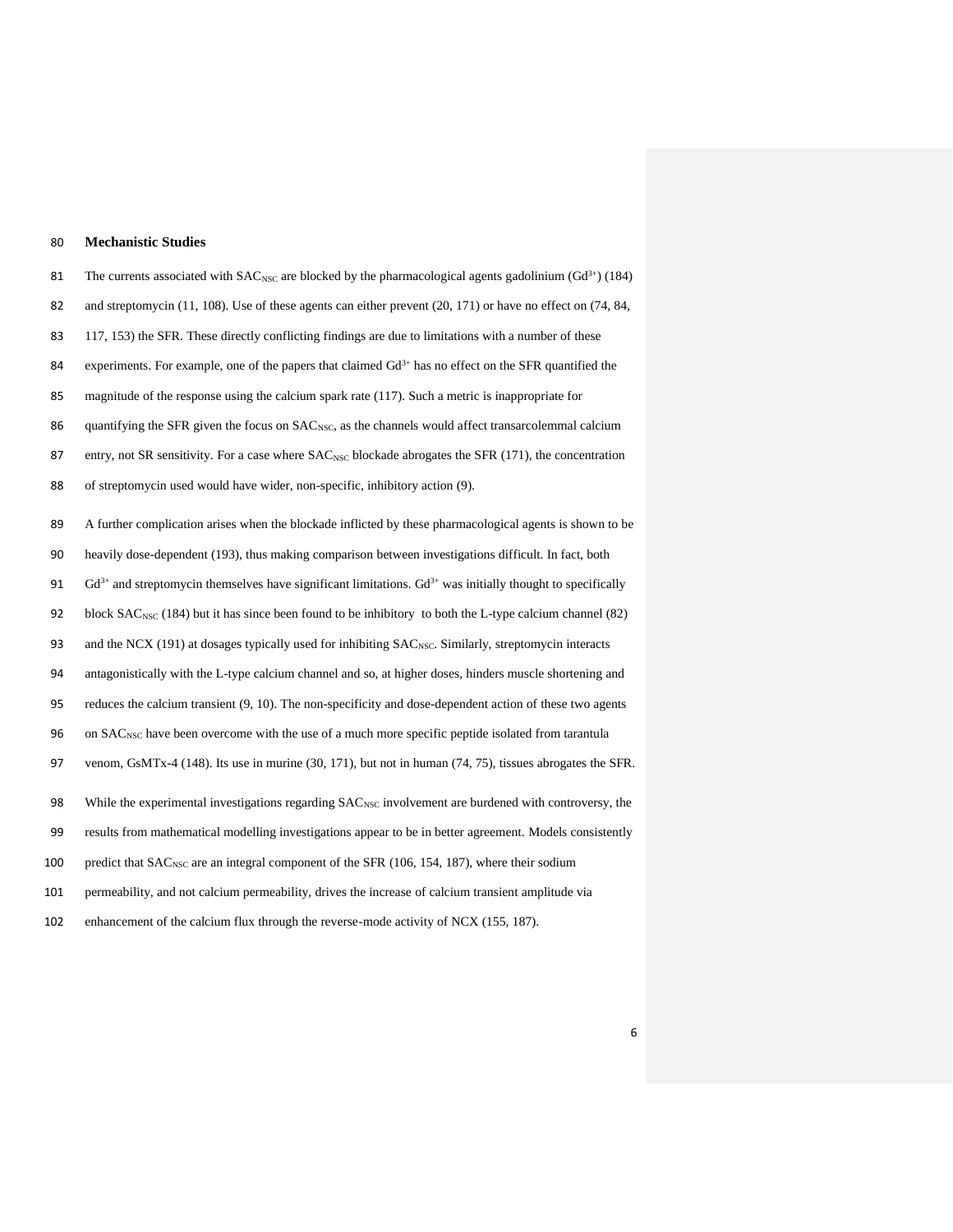## Mechanistic Studies

The currents associated with $SAC_{NSC}$ are blocked by the pharmacological agents gadolinium ($Gd^{3+}$) (184) and streptomycin (11, 108). Use of these agents can either prevent (20, 171) or have no effect on (74, 84, 117, 153) the SFR. These directly conflicting findings are due to limitations with a number of these experiments. For example, one of the papers that claimed $Gd^{3+}$ has no effect on the SFR quantified the magnitude of the response using the calcium spark rate (117). Such a metric is inappropriate for quantifying the SFR given the focus on $SAC_{NSC}$, as the channels would affect transarcolemmal calcium entry, not SR sensitivity. For a case where $SAC_{NSC}$ blockade abrogates the SFR (171), the concentration of streptomycin used would have wider, non-specific, inhibitory action (9).

A further complication arises when the blockade inflicted by these pharmacological agents is shown to be heavily dose-dependent (193), thus making comparison between investigations difficult. In fact, both $Gd^{3+}$ and streptomycin themselves have significant limitations. $Gd^{3+}$ was initially thought to specifically block $SAC_{NSC}$ (184) but it has since been found to be inhibitory to both the L-type calcium channel (82) and the NCX (191) at dosages typically used for inhibiting $SAC_{NSC}$. Similarly, streptomycin interacts antagonistically with the L-type calcium channel and so, at higher doses, hinders muscle shortening and reduces the calcium transient (9, 10). The non-specificity and dose-dependent action of these two agents on $SAC_{NSC}$ have been overcome with the use of a much more specific peptide isolated from tarantula venom, GsMTx-4 (148). Its use in murine (30, 171), but not in human (74, 75), tissues abrogates the SFR.

While the experimental investigations regarding $SAC_{NSC}$ involvement are burdened with controversy, the results from mathematical modelling investigations appear to be in better agreement. Models consistently predict that $SAC_{NSC}$ are an integral component of the SFR (106, 154, 187), where their sodium permeability, and not calcium permeability, drives the increase of calcium transient amplitude via enhancement of the calcium flux through the reverse-mode activity of NCX (155, 187).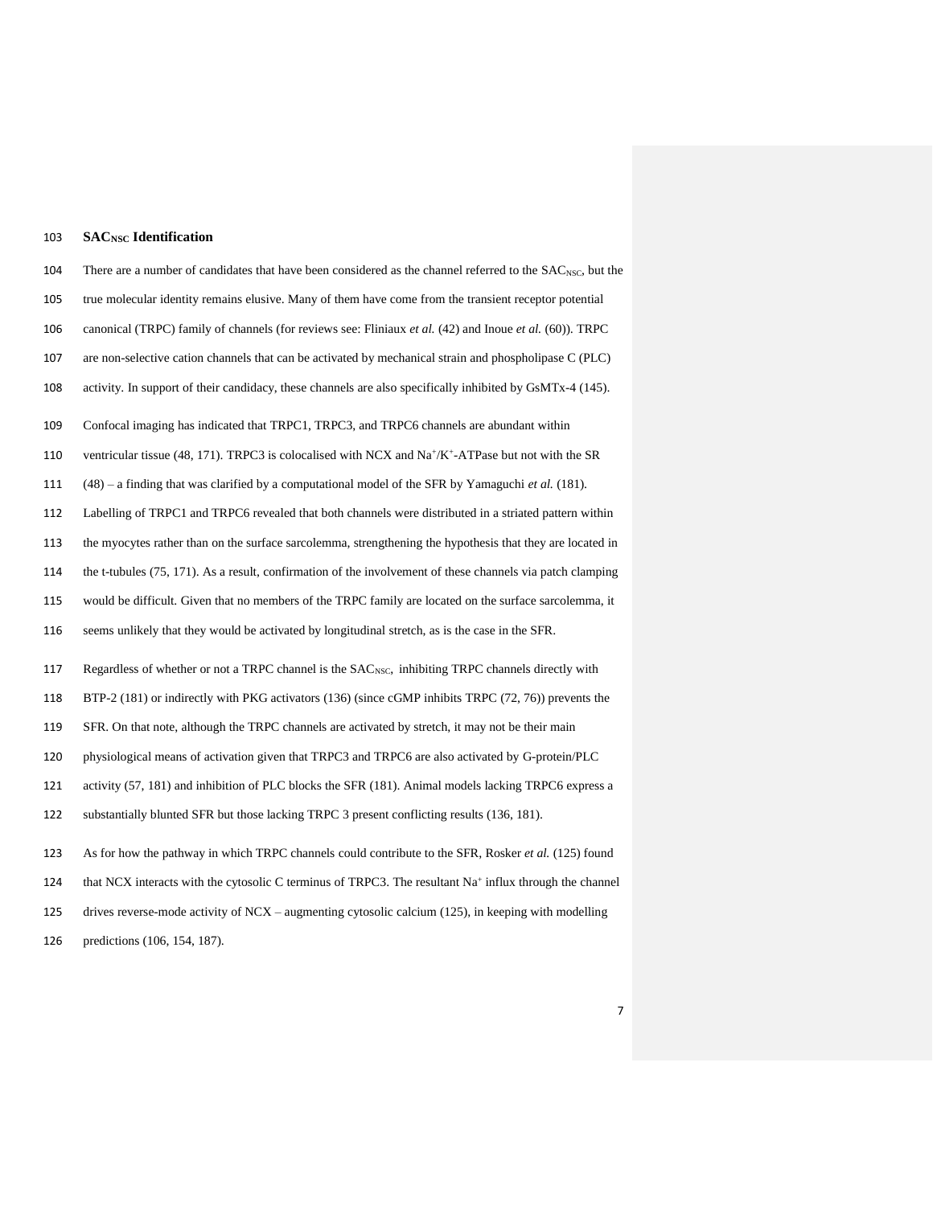**$SAC_{NSC}$ Identification**

There are a number of candidates that have been considered as the channel referred to the $SAC_{NSC}$, but the true molecular identity remains elusive. Many of them have come from the transient receptor potential canonical (TRPC) family of channels (for reviews see: Fliniaux *et al.* (42) and Inoue *et al.* (60)). TRPC are non-selective cation channels that can be activated by mechanical strain and phospholipase C (PLC) activity. In support of their candidacy, these channels are also specifically inhibited by GsMTx-4 (145).

Confocal imaging has indicated that TRPC1, TRPC3, and TRPC6 channels are abundant within ventricular tissue (48, 171). TRPC3 is colocalised with NCX and $Na^+/K^+$-ATPase but not with the SR (48) – a finding that was clarified by a computational model of the SFR by Yamaguchi *et al.* (181). Labelling of TRPC1 and TRPC6 revealed that both channels were distributed in a striated pattern within the myocytes rather than on the surface sarcolemma, strengthening the hypothesis that they are located in the t-tubules (75, 171). As a result, confirmation of the involvement of these channels via patch clamping would be difficult. Given that no members of the TRPC family are located on the surface sarcolemma, it seems unlikely that they would be activated by longitudinal stretch, as is the case in the SFR.

Regardless of whether or not a TRPC channel is the $SAC_{NSC}$, inhibiting TRPC channels directly with BTP-2 (181) or indirectly with PKG activators (136) (since cGMP inhibits TRPC (72, 76)) prevents the SFR. On that note, although the TRPC channels are activated by stretch, it may not be their main physiological means of activation given that TRPC3 and TRPC6 are also activated by G-protein/PLC activity (57, 181) and inhibition of PLC blocks the SFR (181). Animal models lacking TRPC6 express a substantially blunted SFR but those lacking TRPC 3 present conflicting results (136, 181).

As for how the pathway in which TRPC channels could contribute to the SFR, Rosker *et al.* (125) found that NCX interacts with the cytosolic C terminus of TRPC3. The resultant $Na^+$ influx through the channel drives reverse-mode activity of NCX – augmenting cytosolic calcium (125), in keeping with modelling predictions (106, 154, 187).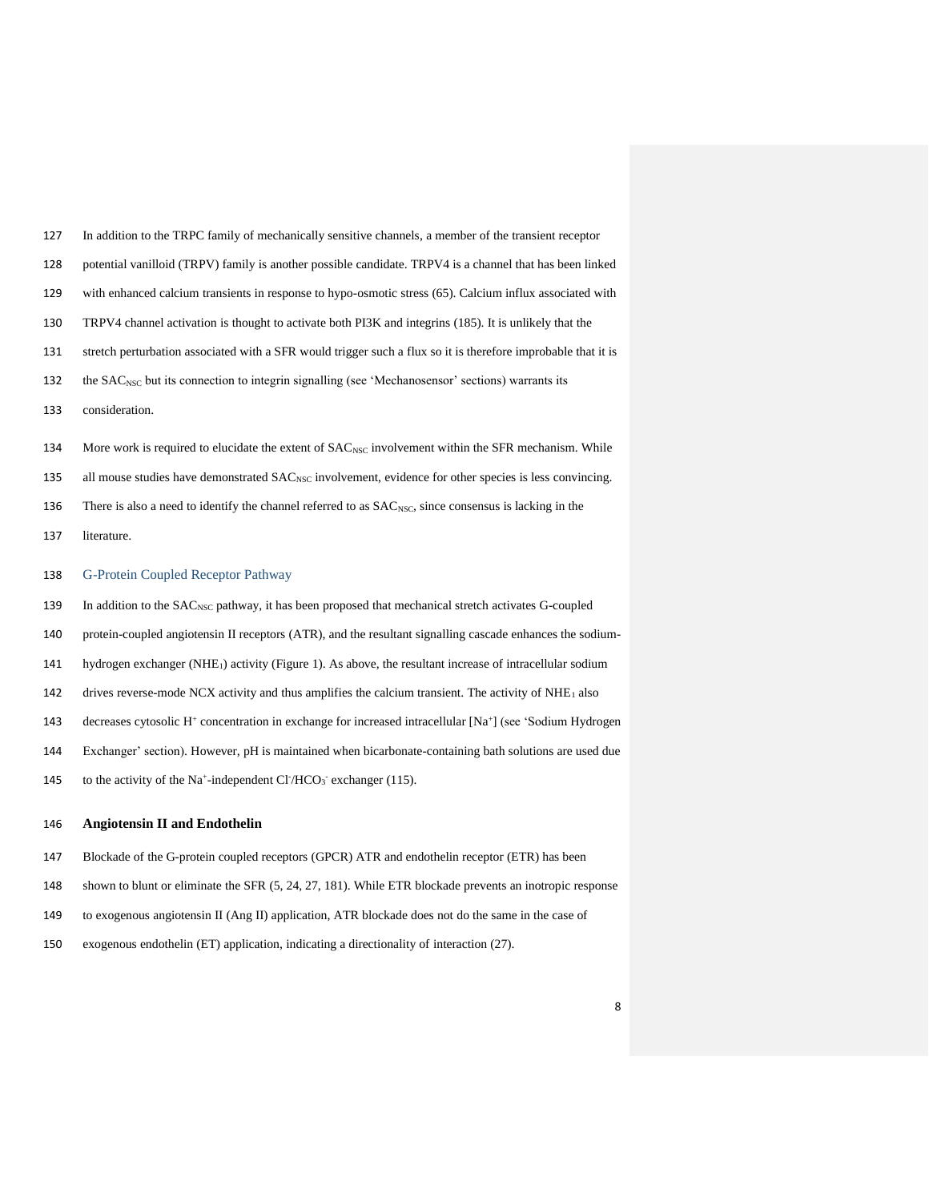In addition to the TRPC family of mechanically sensitive channels, a member of the transient receptor potential vanilloid (TRPV) family is another possible candidate. TRPV4 is a channel that has been linked with enhanced calcium transients in response to hypo-osmotic stress (65). Calcium influx associated with TRPV4 channel activation is thought to activate both PI3K and integrins (185). It is unlikely that the stretch perturbation associated with a SFR would trigger such a flux so it is therefore improbable that it is the $SAC_{NSC}$ but its connection to integrin signalling (see 'Mechanosensor' sections) warrants its consideration.

More work is required to elucidate the extent of $SAC_{NSC}$ involvement within the SFR mechanism. While all mouse studies have demonstrated $SAC_{NSC}$ involvement, evidence for other species is less convincing. There is also a need to identify the channel referred to as $SAC_{NSC}$, since consensus is lacking in the literature.

## G-Protein Coupled Receptor Pathway

In addition to the $SAC_{NSC}$ pathway, it has been proposed that mechanical stretch activates G-coupled protein-coupled angiotensin II receptors (ATR), and the resultant signalling cascade enhances the sodium-hydrogen exchanger ($NHE_1$) activity (Figure 1). As above, the resultant increase of intracellular sodium drives reverse-mode NCX activity and thus amplifies the calcium transient. The activity of $NHE_1$ also decreases cytosolic $H^+$ concentration in exchange for increased intracellular [$Na^+$] (see 'Sodium Hydrogen Exchanger' section). However, pH is maintained when bicarbonate-containing bath solutions are used due to the activity of the $Na^+$-independent $Cl^-/HCO_3^-$ exchanger (115).

### Angiotensin II and Endothelin

Blockade of the G-protein coupled receptors (GPCR) ATR and endothelin receptor (ETR) has been shown to blunt or eliminate the SFR (5, 24, 27, 181). While ETR blockade prevents an inotropic response to exogenous angiotensin II (Ang II) application, ATR blockade does not do the same in the case of exogenous endothelin (ET) application, indicating a directionality of interaction (27).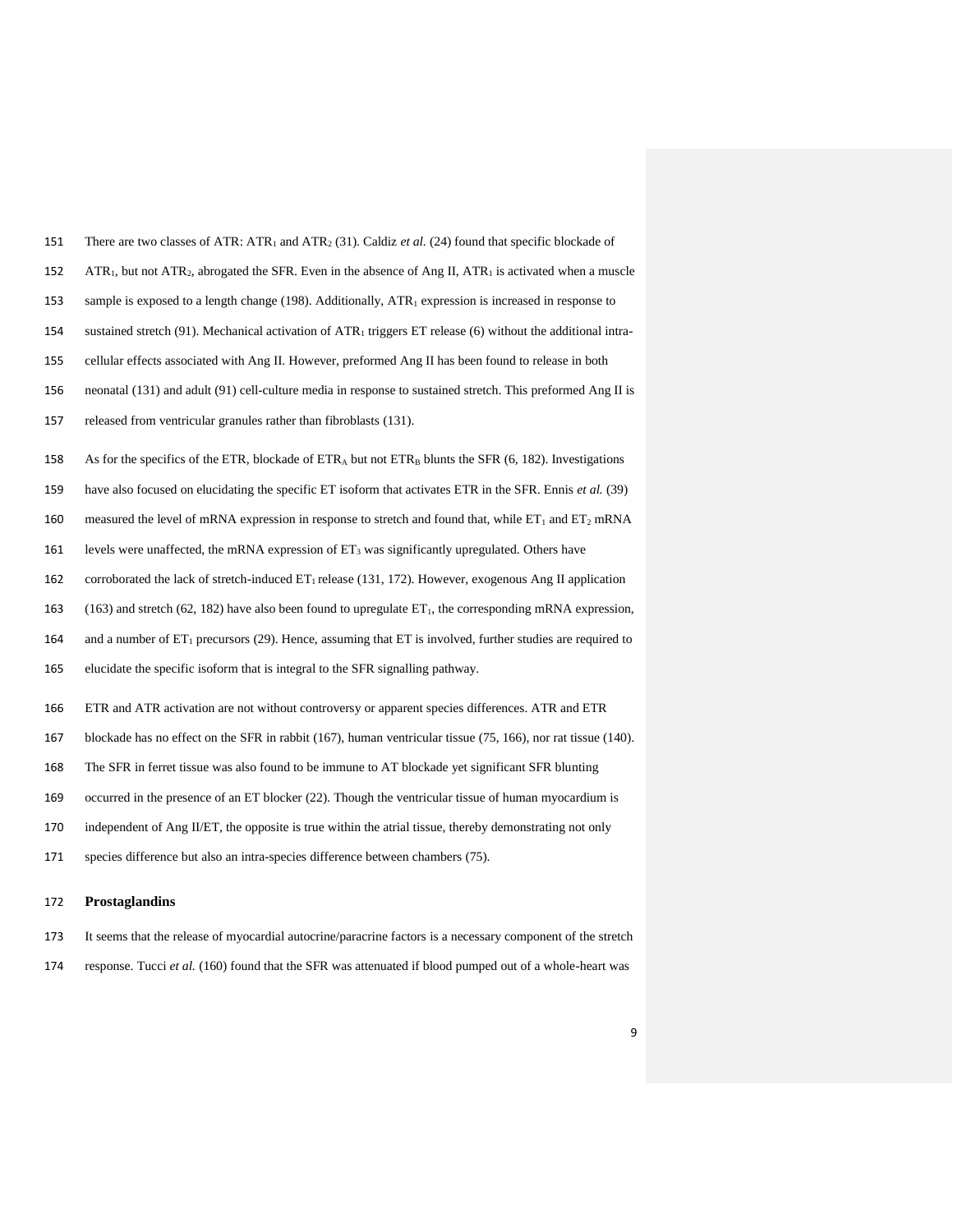There are two classes of ATR: $ATR_1$ and $ATR_2$ (31). Caldiz *et al.* (24) found that specific blockade of $ATR_1$, but not $ATR_2$, abrogated the SFR. Even in the absence of Ang II, $ATR_1$ is activated when a muscle sample is exposed to a length change (198). Additionally, $ATR_1$ expression is increased in response to sustained stretch (91). Mechanical activation of $ATR_1$ triggers ET release (6) without the additional intra-cellular effects associated with Ang II. However, preformed Ang II has been found to release in both neonatal (131) and adult (91) cell-culture media in response to sustained stretch. This preformed Ang II is released from ventricular granules rather than fibroblasts (131).

As for the specifics of the ETR, blockade of $ETR_A$ but not $ETR_B$ blunts the SFR (6, 182). Investigations have also focused on elucidating the specific ET isoform that activates ETR in the SFR. Ennis *et al.* (39) measured the level of mRNA expression in response to stretch and found that, while $ET_1$ and $ET_2$ mRNA levels were unaffected, the mRNA expression of $ET_3$ was significantly upregulated. Others have corroborated the lack of stretch-induced $ET_1$ release (131, 172). However, exogenous Ang II application (163) and stretch (62, 182) have also been found to upregulate $ET_1$, the corresponding mRNA expression, and a number of $ET_1$ precursors (29). Hence, assuming that ET is involved, further studies are required to elucidate the specific isoform that is integral to the SFR signalling pathway.

ETR and ATR activation are not without controversy or apparent species differences. ATR and ETR blockade has no effect on the SFR in rabbit (167), human ventricular tissue (75, 166), nor rat tissue (140). The SFR in ferret tissue was also found to be immune to AT blockade yet significant SFR blunting occurred in the presence of an ET blocker (22). Though the ventricular tissue of human myocardium is independent of Ang II/ET, the opposite is true within the atrial tissue, thereby demonstrating not only species difference but also an intra-species difference between chambers (75).

## Prostaglandins

It seems that the release of myocardial autocrine/paracrine factors is a necessary component of the stretch response. Tucci *et al.* (160) found that the SFR was attenuated if blood pumped out of a whole-heart was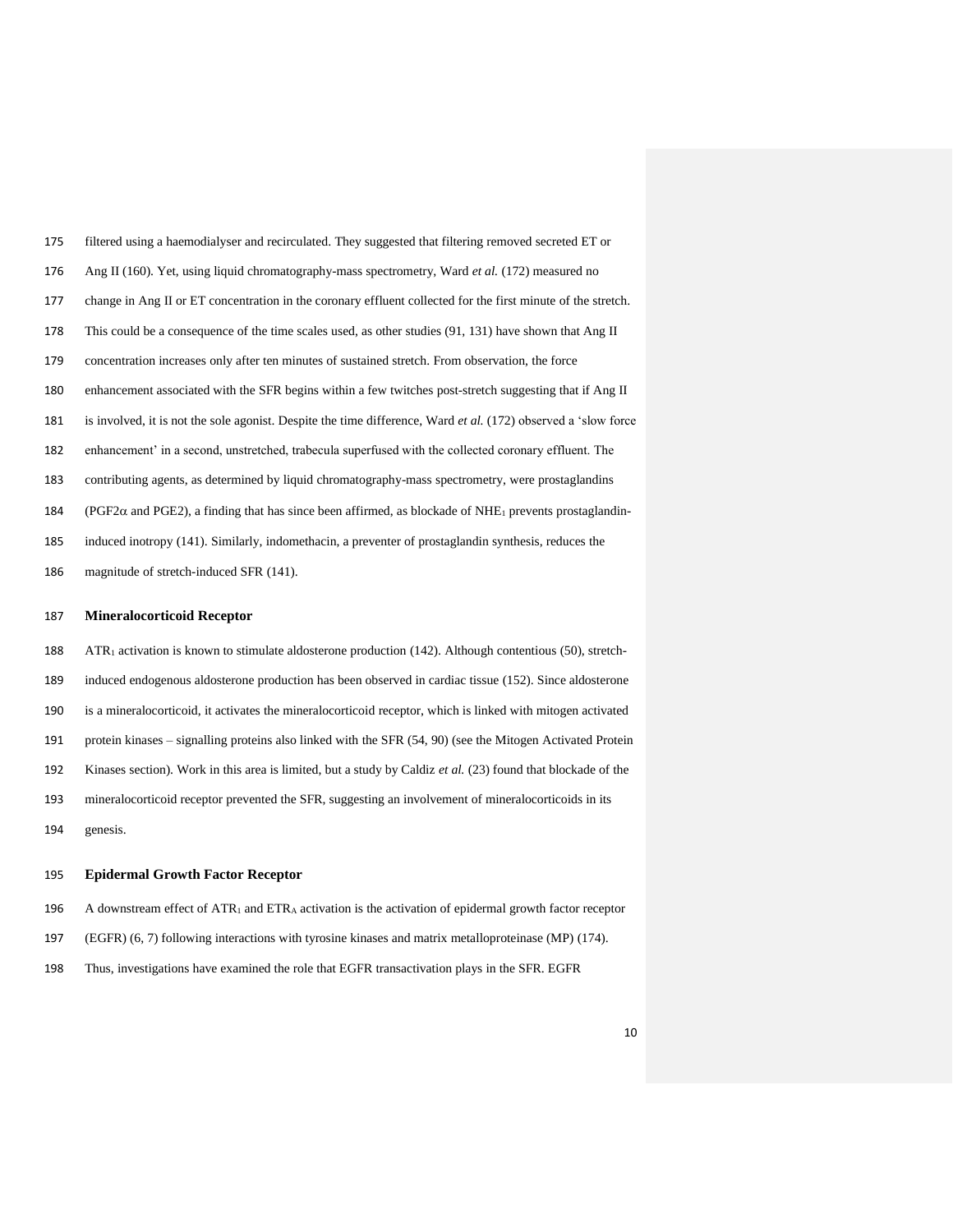filtered using a haemodialyser and recirculated. They suggested that filtering removed secreted ET or Ang II (160). Yet, using liquid chromatography-mass spectrometry, Ward *et al.* (172) measured no change in Ang II or ET concentration in the coronary effluent collected for the first minute of the stretch. This could be a consequence of the time scales used, as other studies (91, 131) have shown that Ang II concentration increases only after ten minutes of sustained stretch. From observation, the force enhancement associated with the SFR begins within a few twitches post-stretch suggesting that if Ang II is involved, it is not the sole agonist. Despite the time difference, Ward *et al.* (172) observed a 'slow force enhancement' in a second, unstretched, trabecula superfused with the collected coronary effluent. The contributing agents, as determined by liquid chromatography-mass spectrometry, were prostaglandins ($PGF2\alpha$ and PGE2), a finding that has since been affirmed, as blockade of $NHE_1$ prevents prostaglandin-induced inotropy (141). Similarly, indomethacin, a preventer of prostaglandin synthesis, reduces the magnitude of stretch-induced SFR (141).

## Mineralocorticoid Receptor

$ATR_1$ activation is known to stimulate aldosterone production (142). Although contentious (50), stretch-induced endogenous aldosterone production has been observed in cardiac tissue (152). Since aldosterone is a mineralocorticoid, it activates the mineralocorticoid receptor, which is linked with mitogen activated protein kinases – signalling proteins also linked with the SFR (54, 90) (see the Mitogen Activated Protein Kinases section). Work in this area is limited, but a study by Caldiz *et al.* (23) found that blockade of the mineralocorticoid receptor prevented the SFR, suggesting an involvement of mineralocorticoids in its genesis.

## Epidermal Growth Factor Receptor

A downstream effect of $ATR_1$ and $ETR_A$ activation is the activation of epidermal growth factor receptor (EGFR) (6, 7) following interactions with tyrosine kinases and matrix metalloproteinase (MP) (174). Thus, investigations have examined the role that EGFR transactivation plays in the SFR. EGFR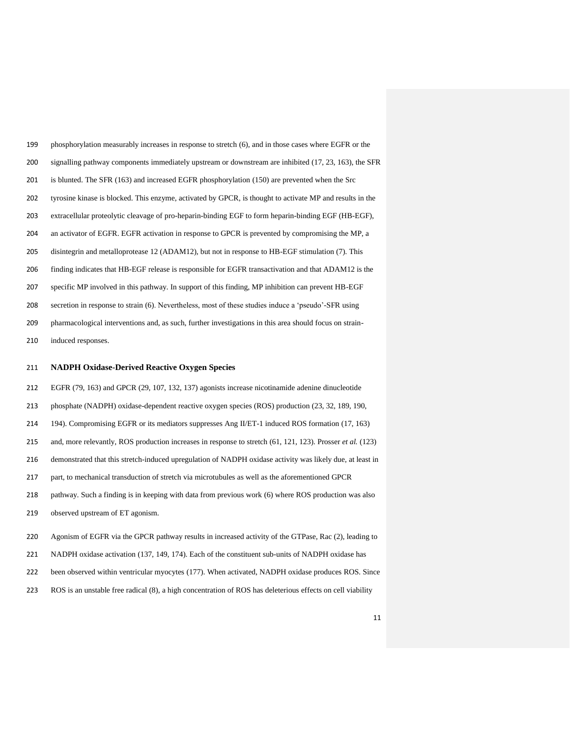phosphorylation measurably increases in response to stretch (6), and in those cases where EGFR or the signalling pathway components immediately upstream or downstream are inhibited (17, 23, 163), the SFR is blunted. The SFR (163) and increased EGFR phosphorylation (150) are prevented when the Src tyrosine kinase is blocked. This enzyme, activated by GPCR, is thought to activate MP and results in the extracellular proteolytic cleavage of pro-heparin-binding EGF to form heparin-binding EGF (HB-EGF), an activator of EGFR. EGFR activation in response to GPCR is prevented by compromising the MP, a disintegrin and metalloprotease 12 (ADAM12), but not in response to HB-EGF stimulation (7). This finding indicates that HB-EGF release is responsible for EGFR transactivation and that ADAM12 is the specific MP involved in this pathway. In support of this finding, MP inhibition can prevent HB-EGF secretion in response to strain (6). Nevertheless, most of these studies induce a 'pseudo'-SFR using pharmacological interventions and, as such, further investigations in this area should focus on strain-induced responses.

## NADPH Oxidase-Derived Reactive Oxygen Species

EGFR (79, 163) and GPCR (29, 107, 132, 137) agonists increase nicotinamide adenine dinucleotide phosphate (NADPH) oxidase-dependent reactive oxygen species (ROS) production (23, 32, 189, 190, 194). Compromising EGFR or its mediators suppresses Ang II/ET-1 induced ROS formation (17, 163) and, more relevantly, ROS production increases in response to stretch (61, 121, 123). Prosser *et al.* (123) demonstrated that this stretch-induced upregulation of NADPH oxidase activity was likely due, at least in part, to mechanical transduction of stretch via microtubules as well as the aforementioned GPCR pathway. Such a finding is in keeping with data from previous work (6) where ROS production was also observed upstream of ET agonism.

Agonism of EGFR via the GPCR pathway results in increased activity of the GTPase, Rac (2), leading to NADPH oxidase activation (137, 149, 174). Each of the constituent sub-units of NADPH oxidase has been observed within ventricular myocytes (177). When activated, NADPH oxidase produces ROS. Since ROS is an unstable free radical (8), a high concentration of ROS has deleterious effects on cell viability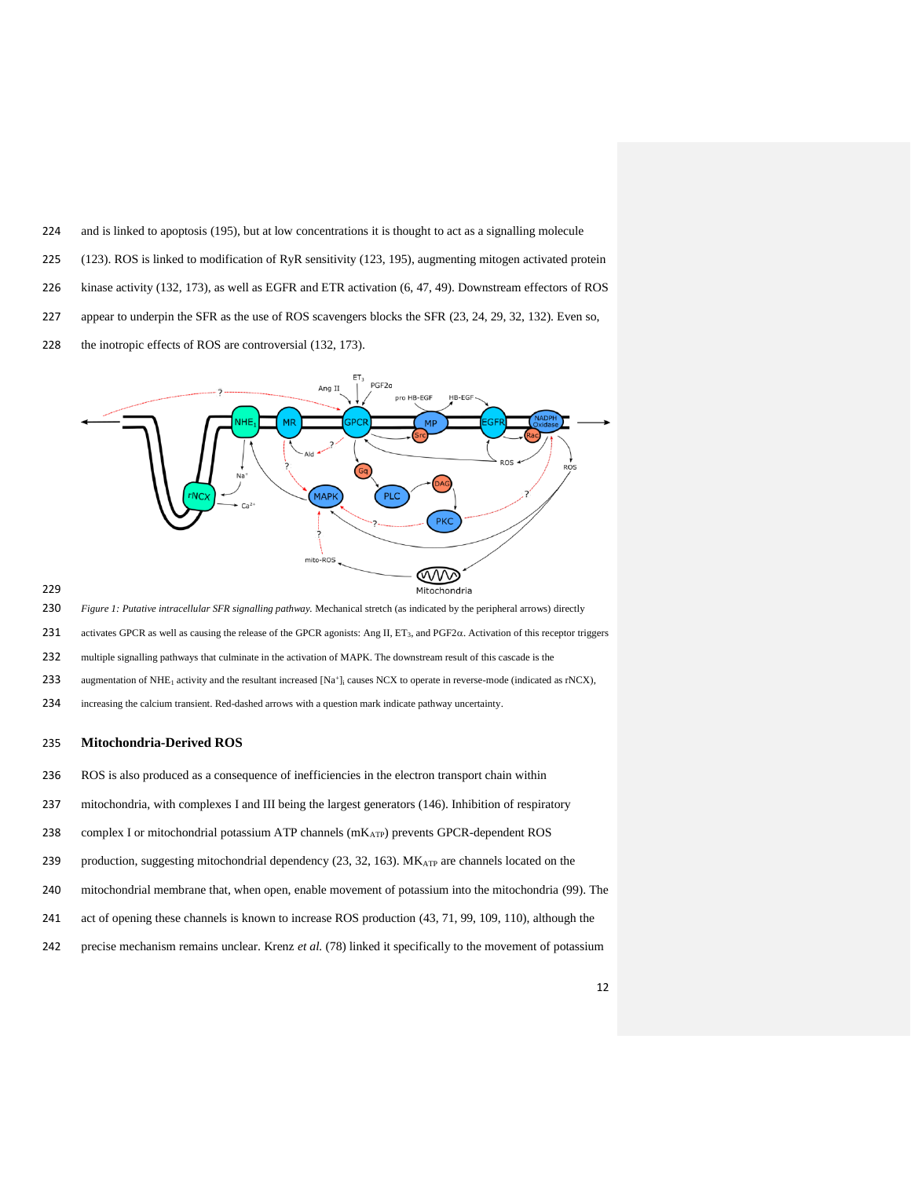and is linked to apoptosis (195), but at low concentrations it is thought to act as a signalling molecule (123). ROS is linked to modification of RyR sensitivity (123, 195), augmenting mitogen activated protein kinase activity (132, 173), as well as EGFR and ETR activation (6, 47, 49). Downstream effectors of ROS appear to underpin the SFR as the use of ROS scavengers blocks the SFR (23, 24, 29, 32, 132). Even so, the inotropic effects of ROS are controversial (132, 173).

*Figure 1: Putative intracellular SFR signalling pathway.* Mechanical stretch (as indicated by the peripheral arrows) directly activates GPCR as well as causing the release of the GPCR agonists: Ang II, $ET_3$, and PGF2α. Activation of this receptor triggers multiple signalling pathways that culminate in the activation of MAPK. The downstream result of this cascade is the augmentation of $NHE_1$ activity and the resultant increased $[Na^+]_i$ causes NCX to operate in reverse-mode (indicated as rNCX), increasing the calcium transient. Red-dashed arrows with a question mark indicate pathway uncertainty.

## Mitochondria-Derived ROS

ROS is also produced as a consequence of inefficiencies in the electron transport chain within mitochondria, with complexes I and III being the largest generators (146). Inhibition of respiratory complex I or mitochondrial potassium ATP channels ($mK_{ATP}$) prevents GPCR-dependent ROS production, suggesting mitochondrial dependency (23, 32, 163). $MK_{ATP}$ are channels located on the mitochondrial membrane that, when open, enable movement of potassium into the mitochondria (99). The act of opening these channels is known to increase ROS production (43, 71, 99, 109, 110), although the precise mechanism remains unclear. Krenz *et al.* (78) linked it specifically to the movement of potassium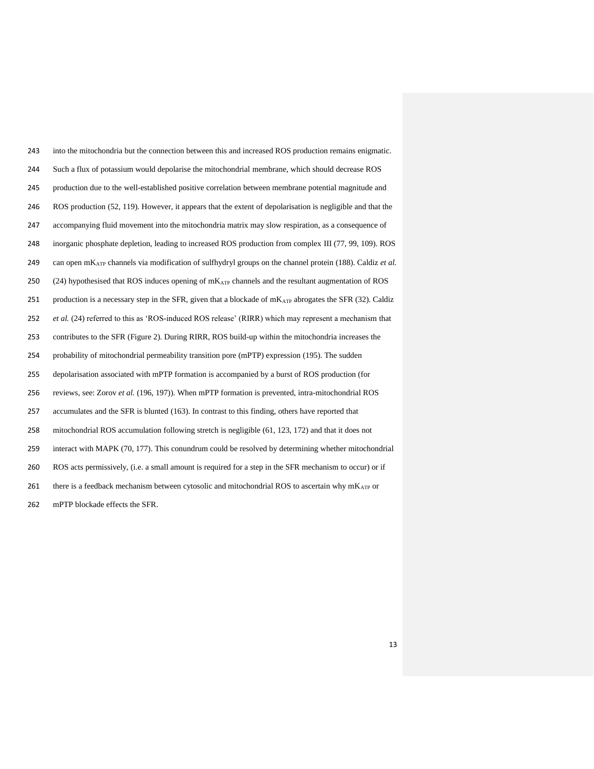into the mitochondria but the connection between this and increased ROS production remains enigmatic. Such a flux of potassium would depolarise the mitochondrial membrane, which should decrease ROS production due to the well-established positive correlation between membrane potential magnitude and ROS production (52, 119). However, it appears that the extent of depolarisation is negligible and that the accompanying fluid movement into the mitochondria matrix may slow respiration, as a consequence of inorganic phosphate depletion, leading to increased ROS production from complex III (77, 99, 109). ROS can open $mK_{ATP}$ channels via modification of sulfhydryl groups on the channel protein (188). Caldiz *et al.* (24) hypothesised that ROS induces opening of $mK_{ATP}$ channels and the resultant augmentation of ROS production is a necessary step in the SFR, given that a blockade of $mK_{ATP}$ abrogates the SFR (32). Caldiz *et al.* (24) referred to this as 'ROS-induced ROS release' (RIRR) which may represent a mechanism that contributes to the SFR (Figure 2). During RIRR, ROS build-up within the mitochondria increases the probability of mitochondrial permeability transition pore (mPTP) expression (195). The sudden depolarisation associated with mPTP formation is accompanied by a burst of ROS production (for reviews, see: Zorov *et al.* (196, 197)). When mPTP formation is prevented, intra-mitochondrial ROS accumulates and the SFR is blunted (163). In contrast to this finding, others have reported that mitochondrial ROS accumulation following stretch is negligible (61, 123, 172) and that it does not interact with MAPK (70, 177). This conundrum could be resolved by determining whether mitochondrial ROS acts permissively, (i.e. a small amount is required for a step in the SFR mechanism to occur) or if there is a feedback mechanism between cytosolic and mitochondrial ROS to ascertain why $mK_{ATP}$ or mPTP blockade effects the SFR.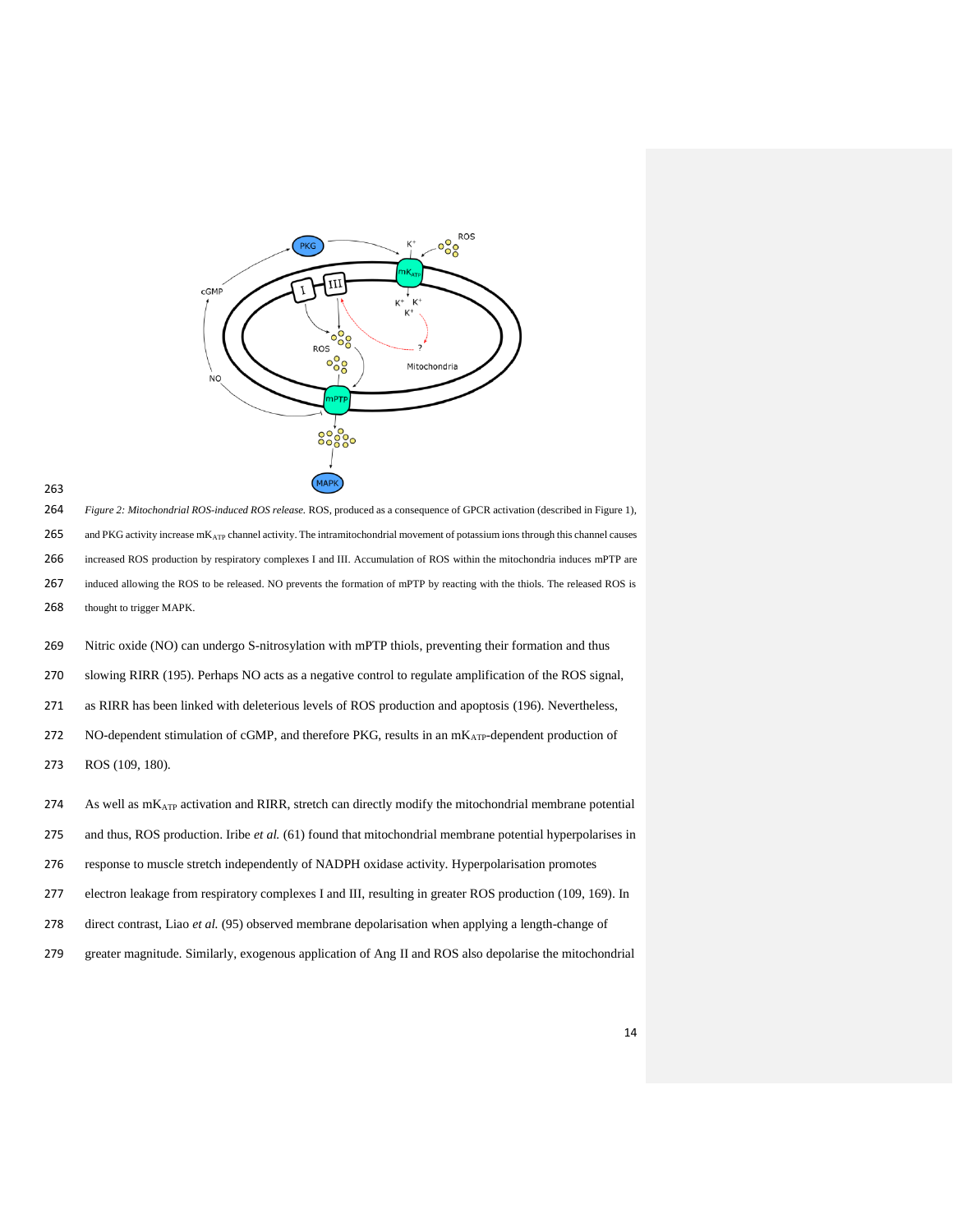*Figure 2: Mitochondrial ROS-induced ROS release.* ROS, produced as a consequence of GPCR activation (described in Figure 1), and PKG activity increase $mK_{ATP}$ channel activity. The intramitochondrial movement of potassium ions through this channel causes increased ROS production by respiratory complexes I and III. Accumulation of ROS within the mitochondria induces mPTP are induced allowing the ROS to be released. NO prevents the formation of mPTP by reacting with the thiols. The released ROS is thought to trigger MAPK.

Nitric oxide (NO) can undergo S-nitrosylation with mPTP thiols, preventing their formation and thus slowing RIRR (195). Perhaps NO acts as a negative control to regulate amplification of the ROS signal, as RIRR has been linked with deleterious levels of ROS production and apoptosis (196). Nevertheless, NO-dependent stimulation of cGMP, and therefore PKG, results in an $mK_{ATP}$-dependent production of ROS (109, 180).

As well as $mK_{ATP}$ activation and RIRR, stretch can directly modify the mitochondrial membrane potential and thus, ROS production. Iribe *et al.* (61) found that mitochondrial membrane potential hyperpolarises in response to muscle stretch independently of NADPH oxidase activity. Hyperpolarisation promotes electron leakage from respiratory complexes I and III, resulting in greater ROS production (109, 169). In direct contrast, Liao *et al.* (95) observed membrane depolarisation when applying a length-change of greater magnitude. Similarly, exogenous application of Ang II and ROS also depolarise the mitochondrial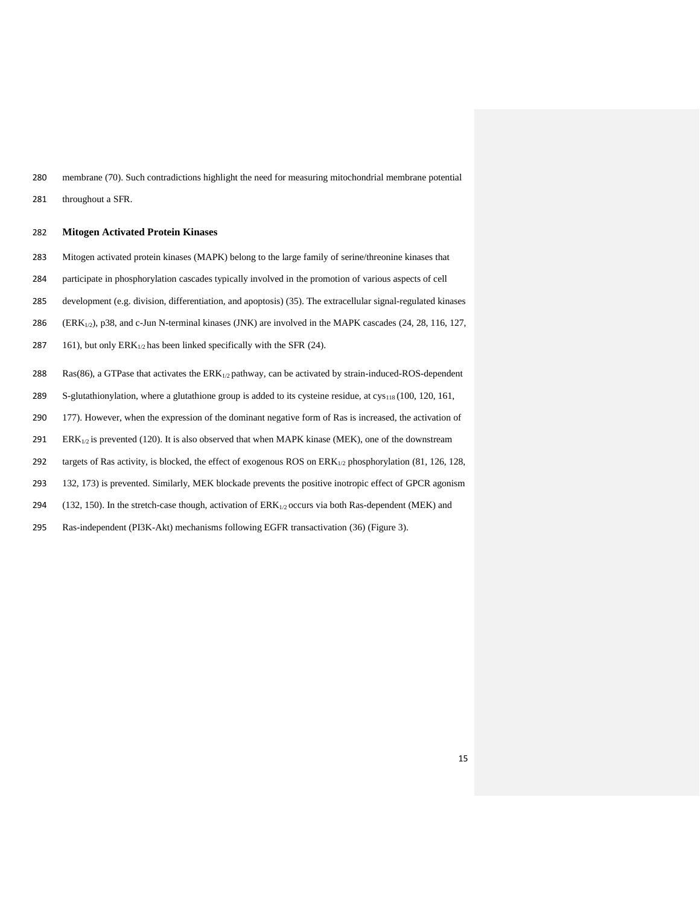membrane (70). Such contradictions highlight the need for measuring mitochondrial membrane potential throughout a SFR.

## Mitogen Activated Protein Kinases

Mitogen activated protein kinases (MAPK) belong to the large family of serine/threonine kinases that participate in phosphorylation cascades typically involved in the promotion of various aspects of cell development (e.g. division, differentiation, and apoptosis) (35). The extracellular signal-regulated kinases ($ERK_{1/2}$), p38, and c-Jun N-terminal kinases (JNK) are involved in the MAPK cascades (24, 28, 116, 127, 161), but only $ERK_{1/2}$ has been linked specifically with the SFR (24).

Ras(86), a GTPase that activates the $ERK_{1/2}$ pathway, can be activated by strain-induced-ROS-dependent S-glutathionylation, where a glutathione group is added to its cysteine residue, at $cys_{118}$ (100, 120, 161, 177). However, when the expression of the dominant negative form of Ras is increased, the activation of $ERK_{1/2}$ is prevented (120). It is also observed that when MAPK kinase (MEK), one of the downstream targets of Ras activity, is blocked, the effect of exogenous ROS on $ERK_{1/2}$ phosphorylation (81, 126, 128, 132, 173) is prevented. Similarly, MEK blockade prevents the positive inotropic effect of GPCR agonism (132, 150). In the stretch-case though, activation of $ERK_{1/2}$ occurs via both Ras-dependent (MEK) and Ras-independent (PI3K-Akt) mechanisms following EGFR transactivation (36) (Figure 3).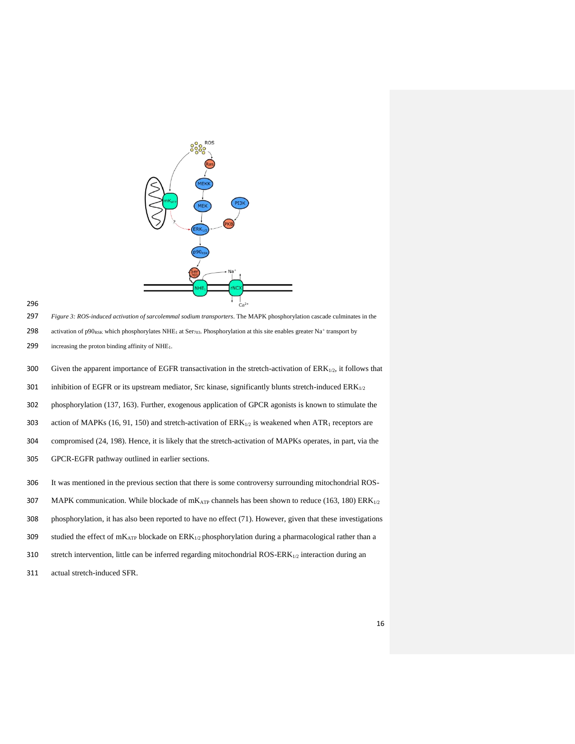*Figure 3: ROS-induced activation of sarcolemmal sodium transporters*. The MAPK phosphorylation cascade culminates in the activation of $p90_{RSK}$ which phosphorylates $NHE_1$ at $Ser_{703}$. Phosphorylation at this site enables greater $Na^+$ transport by increasing the proton binding affinity of $NHE_1$.

Given the apparent importance of EGFR transactivation in the stretch-activation of $ERK_{1/2}$, it follows that inhibition of EGFR or its upstream mediator, Src kinase, significantly blunts stretch-induced $ERK_{1/2}$ phosphorylation (137, 163). Further, exogenous application of GPCR agonists is known to stimulate the action of MAPKs (16, 91, 150) and stretch-activation of $ERK_{1/2}$ is weakened when $ATR_1$ receptors are compromised (24, 198). Hence, it is likely that the stretch-activation of MAPKs operates, in part, via the GPCR-EGFR pathway outlined in earlier sections.

It was mentioned in the previous section that there is some controversy surrounding mitochondrial ROS-MAPK communication. While blockade of $mK_{ATP}$ channels has been shown to reduce (163, 180) $ERK_{1/2}$ phosphorylation, it has also been reported to have no effect (71). However, given that these investigations studied the effect of $mK_{ATP}$ blockade on $ERK_{1/2}$ phosphorylation during a pharmacological rather than a stretch intervention, little can be inferred regarding mitochondrial ROS-$ERK_{1/2}$ interaction during an actual stretch-induced SFR.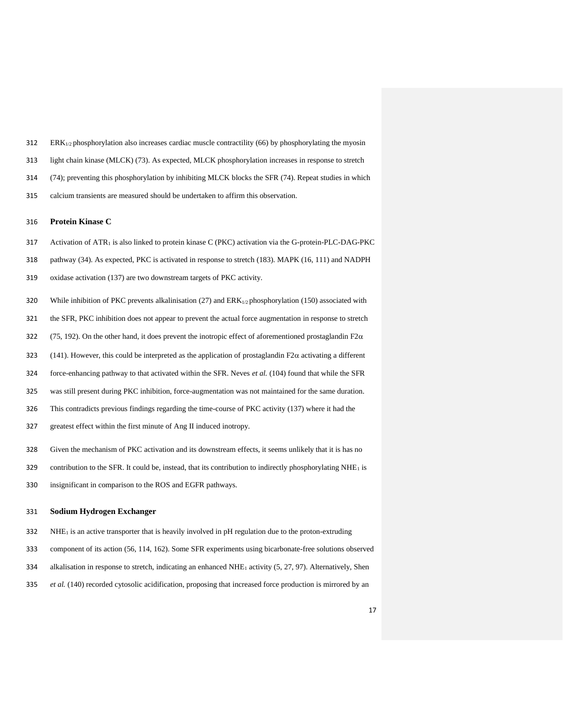$ERK_{1/2}$ phosphorylation also increases cardiac muscle contractility (66) by phosphorylating the myosin light chain kinase (MLCK) (73). As expected, MLCK phosphorylation increases in response to stretch (74); preventing this phosphorylation by inhibiting MLCK blocks the SFR (74). Repeat studies in which calcium transients are measured should be undertaken to affirm this observation.

## Protein Kinase C

Activation of $ATR_1$ is also linked to protein kinase C (PKC) activation via the G-protein-PLC-DAG-PKC pathway (34). As expected, PKC is activated in response to stretch (183). MAPK (16, 111) and NADPH oxidase activation (137) are two downstream targets of PKC activity.

While inhibition of PKC prevents alkalinisation (27) and $ERK_{1/2}$ phosphorylation (150) associated with the SFR, PKC inhibition does not appear to prevent the actual force augmentation in response to stretch (75, 192). On the other hand, it does prevent the inotropic effect of aforementioned prostaglandin F2$\alpha$ (141). However, this could be interpreted as the application of prostaglandin F2$\alpha$ activating a different force-enhancing pathway to that activated within the SFR. Neves *et al.* (104) found that while the SFR was still present during PKC inhibition, force-augmentation was not maintained for the same duration. This contradicts previous findings regarding the time-course of PKC activity (137) where it had the greatest effect within the first minute of Ang II induced inotropy.

Given the mechanism of PKC activation and its downstream effects, it seems unlikely that it is has no contribution to the SFR. It could be, instead, that its contribution to indirectly phosphorylating $NHE_1$ is insignificant in comparison to the ROS and EGFR pathways.

## Sodium Hydrogen Exchanger

$NHE_1$ is an active transporter that is heavily involved in pH regulation due to the proton-extruding component of its action (56, 114, 162). Some SFR experiments using bicarbonate-free solutions observed alkalisation in response to stretch, indicating an enhanced $NHE_1$ activity (5, 27, 97). Alternatively, Shen *et al.* (140) recorded cytosolic acidification, proposing that increased force production is mirrored by an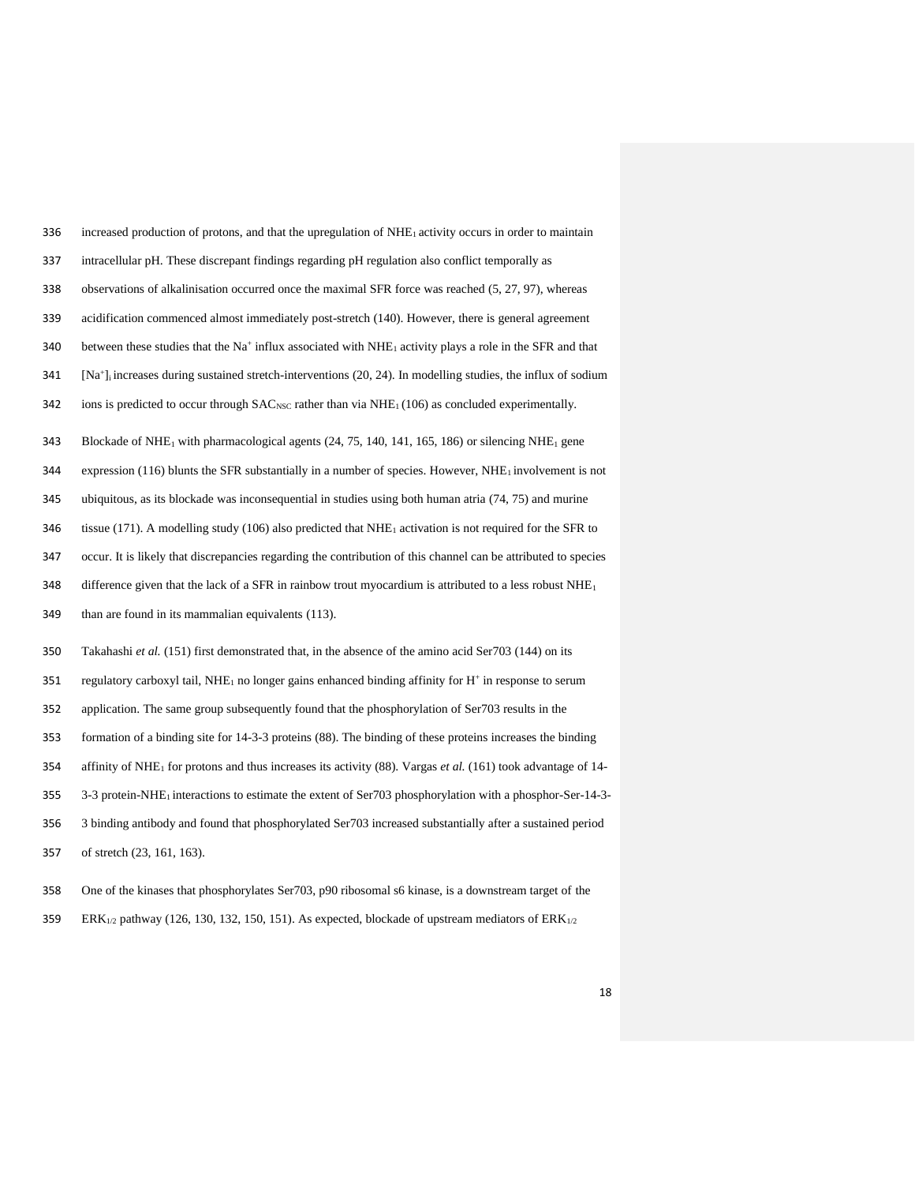increased production of protons, and that the upregulation of $NHE_1$ activity occurs in order to maintain intracellular pH. These discrepant findings regarding pH regulation also conflict temporally as observations of alkalinisation occurred once the maximal SFR force was reached (5, 27, 97), whereas acidification commenced almost immediately post-stretch (140). However, there is general agreement between these studies that the $Na^+$ influx associated with $NHE_1$ activity plays a role in the SFR and that $[Na^+]_i$ increases during sustained stretch-interventions (20, 24). In modelling studies, the influx of sodium ions is predicted to occur through $SAC_{NSC}$ rather than via $NHE_1$ (106) as concluded experimentally.

Blockade of $NHE_1$ with pharmacological agents (24, 75, 140, 141, 165, 186) or silencing $NHE_1$ gene expression (116) blunts the SFR substantially in a number of species. However, $NHE_1$ involvement is not ubiquitous, as its blockade was inconsequential in studies using both human atria (74, 75) and murine tissue (171). A modelling study (106) also predicted that $NHE_1$ activation is not required for the SFR to occur. It is likely that discrepancies regarding the contribution of this channel can be attributed to species difference given that the lack of a SFR in rainbow trout myocardium is attributed to a less robust $NHE_1$ than are found in its mammalian equivalents (113).

Takahashi *et al.* (151) first demonstrated that, in the absence of the amino acid Ser703 (144) on its regulatory carboxyl tail, $NHE_1$ no longer gains enhanced binding affinity for $H^+$ in response to serum application. The same group subsequently found that the phosphorylation of Ser703 results in the formation of a binding site for 14-3-3 proteins (88). The binding of these proteins increases the binding affinity of $NHE_1$ for protons and thus increases its activity (88). Vargas *et al.* (161) took advantage of 14-3-3 protein-$NHE_1$ interactions to estimate the extent of Ser703 phosphorylation with a phosphor-Ser-14-3-3 binding antibody and found that phosphorylated Ser703 increased substantially after a sustained period of stretch (23, 161, 163).

One of the kinases that phosphorylates Ser703, p90 ribosomal s6 kinase, is a downstream target of the $ERK_{1/2}$ pathway (126, 130, 132, 150, 151). As expected, blockade of upstream mediators of $ERK_{1/2}$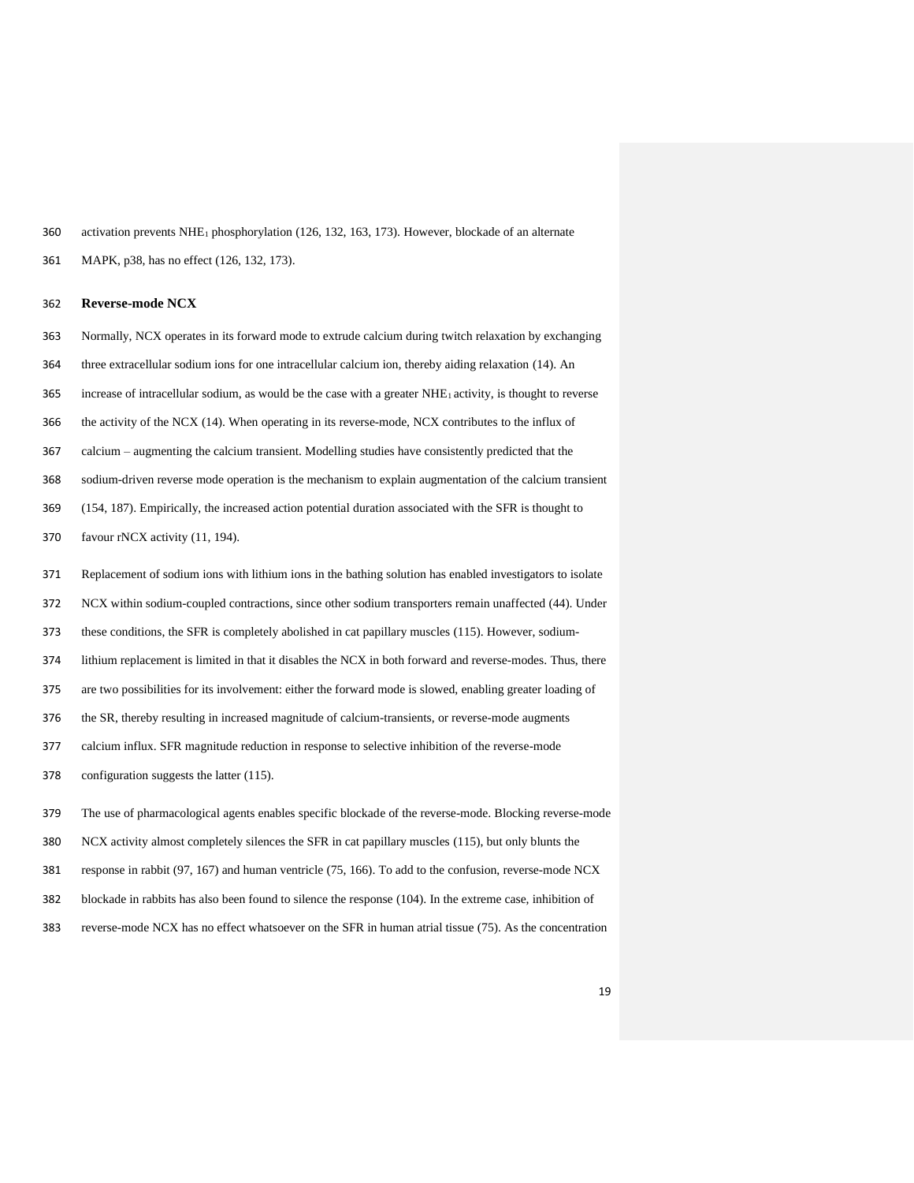activation prevents $NHE_1$ phosphorylation (126, 132, 163, 173). However, blockade of an alternate MAPK, p38, has no effect (126, 132, 173).

**Reverse-mode NCX**

Normally, NCX operates in its forward mode to extrude calcium during twitch relaxation by exchanging three extracellular sodium ions for one intracellular calcium ion, thereby aiding relaxation (14). An increase of intracellular sodium, as would be the case with a greater $NHE_1$ activity, is thought to reverse the activity of the NCX (14). When operating in its reverse-mode, NCX contributes to the influx of calcium – augmenting the calcium transient. Modelling studies have consistently predicted that the sodium-driven reverse mode operation is the mechanism to explain augmentation of the calcium transient (154, 187). Empirically, the increased action potential duration associated with the SFR is thought to favour rNCX activity (11, 194).

Replacement of sodium ions with lithium ions in the bathing solution has enabled investigators to isolate NCX within sodium-coupled contractions, since other sodium transporters remain unaffected (44). Under these conditions, the SFR is completely abolished in cat papillary muscles (115). However, sodium-lithium replacement is limited in that it disables the NCX in both forward and reverse-modes. Thus, there are two possibilities for its involvement: either the forward mode is slowed, enabling greater loading of the SR, thereby resulting in increased magnitude of calcium-transients, or reverse-mode augments calcium influx. SFR magnitude reduction in response to selective inhibition of the reverse-mode configuration suggests the latter (115).

The use of pharmacological agents enables specific blockade of the reverse-mode. Blocking reverse-mode NCX activity almost completely silences the SFR in cat papillary muscles (115), but only blunts the response in rabbit (97, 167) and human ventricle (75, 166). To add to the confusion, reverse-mode NCX blockade in rabbits has also been found to silence the response (104). In the extreme case, inhibition of reverse-mode NCX has no effect whatsoever on the SFR in human atrial tissue (75). As the concentration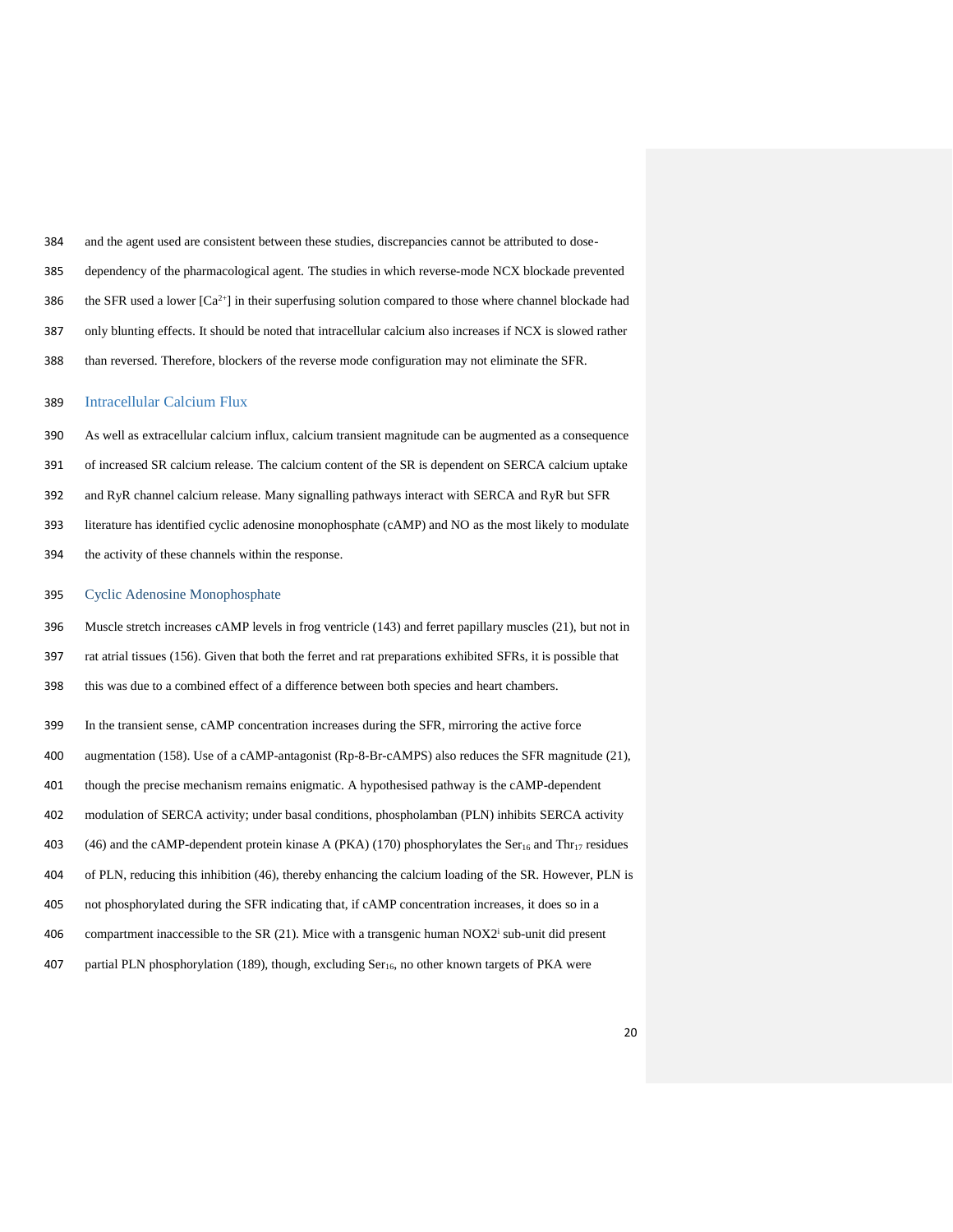and the agent used are consistent between these studies, discrepancies cannot be attributed to dose-dependency of the pharmacological agent. The studies in which reverse-mode NCX blockade prevented the SFR used a lower [$Ca^{2+}$] in their superfusing solution compared to those where channel blockade had only blunting effects. It should be noted that intracellular calcium also increases if NCX is slowed rather than reversed. Therefore, blockers of the reverse mode configuration may not eliminate the SFR.

## Intracellular Calcium Flux

As well as extracellular calcium influx, calcium transient magnitude can be augmented as a consequence of increased SR calcium release. The calcium content of the SR is dependent on SERCA calcium uptake and RyR channel calcium release. Many signalling pathways interact with SERCA and RyR but SFR literature has identified cyclic adenosine monophosphate (cAMP) and NO as the most likely to modulate the activity of these channels within the response.

### Cyclic Adenosine Monophosphate

Muscle stretch increases cAMP levels in frog ventricle (143) and ferret papillary muscles (21), but not in rat atrial tissues (156). Given that both the ferret and rat preparations exhibited SFRs, it is possible that this was due to a combined effect of a difference between both species and heart chambers.

In the transient sense, cAMP concentration increases during the SFR, mirroring the active force augmentation (158). Use of a cAMP-antagonist (Rp-8-Br-cAMPS) also reduces the SFR magnitude (21), though the precise mechanism remains enigmatic. A hypothesised pathway is the cAMP-dependent modulation of SERCA activity; under basal conditions, phospholamban (PLN) inhibits SERCA activity (46) and the cAMP-dependent protein kinase A (PKA) (170) phosphorylates the $Ser_{16}$ and $Thr_{17}$ residues of PLN, reducing this inhibition (46), thereby enhancing the calcium loading of the SR. However, PLN is not phosphorylated during the SFR indicating that, if cAMP concentration increases, it does so in a compartment inaccessible to the SR (21). Mice with a transgenic human NOX2[i] sub-unit did present partial PLN phosphorylation (189), though, excluding $Ser_{16}$, no other known targets of PKA were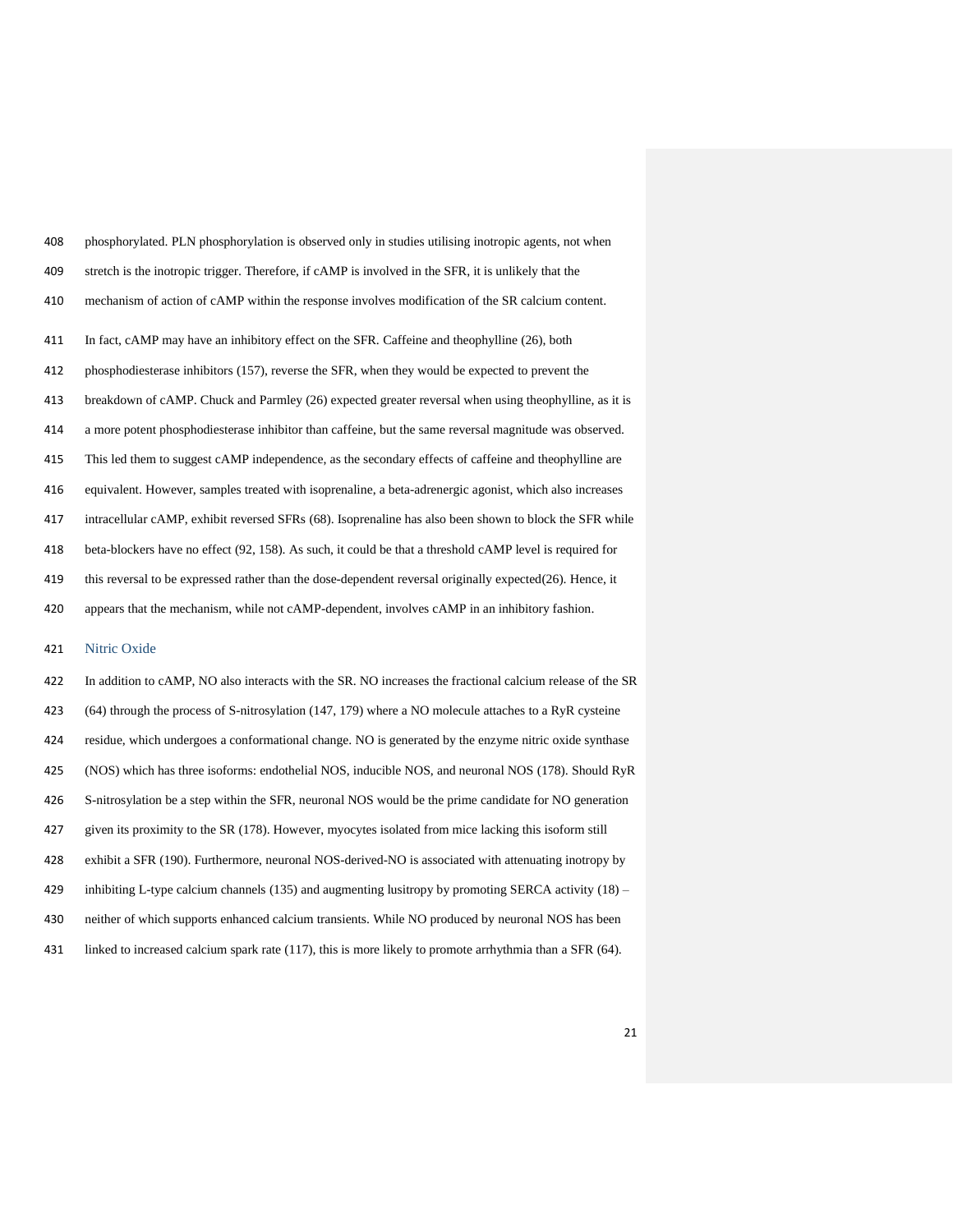phosphorylated. PLN phosphorylation is observed only in studies utilising inotropic agents, not when stretch is the inotropic trigger. Therefore, if cAMP is involved in the SFR, it is unlikely that the mechanism of action of cAMP within the response involves modification of the SR calcium content.

In fact, cAMP may have an inhibitory effect on the SFR. Caffeine and theophylline (26), both phosphodiesterase inhibitors (157), reverse the SFR, when they would be expected to prevent the breakdown of cAMP. Chuck and Parmley (26) expected greater reversal when using theophylline, as it is a more potent phosphodiesterase inhibitor than caffeine, but the same reversal magnitude was observed. This led them to suggest cAMP independence, as the secondary effects of caffeine and theophylline are equivalent. However, samples treated with isoprenaline, a beta-adrenergic agonist, which also increases intracellular cAMP, exhibit reversed SFRs (68). Isoprenaline has also been shown to block the SFR while beta-blockers have no effect (92, 158). As such, it could be that a threshold cAMP level is required for this reversal to be expressed rather than the dose-dependent reversal originally expected(26). Hence, it appears that the mechanism, while not cAMP-dependent, involves cAMP in an inhibitory fashion.

### Nitric Oxide

In addition to cAMP, NO also interacts with the SR. NO increases the fractional calcium release of the SR (64) through the process of S-nitrosylation (147, 179) where a NO molecule attaches to a RyR cysteine residue, which undergoes a conformational change. NO is generated by the enzyme nitric oxide synthase (NOS) which has three isoforms: endothelial NOS, inducible NOS, and neuronal NOS (178). Should RyR S-nitrosylation be a step within the SFR, neuronal NOS would be the prime candidate for NO generation given its proximity to the SR (178). However, myocytes isolated from mice lacking this isoform still exhibit a SFR (190). Furthermore, neuronal NOS-derived-NO is associated with attenuating inotropy by inhibiting L-type calcium channels (135) and augmenting lusitropy by promoting SERCA activity (18) – neither of which supports enhanced calcium transients. While NO produced by neuronal NOS has been linked to increased calcium spark rate (117), this is more likely to promote arrhythmia than a SFR (64).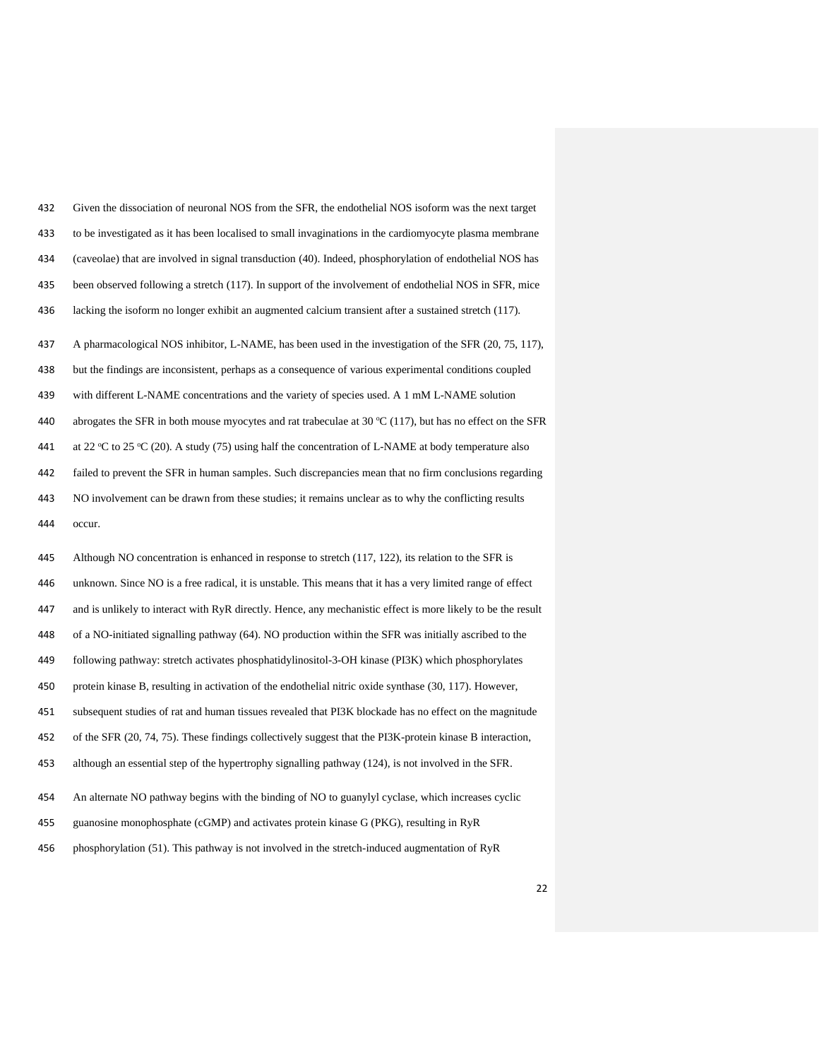Given the dissociation of neuronal NOS from the SFR, the endothelial NOS isoform was the next target to be investigated as it has been localised to small invaginations in the cardiomyocyte plasma membrane (caveolae) that are involved in signal transduction (40). Indeed, phosphorylation of endothelial NOS has been observed following a stretch (117). In support of the involvement of endothelial NOS in SFR, mice lacking the isoform no longer exhibit an augmented calcium transient after a sustained stretch (117).

A pharmacological NOS inhibitor, L-NAME, has been used in the investigation of the SFR (20, 75, 117), but the findings are inconsistent, perhaps as a consequence of various experimental conditions coupled with different L-NAME concentrations and the variety of species used. A 1 mM L-NAME solution abrogates the SFR in both mouse myocytes and rat trabeculae at 30 °C (117), but has no effect on the SFR at 22 °C to 25 °C (20). A study (75) using half the concentration of L-NAME at body temperature also failed to prevent the SFR in human samples. Such discrepancies mean that no firm conclusions regarding NO involvement can be drawn from these studies; it remains unclear as to why the conflicting results occur.

Although NO concentration is enhanced in response to stretch (117, 122), its relation to the SFR is unknown. Since NO is a free radical, it is unstable. This means that it has a very limited range of effect and is unlikely to interact with RyR directly. Hence, any mechanistic effect is more likely to be the result of a NO-initiated signalling pathway (64). NO production within the SFR was initially ascribed to the following pathway: stretch activates phosphatidylinositol-3-OH kinase (PI3K) which phosphorylates protein kinase B, resulting in activation of the endothelial nitric oxide synthase (30, 117). However, subsequent studies of rat and human tissues revealed that PI3K blockade has no effect on the magnitude of the SFR (20, 74, 75). These findings collectively suggest that the PI3K-protein kinase B interaction, although an essential step of the hypertrophy signalling pathway (124), is not involved in the SFR.

An alternate NO pathway begins with the binding of NO to guanylyl cyclase, which increases cyclic guanosine monophosphate (cGMP) and activates protein kinase G (PKG), resulting in RyR phosphorylation (51). This pathway is not involved in the stretch-induced augmentation of RyR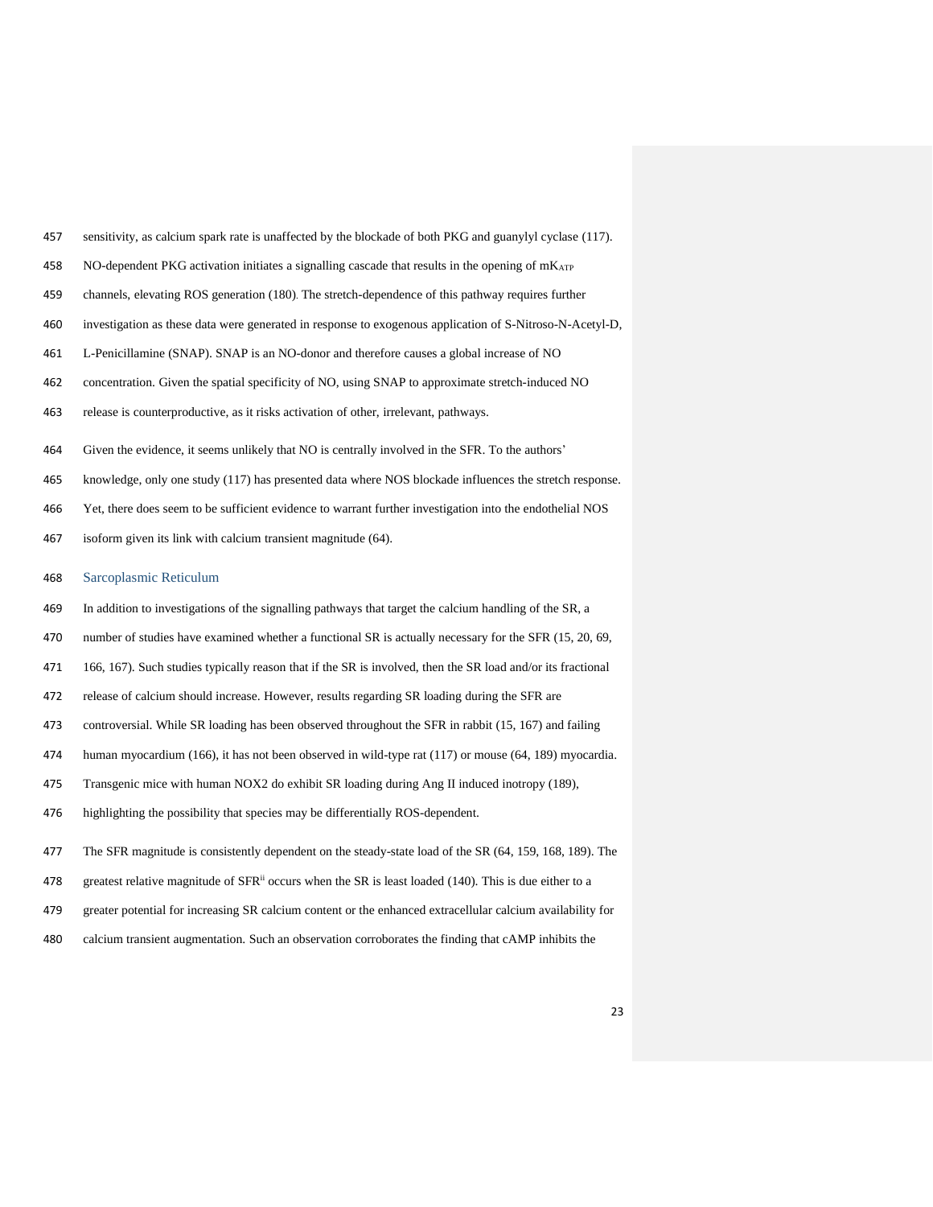sensitivity, as calcium spark rate is unaffected by the blockade of both PKG and guanylyl cyclase (117). NO-dependent PKG activation initiates a signalling cascade that results in the opening of $mK_{ATP}$ channels, elevating ROS generation (180). The stretch-dependence of this pathway requires further investigation as these data were generated in response to exogenous application of S-Nitroso-N-Acetyl-D, L-Penicillamine (SNAP). SNAP is an NO-donor and therefore causes a global increase of NO concentration. Given the spatial specificity of NO, using SNAP to approximate stretch-induced NO release is counterproductive, as it risks activation of other, irrelevant, pathways.

Given the evidence, it seems unlikely that NO is centrally involved in the SFR. To the authors' knowledge, only one study (117) has presented data where NOS blockade influences the stretch response. Yet, there does seem to be sufficient evidence to warrant further investigation into the endothelial NOS isoform given its link with calcium transient magnitude (64).

## Sarcoplasmic Reticulum

In addition to investigations of the signalling pathways that target the calcium handling of the SR, a number of studies have examined whether a functional SR is actually necessary for the SFR (15, 20, 69, 166, 167). Such studies typically reason that if the SR is involved, then the SR load and/or its fractional release of calcium should increase. However, results regarding SR loading during the SFR are controversial. While SR loading has been observed throughout the SFR in rabbit (15, 167) and failing human myocardium (166), it has not been observed in wild-type rat (117) or mouse (64, 189) myocardia. Transgenic mice with human NOX2 do exhibit SR loading during Ang II induced inotropy (189), highlighting the possibility that species may be differentially ROS-dependent.

The SFR magnitude is consistently dependent on the steady-state load of the SR (64, 159, 168, 189). The greatest relative magnitude of SFR[ii] occurs when the SR is least loaded (140). This is due either to a greater potential for increasing SR calcium content or the enhanced extracellular calcium availability for calcium transient augmentation. Such an observation corroborates the finding that cAMP inhibits the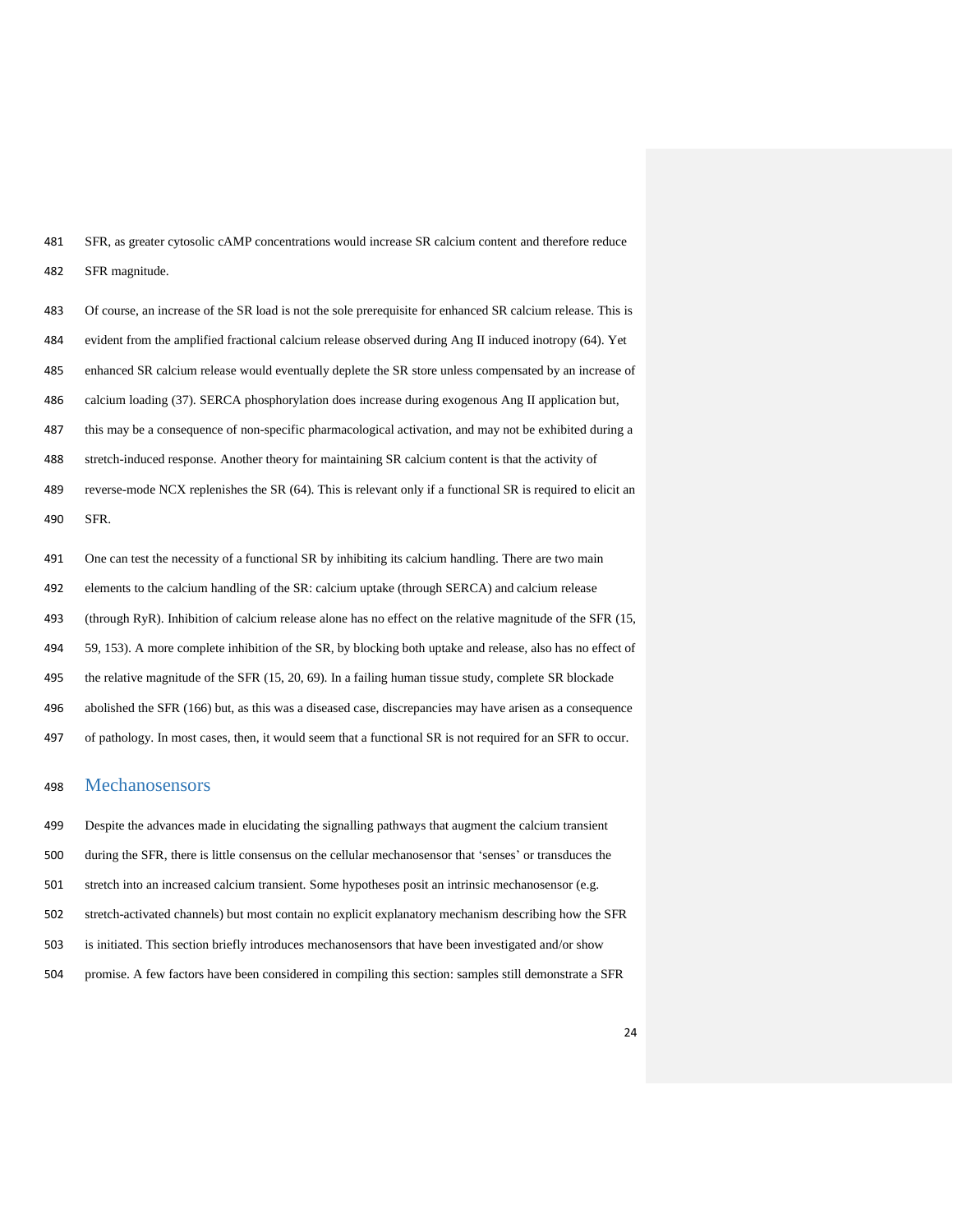SFR, as greater cytosolic cAMP concentrations would increase SR calcium content and therefore reduce SFR magnitude.

Of course, an increase of the SR load is not the sole prerequisite for enhanced SR calcium release. This is evident from the amplified fractional calcium release observed during Ang II induced inotropy (64). Yet enhanced SR calcium release would eventually deplete the SR store unless compensated by an increase of calcium loading (37). SERCA phosphorylation does increase during exogenous Ang II application but, this may be a consequence of non-specific pharmacological activation, and may not be exhibited during a stretch-induced response. Another theory for maintaining SR calcium content is that the activity of reverse-mode NCX replenishes the SR (64). This is relevant only if a functional SR is required to elicit an SFR.

One can test the necessity of a functional SR by inhibiting its calcium handling. There are two main elements to the calcium handling of the SR: calcium uptake (through SERCA) and calcium release (through RyR). Inhibition of calcium release alone has no effect on the relative magnitude of the SFR (15, 59, 153). A more complete inhibition of the SR, by blocking both uptake and release, also has no effect of the relative magnitude of the SFR (15, 20, 69). In a failing human tissue study, complete SR blockade abolished the SFR (166) but, as this was a diseased case, discrepancies may have arisen as a consequence of pathology. In most cases, then, it would seem that a functional SR is not required for an SFR to occur.

## Mechanosensors

Despite the advances made in elucidating the signalling pathways that augment the calcium transient during the SFR, there is little consensus on the cellular mechanosensor that 'senses' or transduces the stretch into an increased calcium transient. Some hypotheses posit an intrinsic mechanosensor (e.g. stretch-activated channels) but most contain no explicit explanatory mechanism describing how the SFR is initiated. This section briefly introduces mechanosensors that have been investigated and/or show promise. A few factors have been considered in compiling this section: samples still demonstrate a SFR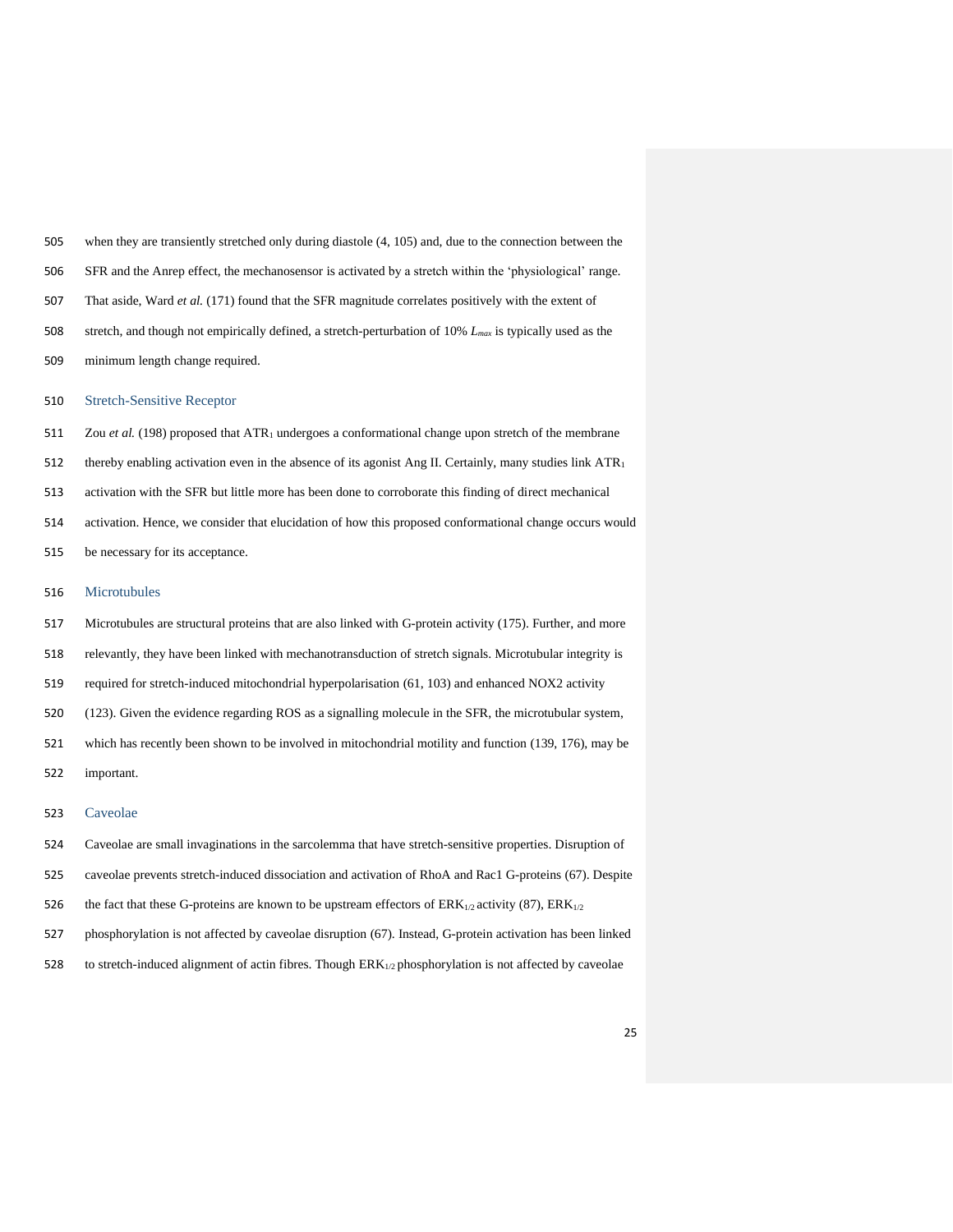when they are transiently stretched only during diastole (4, 105) and, due to the connection between the SFR and the Anrep effect, the mechanosensor is activated by a stretch within the 'physiological' range. That aside, Ward *et al.* (171) found that the SFR magnitude correlates positively with the extent of stretch, and though not empirically defined, a stretch-perturbation of 10% $L_{max}$ is typically used as the minimum length change required.

### Stretch-Sensitive Receptor

Zou *et al.* (198) proposed that $ATR_1$ undergoes a conformational change upon stretch of the membrane thereby enabling activation even in the absence of its agonist Ang II. Certainly, many studies link $ATR_1$ activation with the SFR but little more has been done to corroborate this finding of direct mechanical activation. Hence, we consider that elucidation of how this proposed conformational change occurs would be necessary for its acceptance.

### Microtubules

Microtubules are structural proteins that are also linked with G-protein activity (175). Further, and more relevantly, they have been linked with mechanotransduction of stretch signals. Microtubular integrity is required for stretch-induced mitochondrial hyperpolarisation (61, 103) and enhanced NOX2 activity (123). Given the evidence regarding ROS as a signalling molecule in the SFR, the microtubular system, which has recently been shown to be involved in mitochondrial motility and function (139, 176), may be important.

### Caveolae

Caveolae are small invaginations in the sarcolemma that have stretch-sensitive properties. Disruption of caveolae prevents stretch-induced dissociation and activation of RhoA and Rac1 G-proteins (67). Despite the fact that these G-proteins are known to be upstream effectors of $ERK_{1/2}$ activity (87), $ERK_{1/2}$ phosphorylation is not affected by caveolae disruption (67). Instead, G-protein activation has been linked to stretch-induced alignment of actin fibres. Though $ERK_{1/2}$ phosphorylation is not affected by caveolae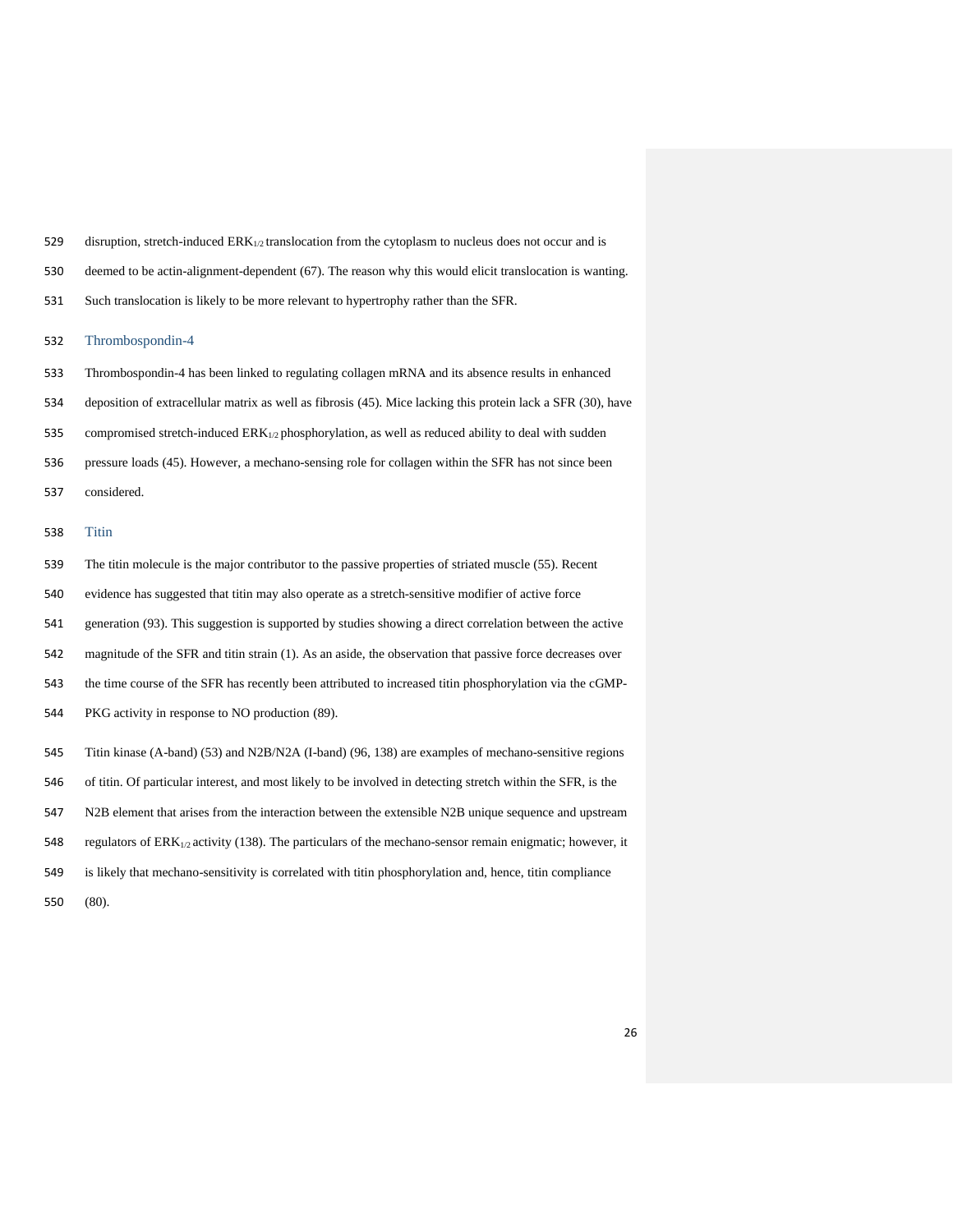disruption, stretch-induced $ERK_{1/2}$ translocation from the cytoplasm to nucleus does not occur and is deemed to be actin-alignment-dependent (67). The reason why this would elicit translocation is wanting. Such translocation is likely to be more relevant to hypertrophy rather than the SFR.

### Thrombospondin-4

Thrombospondin-4 has been linked to regulating collagen mRNA and its absence results in enhanced deposition of extracellular matrix as well as fibrosis (45). Mice lacking this protein lack a SFR (30), have compromised stretch-induced $ERK_{1/2}$ phosphorylation, as well as reduced ability to deal with sudden pressure loads (45). However, a mechano-sensing role for collagen within the SFR has not since been considered.

### Titin

The titin molecule is the major contributor to the passive properties of striated muscle (55). Recent evidence has suggested that titin may also operate as a stretch-sensitive modifier of active force generation (93). This suggestion is supported by studies showing a direct correlation between the active magnitude of the SFR and titin strain (1). As an aside, the observation that passive force decreases over the time course of the SFR has recently been attributed to increased titin phosphorylation via the cGMP-PKG activity in response to NO production (89).

Titin kinase (A-band) (53) and N2B/N2A (I-band) (96, 138) are examples of mechano-sensitive regions of titin. Of particular interest, and most likely to be involved in detecting stretch within the SFR, is the N2B element that arises from the interaction between the extensible N2B unique sequence and upstream regulators of $ERK_{1/2}$ activity (138). The particulars of the mechano-sensor remain enigmatic; however, it is likely that mechano-sensitivity is correlated with titin phosphorylation and, hence, titin compliance (80).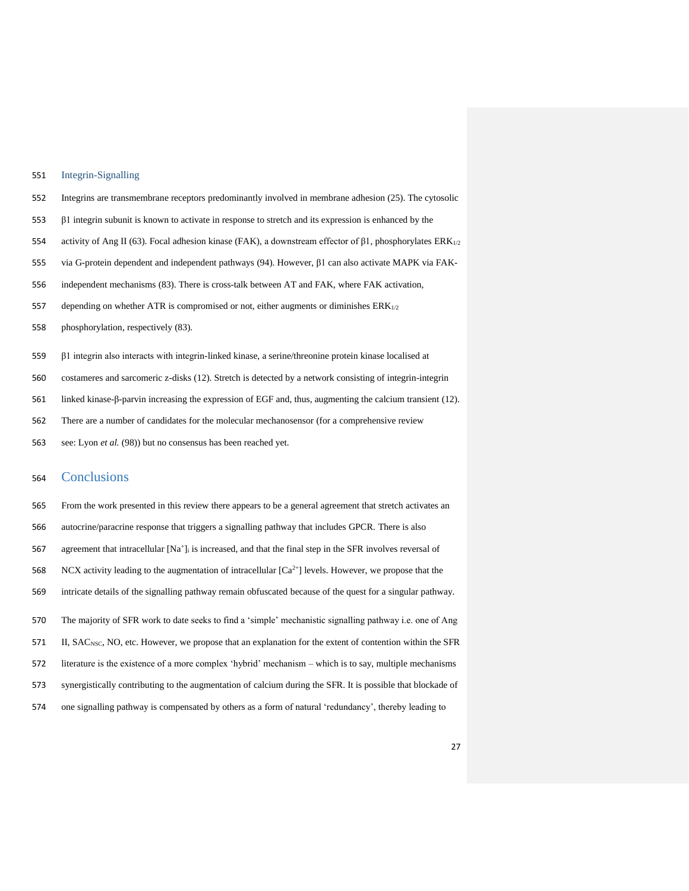### Integrin-Signalling

Integrins are transmembrane receptors predominantly involved in membrane adhesion (25). The cytosolic β1 integrin subunit is known to activate in response to stretch and its expression is enhanced by the activity of Ang II (63). Focal adhesion kinase (FAK), a downstream effector of β1, phosphorylates $ERK_{1/2}$ via G-protein dependent and independent pathways (94). However, β1 can also activate MAPK via FAK-independent mechanisms (83). There is cross-talk between AT and FAK, where FAK activation, depending on whether ATR is compromised or not, either augments or diminishes $ERK_{1/2}$ phosphorylation, respectively (83).

β1 integrin also interacts with integrin-linked kinase, a serine/threonine protein kinase localised at costameres and sarcomeric z-disks (12). Stretch is detected by a network consisting of integrin-integrin linked kinase-β-parvin increasing the expression of EGF and, thus, augmenting the calcium transient (12). There are a number of candidates for the molecular mechanosensor (for a comprehensive review see: Lyon *et al.* (98)) but no consensus has been reached yet.

## Conclusions

From the work presented in this review there appears to be a general agreement that stretch activates an autocrine/paracrine response that triggers a signalling pathway that includes GPCR. There is also agreement that intracellular $[Na^+]_i$ is increased, and that the final step in the SFR involves reversal of NCX activity leading to the augmentation of intracellular $[Ca^{2+}]$ levels. However, we propose that the intricate details of the signalling pathway remain obfuscated because of the quest for a singular pathway.

The majority of SFR work to date seeks to find a 'simple' mechanistic signalling pathway i.e. one of Ang II, $SAC_{NSC}$, NO, etc. However, we propose that an explanation for the extent of contention within the SFR literature is the existence of a more complex 'hybrid' mechanism – which is to say, multiple mechanisms synergistically contributing to the augmentation of calcium during the SFR. It is possible that blockade of one signalling pathway is compensated by others as a form of natural 'redundancy', thereby leading to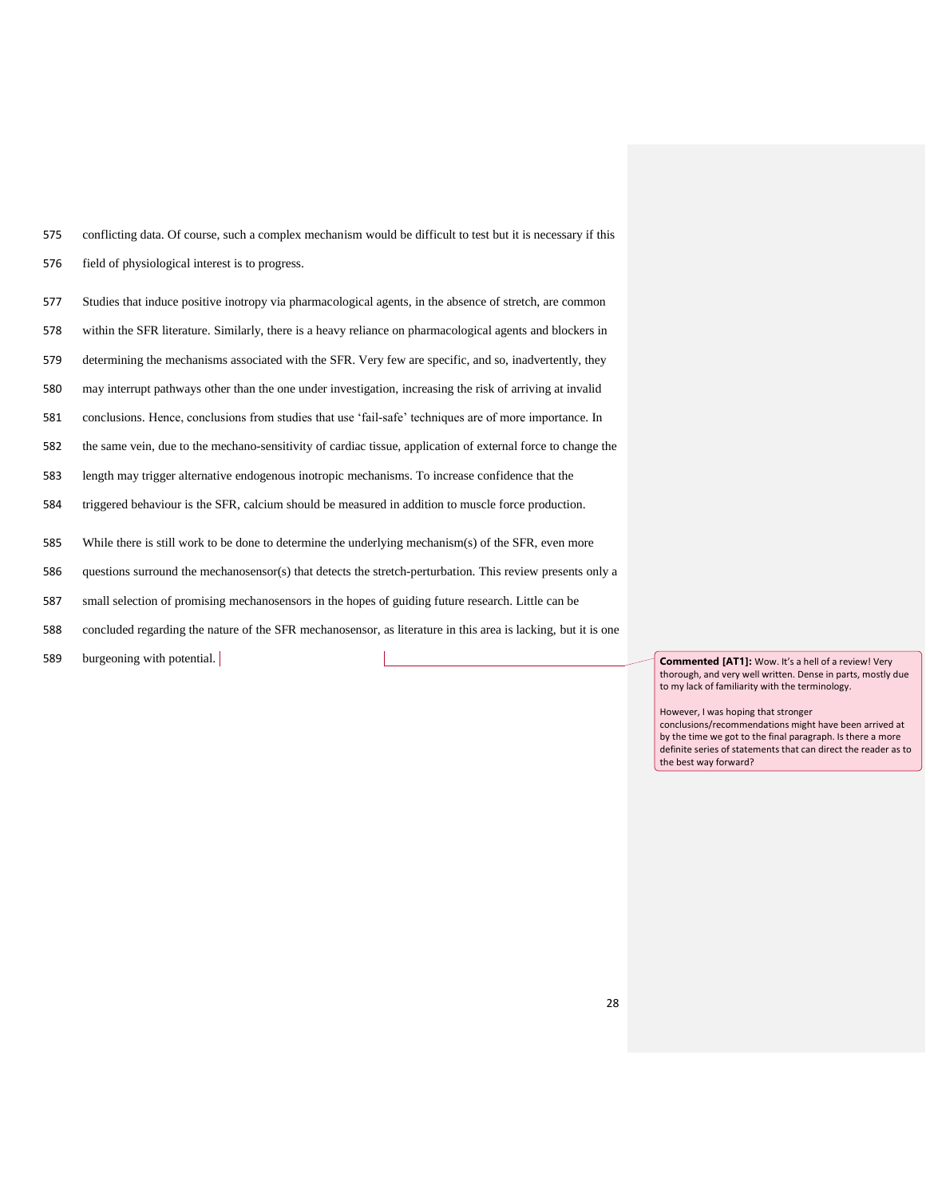conflicting data. Of course, such a complex mechanism would be difficult to test but it is necessary if this field of physiological interest is to progress.

Studies that induce positive inotropy via pharmacological agents, in the absence of stretch, are common within the SFR literature. Similarly, there is a heavy reliance on pharmacological agents and blockers in determining the mechanisms associated with the SFR. Very few are specific, and so, inadvertently, they may interrupt pathways other than the one under investigation, increasing the risk of arriving at invalid conclusions. Hence, conclusions from studies that use 'fail-safe' techniques are of more importance. In the same vein, due to the mechano-sensitivity of cardiac tissue, application of external force to change the length may trigger alternative endogenous inotropic mechanisms. To increase confidence that the triggered behaviour is the SFR, calcium should be measured in addition to muscle force production.

While there is still work to be done to determine the underlying mechanism(s) of the SFR, even more questions surround the mechanosensor(s) that detects the stretch-perturbation. This review presents only a small selection of promising mechanosensors in the hopes of guiding future research. Little can be concluded regarding the nature of the SFR mechanosensor, as literature in this area is lacking, but it is one burgeoning with potential.

**Commented [AT1]:** Wow. It's a hell of a review! Very thorough, and very well written. Dense in parts, mostly due to my lack of familiarity with the terminology.

However, I was hoping that stronger conclusions/recommendations might have been arrived at by the time we got to the final paragraph. Is there a more definite series of statements that can direct the reader as to the best way forward?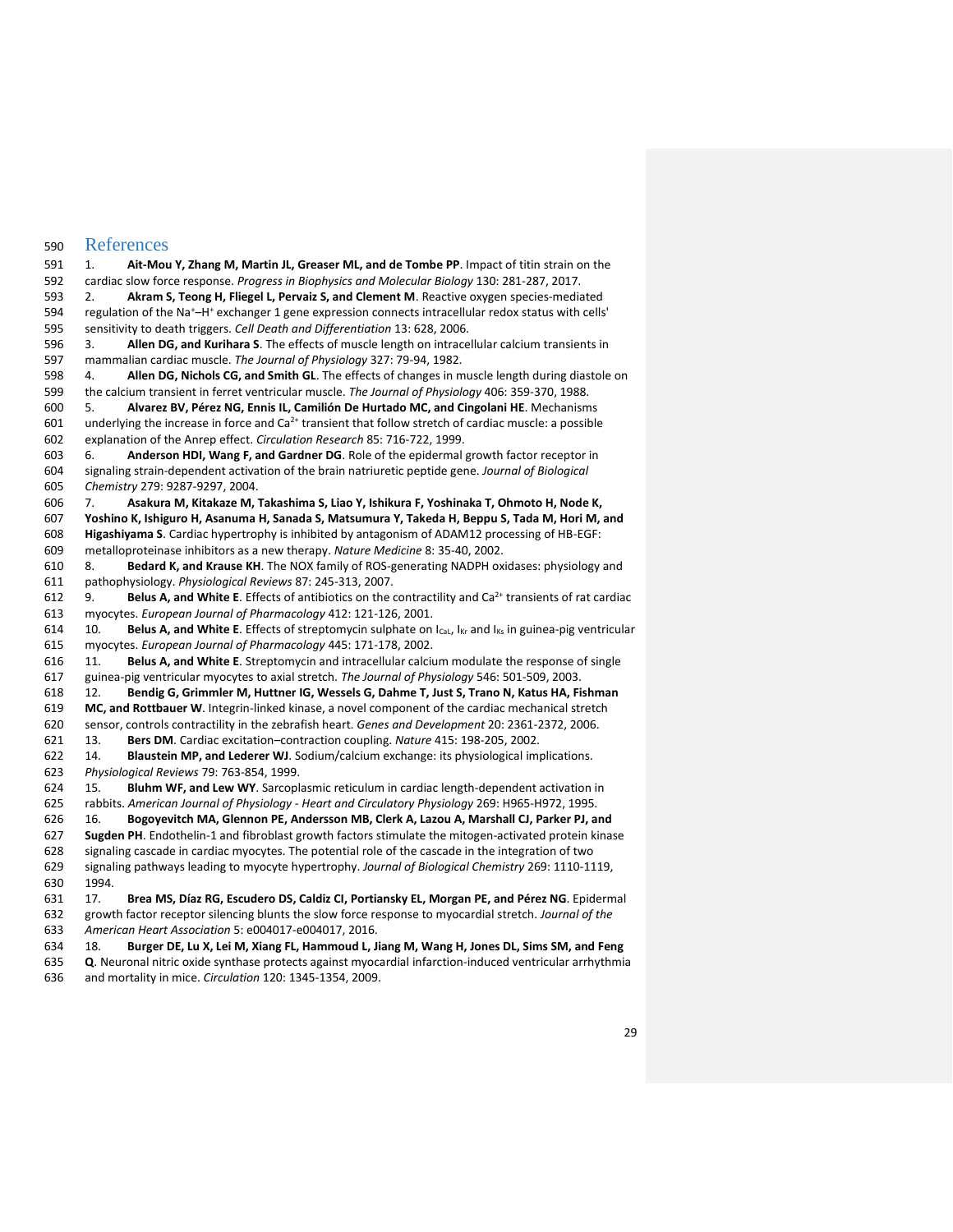# References

1. **Ait-Mou Y, Zhang M, Martin JL, Greaser ML, and de Tombe PP**. Impact of titin strain on the cardiac slow force response. *Progress in Biophysics and Molecular Biology* 130: 281-287, 2017.
2. **Akram S, Teong H, Fliegel L, Pervaiz S, and Clement M**. Reactive oxygen species-mediated regulation of the $Na^+$–$H^+$ exchanger 1 gene expression connects intracellular redox status with cells' sensitivity to death triggers. *Cell Death and Differentiation* 13: 628, 2006.
3. **Allen DG, and Kurihara S**. The effects of muscle length on intracellular calcium transients in mammalian cardiac muscle. *The Journal of Physiology* 327: 79-94, 1982.
4. **Allen DG, Nichols CG, and Smith GL**. The effects of changes in muscle length during diastole on the calcium transient in ferret ventricular muscle. *The Journal of Physiology* 406: 359-370, 1988.
5. **Alvarez BV, Pérez NG, Ennis IL, Camilión De Hurtado MC, and Cingolani HE**. Mechanisms underlying the increase in force and $Ca^{2+}$ transient that follow stretch of cardiac muscle: a possible explanation of the Anrep effect. *Circulation Research* 85: 716-722, 1999.
6. **Anderson HDI, Wang F, and Gardner DG**. Role of the epidermal growth factor receptor in signaling strain-dependent activation of the brain natriuretic peptide gene. *Journal of Biological Chemistry* 279: 9287-9297, 2004.
7. **Asakura M, Kitakaze M, Takashima S, Liao Y, Ishikura F, Yoshinaka T, Ohmoto H, Node K, Yoshino K, Ishiguro H, Asanuma H, Sanada S, Matsumura Y, Takeda H, Beppu S, Tada M, Hori M, and Higashiyama S**. Cardiac hypertrophy is inhibited by antagonism of ADAM12 processing of HB-EGF: metalloproteinase inhibitors as a new therapy. *Nature Medicine* 8: 35-40, 2002.
8. **Bedard K, and Krause KH**. The NOX family of ROS-generating NADPH oxidases: physiology and pathophysiology. *Physiological Reviews* 87: 245-313, 2007.
9. **Belus A, and White E**. Effects of antibiotics on the contractility and $Ca^{2+}$ transients of rat cardiac myocytes. *European Journal of Pharmacology* 412: 121-126, 2001.
10. **Belus A, and White E**. Effects of streptomycin sulphate on $I_{CaL}$, $I_{Kr}$ and $I_{Ks}$ in guinea-pig ventricular myocytes. *European Journal of Pharmacology* 445: 171-178, 2002.
11. **Belus A, and White E**. Streptomycin and intracellular calcium modulate the response of single guinea-pig ventricular myocytes to axial stretch. *The Journal of Physiology* 546: 501-509, 2003.
12. **Bendig G, Grimmler M, Huttner IG, Wessels G, Dahme T, Just S, Trano N, Katus HA, Fishman MC, and Rottbauer W**. Integrin-linked kinase, a novel component of the cardiac mechanical stretch sensor, controls contractility in the zebrafish heart. *Genes and Development* 20: 2361-2372, 2006.
13. **Bers DM**. Cardiac excitation–contraction coupling. *Nature* 415: 198-205, 2002.
14. **Blaustein MP, and Lederer WJ**. Sodium/calcium exchange: its physiological implications. *Physiological Reviews* 79: 763-854, 1999.
15. **Bluhm WF, and Lew WY**. Sarcoplasmic reticulum in cardiac length-dependent activation in rabbits. *American Journal of Physiology - Heart and Circulatory Physiology* 269: H965-H972, 1995.
16. **Bogoyevitch MA, Glennon PE, Andersson MB, Clerk A, Lazou A, Marshall CJ, Parker PJ, and Sugden PH**. Endothelin-1 and fibroblast growth factors stimulate the mitogen-activated protein kinase signaling cascade in cardiac myocytes. The potential role of the cascade in the integration of two signaling pathways leading to myocyte hypertrophy. *Journal of Biological Chemistry* 269: 1110-1119, 1994.
17. **Brea MS, Díaz RG, Escudero DS, Caldiz CI, Portiansky EL, Morgan PE, and Pérez NG**. Epidermal growth factor receptor silencing blunts the slow force response to myocardial stretch. *Journal of the American Heart Association* 5: e004017-e004017, 2016.
18. **Burger DE, Lu X, Lei M, Xiang FL, Hammoud L, Jiang M, Wang H, Jones DL, Sims SM, and Feng Q**. Neuronal nitric oxide synthase protects against myocardial infarction-induced ventricular arrhythmia and mortality in mice. *Circulation* 120: 1345-1354, 2009.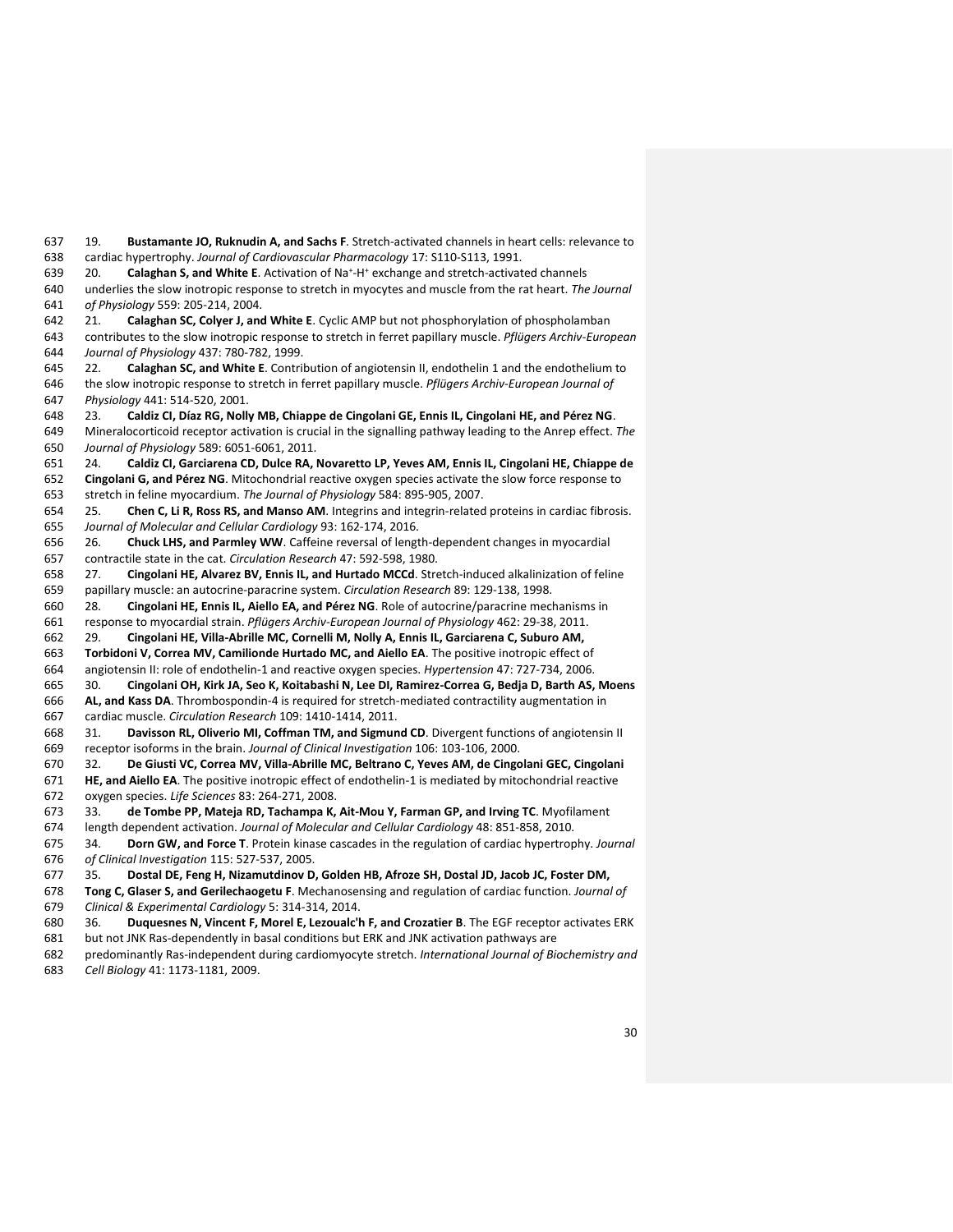19. **Bustamante JO, Ruknudin A, and Sachs F**. Stretch-activated channels in heart cells: relevance to cardiac hypertrophy. *Journal of Cardiovascular Pharmacology* 17: S110-S113, 1991.

20. **Calaghan S, and White E**. Activation of $Na^+$-$H^+$ exchange and stretch-activated channels underlies the slow inotropic response to stretch in myocytes and muscle from the rat heart. *The Journal of Physiology* 559: 205-214, 2004.

21. **Calaghan SC, Colyer J, and White E**. Cyclic AMP but not phosphorylation of phospholamban contributes to the slow inotropic response to stretch in ferret papillary muscle. *Pflügers Archiv-European Journal of Physiology* 437: 780-782, 1999.

22. **Calaghan SC, and White E**. Contribution of angiotensin II, endothelin 1 and the endothelium to the slow inotropic response to stretch in ferret papillary muscle. *Pflügers Archiv-European Journal of Physiology* 441: 514-520, 2001.

23. **Caldiz CI, Díaz RG, Nolly MB, Chiappe de Cingolani GE, Ennis IL, Cingolani HE, and Pérez NG**. Mineralocorticoid receptor activation is crucial in the signalling pathway leading to the Anrep effect. *The Journal of Physiology* 589: 6051-6061, 2011.

24. **Caldiz CI, Garciarena CD, Dulce RA, Novaretto LP, Yeves AM, Ennis IL, Cingolani HE, Chiappe de Cingolani G, and Pérez NG**. Mitochondrial reactive oxygen species activate the slow force response to stretch in feline myocardium. *The Journal of Physiology* 584: 895-905, 2007.

25. **Chen C, Li R, Ross RS, and Manso AM**. Integrins and integrin-related proteins in cardiac fibrosis. *Journal of Molecular and Cellular Cardiology* 93: 162-174, 2016.

26. **Chuck LHS, and Parmley WW**. Caffeine reversal of length-dependent changes in myocardial contractile state in the cat. *Circulation Research* 47: 592-598, 1980.

27. **Cingolani HE, Alvarez BV, Ennis IL, and Hurtado MCCd**. Stretch-induced alkalinization of feline papillary muscle: an autocrine-paracrine system. *Circulation Research* 89: 129-138, 1998.

28. **Cingolani HE, Ennis IL, Aiello EA, and Pérez NG**. Role of autocrine/paracrine mechanisms in response to myocardial strain. *Pflügers Archiv-European Journal of Physiology* 462: 29-38, 2011.

29. **Cingolani HE, Villa-Abrille MC, Cornelli M, Nolly A, Ennis IL, Garciarena C, Suburo AM, Torbidoni V, Correa MV, Camilionde Hurtado MC, and Aiello EA**. The positive inotropic effect of angiotensin II: role of endothelin-1 and reactive oxygen species. *Hypertension* 47: 727-734, 2006.

30. **Cingolani OH, Kirk JA, Seo K, Koitabashi N, Lee DI, Ramirez-Correa G, Bedja D, Barth AS, Moens AL, and Kass DA**. Thrombospondin-4 is required for stretch-mediated contractility augmentation in cardiac muscle. *Circulation Research* 109: 1410-1414, 2011.

31. **Davisson RL, Oliverio MI, Coffman TM, and Sigmund CD**. Divergent functions of angiotensin II receptor isoforms in the brain. *Journal of Clinical Investigation* 106: 103-106, 2000.

32. **De Giusti VC, Correa MV, Villa-Abrille MC, Beltrano C, Yeves AM, de Cingolani GEC, Cingolani HE, and Aiello EA**. The positive inotropic effect of endothelin-1 is mediated by mitochondrial reactive oxygen species. *Life Sciences* 83: 264-271, 2008.

33. **de Tombe PP, Mateja RD, Tachampa K, Ait-Mou Y, Farman GP, and Irving TC**. Myofilament length dependent activation. *Journal of Molecular and Cellular Cardiology* 48: 851-858, 2010.

34. **Dorn GW, and Force T**. Protein kinase cascades in the regulation of cardiac hypertrophy. *Journal of Clinical Investigation* 115: 527-537, 2005.

35. **Dostal DE, Feng H, Nizamutdinov D, Golden HB, Afroze SH, Dostal JD, Jacob JC, Foster DM, Tong C, Glaser S, and Gerilechaogetu F**. Mechanosensing and regulation of cardiac function. *Journal of Clinical & Experimental Cardiology* 5: 314-314, 2014.

36. **Duquesnes N, Vincent F, Morel E, Lezoualc'h F, and Crozatier B**. The EGF receptor activates ERK but not JNK Ras-dependently in basal conditions but ERK and JNK activation pathways are predominantly Ras-independent during cardiomyocyte stretch. *International Journal of Biochemistry and Cell Biology* 41: 1173-1181, 2009.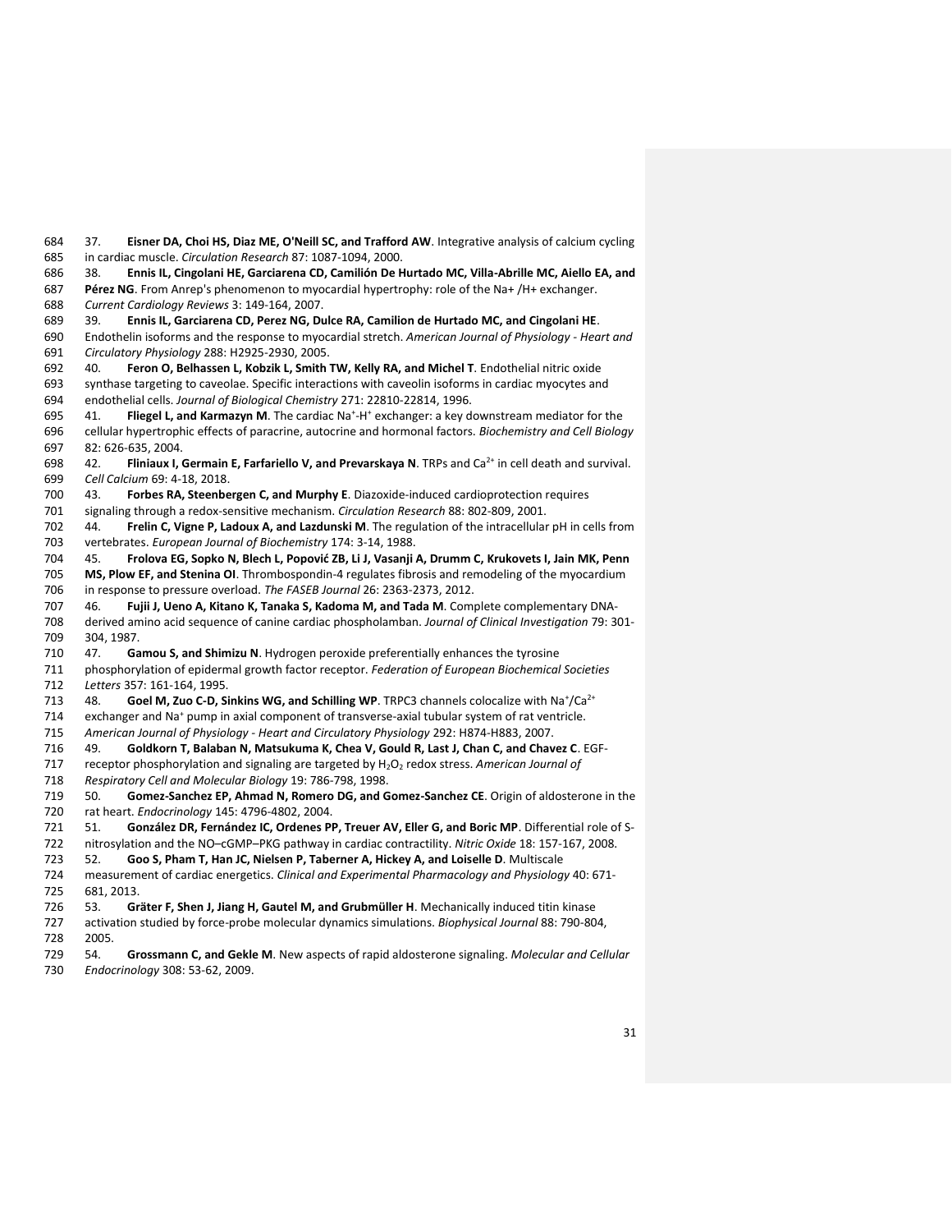37. **Eisner DA, Choi HS, Diaz ME, O'Neill SC, and Trafford AW**. Integrative analysis of calcium cycling in cardiac muscle. *Circulation Research* 87: 1087-1094, 2000.

38. **Ennis IL, Cingolani HE, Garciarena CD, Camilión De Hurtado MC, Villa-Abrille MC, Aiello EA, and Pérez NG**. From Anrep's phenomenon to myocardial hypertrophy: role of the Na+ /H+ exchanger. *Current Cardiology Reviews* 3: 149-164, 2007.

39. **Ennis IL, Garciarena CD, Perez NG, Dulce RA, Camilion de Hurtado MC, and Cingolani HE**. Endothelin isoforms and the response to myocardial stretch. *American Journal of Physiology - Heart and Circulatory Physiology* 288: H2925-2930, 2005.

40. **Feron O, Belhassen L, Kobzik L, Smith TW, Kelly RA, and Michel T**. Endothelial nitric oxide synthase targeting to caveolae. Specific interactions with caveolin isoforms in cardiac myocytes and endothelial cells. *Journal of Biological Chemistry* 271: 22810-22814, 1996.

41. **Fliegel L, and Karmazyn M**. The cardiac $Na^+$-$H^+$ exchanger: a key downstream mediator for the cellular hypertrophic effects of paracrine, autocrine and hormonal factors. *Biochemistry and Cell Biology* 82: 626-635, 2004.

42. **Fliniaux I, Germain E, Farfariello V, and Prevarskaya N**. TRPs and $Ca^{2+}$ in cell death and survival. *Cell Calcium* 69: 4-18, 2018.

43. **Forbes RA, Steenbergen C, and Murphy E**. Diazoxide-induced cardioprotection requires signaling through a redox-sensitive mechanism. *Circulation Research* 88: 802-809, 2001.

44. **Frelin C, Vigne P, Ladoux A, and Lazdunski M**. The regulation of the intracellular pH in cells from vertebrates. *European Journal of Biochemistry* 174: 3-14, 1988.

45. **Frolova EG, Sopko N, Blech L, Popović ZB, Li J, Vasanji A, Drumm C, Krukovets I, Jain MK, Penn MS, Plow EF, and Stenina OI**. Thrombospondin-4 regulates fibrosis and remodeling of the myocardium in response to pressure overload. *The FASEB Journal* 26: 2363-2373, 2012.

46. **Fujii J, Ueno A, Kitano K, Tanaka S, Kadoma M, and Tada M**. Complete complementary DNA-derived amino acid sequence of canine cardiac phospholamban. *Journal of Clinical Investigation* 79: 301-304, 1987.

47. **Gamou S, and Shimizu N**. Hydrogen peroxide preferentially enhances the tyrosine phosphorylation of epidermal growth factor receptor. *Federation of European Biochemical Societies Letters* 357: 161-164, 1995.

48. **Goel M, Zuo C-D, Sinkins WG, and Schilling WP**. TRPC3 channels colocalize with $Na^+/Ca^{2+}$ exchanger and $Na^+$ pump in axial component of transverse-axial tubular system of rat ventricle. *American Journal of Physiology - Heart and Circulatory Physiology* 292: H874-H883, 2007.

49. **Goldkorn T, Balaban N, Matsukuma K, Chea V, Gould R, Last J, Chan C, and Chavez C**. EGF-receptor phosphorylation and signaling are targeted by $H_2O_2$ redox stress. *American Journal of Respiratory Cell and Molecular Biology* 19: 786-798, 1998.

50. **Gomez-Sanchez EP, Ahmad N, Romero DG, and Gomez-Sanchez CE**. Origin of aldosterone in the rat heart. *Endocrinology* 145: 4796-4802, 2004.

51. **González DR, Fernández IC, Ordenes PP, Treuer AV, Eller G, and Boric MP**. Differential role of S-nitrosylation and the NO–cGMP–PKG pathway in cardiac contractility. *Nitric Oxide* 18: 157-167, 2008.

52. **Goo S, Pham T, Han JC, Nielsen P, Taberner A, Hickey A, and Loiselle D**. Multiscale measurement of cardiac energetics. *Clinical and Experimental Pharmacology and Physiology* 40: 671-681, 2013.

53. **Gräter F, Shen J, Jiang H, Gautel M, and Grubmüller H**. Mechanically induced titin kinase activation studied by force-probe molecular dynamics simulations. *Biophysical Journal* 88: 790-804, 2005.

54. **Grossmann C, and Gekle M**. New aspects of rapid aldosterone signaling. *Molecular and Cellular Endocrinology* 308: 53-62, 2009.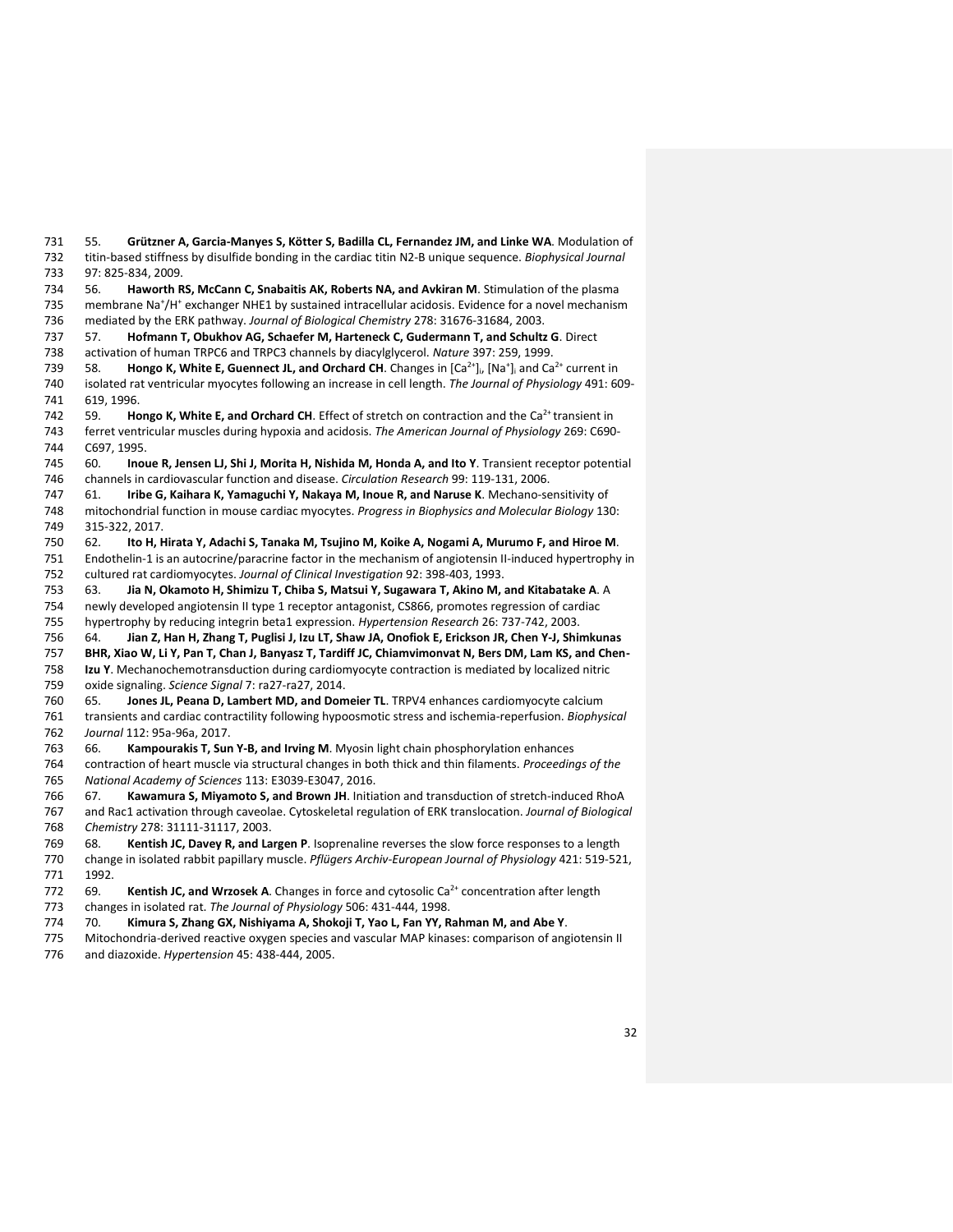55. **Grützner A, Garcia-Manyes S, Kötter S, Badilla CL, Fernandez JM, and Linke WA**. Modulation of titin-based stiffness by disulfide bonding in the cardiac titin N2-B unique sequence. *Biophysical Journal* 97: 825-834, 2009.

56. **Haworth RS, McCann C, Snabaitis AK, Roberts NA, and Avkiran M**. Stimulation of the plasma membrane $Na^+/H^+$ exchanger NHE1 by sustained intracellular acidosis. Evidence for a novel mechanism mediated by the ERK pathway. *Journal of Biological Chemistry* 278: 31676-31684, 2003.

57. **Hofmann T, Obukhov AG, Schaefer M, Harteneck C, Gudermann T, and Schultz G**. Direct activation of human TRPC6 and TRPC3 channels by diacylglycerol. *Nature* 397: 259, 1999.

58. **Hongo K, White E, Guennect JL, and Orchard CH**. Changes in $[Ca^{2+}]_i$, $[Na^+]_i$ and $Ca^{2+}$ current in isolated rat ventricular myocytes following an increase in cell length. *The Journal of Physiology* 491: 609-619, 1996.

59. **Hongo K, White E, and Orchard CH**. Effect of stretch on contraction and the $Ca^{2+}$ transient in ferret ventricular muscles during hypoxia and acidosis. *The American Journal of Physiology* 269: C690-C697, 1995.

60. **Inoue R, Jensen LJ, Shi J, Morita H, Nishida M, Honda A, and Ito Y**. Transient receptor potential channels in cardiovascular function and disease. *Circulation Research* 99: 119-131, 2006.

61. **Iribe G, Kaihara K, Yamaguchi Y, Nakaya M, Inoue R, and Naruse K**. Mechano-sensitivity of mitochondrial function in mouse cardiac myocytes. *Progress in Biophysics and Molecular Biology* 130: 315-322, 2017.

62. **Ito H, Hirata Y, Adachi S, Tanaka M, Tsujino M, Koike A, Nogami A, Murumo F, and Hiroe M**. Endothelin-1 is an autocrine/paracrine factor in the mechanism of angiotensin II-induced hypertrophy in cultured rat cardiomyocytes. *Journal of Clinical Investigation* 92: 398-403, 1993.

63. **Jia N, Okamoto H, Shimizu T, Chiba S, Matsui Y, Sugawara T, Akino M, and Kitabatake A**. A newly developed angiotensin II type 1 receptor antagonist, CS866, promotes regression of cardiac hypertrophy by reducing integrin beta1 expression. *Hypertension Research* 26: 737-742, 2003.

64. **Jian Z, Han H, Zhang T, Puglisi J, Izu LT, Shaw JA, Onofiok E, Erickson JR, Chen Y-J, Shimkunas BHR, Xiao W, Li Y, Pan T, Chan J, Banyasz T, Tardiff JC, Chiamvimonvat N, Bers DM, Lam KS, and Chen-Izu Y**. Mechanochemotransduction during cardiomyocyte contraction is mediated by localized nitric oxide signaling. *Science Signal* 7: ra27-ra27, 2014.

65. **Jones JL, Peana D, Lambert MD, and Domeier TL**. TRPV4 enhances cardiomyocyte calcium transients and cardiac contractility following hypoosmotic stress and ischemia-reperfusion. *Biophysical Journal* 112: 95a-96a, 2017.

66. **Kampourakis T, Sun Y-B, and Irving M**. Myosin light chain phosphorylation enhances contraction of heart muscle via structural changes in both thick and thin filaments. *Proceedings of the National Academy of Sciences* 113: E3039-E3047, 2016.

67. **Kawamura S, Miyamoto S, and Brown JH**. Initiation and transduction of stretch-induced RhoA and Rac1 activation through caveolae. Cytoskeletal regulation of ERK translocation. *Journal of Biological Chemistry* 278: 31111-31117, 2003.

68. **Kentish JC, Davey R, and Largen P**. Isoprenaline reverses the slow force responses to a length change in isolated rabbit papillary muscle. *Pflügers Archiv-European Journal of Physiology* 421: 519-521, 1992.

69. **Kentish JC, and Wrzosek A**. Changes in force and cytosolic $Ca^{2+}$ concentration after length changes in isolated rat. *The Journal of Physiology* 506: 431-444, 1998.

70. **Kimura S, Zhang GX, Nishiyama A, Shokoji T, Yao L, Fan YY, Rahman M, and Abe Y**. Mitochondria-derived reactive oxygen species and vascular MAP kinases: comparison of angiotensin II and diazoxide. *Hypertension* 45: 438-444, 2005.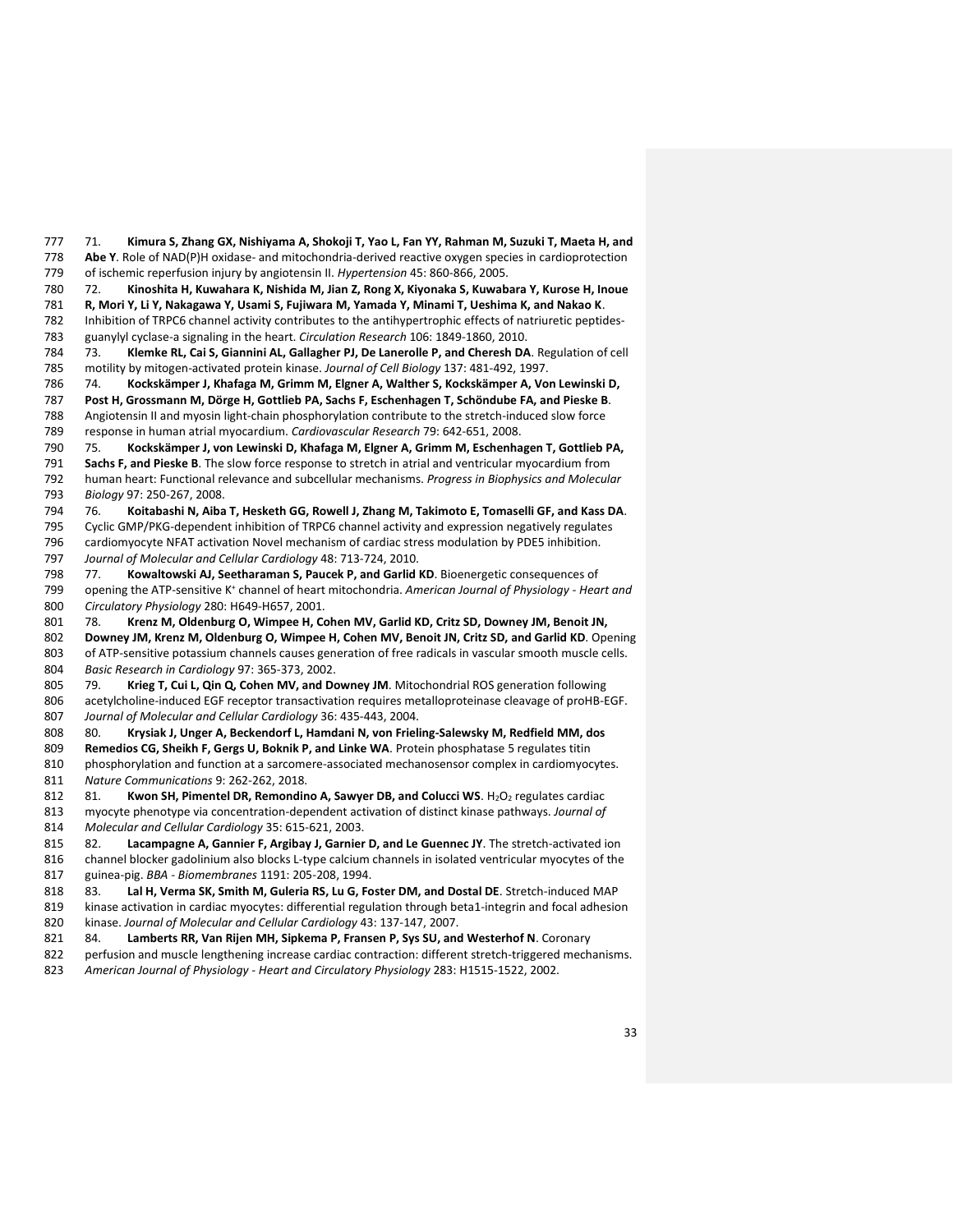71. **Kimura S, Zhang GX, Nishiyama A, Shokoji T, Yao L, Fan YY, Rahman M, Suzuki T, Maeta H, and Abe Y**. Role of NAD(P)H oxidase- and mitochondria-derived reactive oxygen species in cardioprotection of ischemic reperfusion injury by angiotensin II. *Hypertension* 45: 860-866, 2005.

72. **Kinoshita H, Kuwahara K, Nishida M, Jian Z, Rong X, Kiyonaka S, Kuwabara Y, Kurose H, Inoue R, Mori Y, Li Y, Nakagawa Y, Usami S, Fujiwara M, Yamada Y, Minami T, Ueshima K, and Nakao K**. Inhibition of TRPC6 channel activity contributes to the antihypertrophic effects of natriuretic peptides-guanylyl cyclase-a signaling in the heart. *Circulation Research* 106: 1849-1860, 2010.

73. **Klemke RL, Cai S, Giannini AL, Gallagher PJ, De Lanerolle P, and Cheresh DA**. Regulation of cell motility by mitogen-activated protein kinase. *Journal of Cell Biology* 137: 481-492, 1997.

74. **Kockskämper J, Khafaga M, Grimm M, Elgner A, Walther S, Kockskämper A, Von Lewinski D, Post H, Grossmann M, Dörge H, Gottlieb PA, Sachs F, Eschenhagen T, Schöndube FA, and Pieske B**. Angiotensin II and myosin light-chain phosphorylation contribute to the stretch-induced slow force response in human atrial myocardium. *Cardiovascular Research* 79: 642-651, 2008.

75. **Kockskämper J, von Lewinski D, Khafaga M, Elgner A, Grimm M, Eschenhagen T, Gottlieb PA, Sachs F, and Pieske B**. The slow force response to stretch in atrial and ventricular myocardium from human heart: Functional relevance and subcellular mechanisms. *Progress in Biophysics and Molecular Biology* 97: 250-267, 2008.

76. **Koitabashi N, Aiba T, Hesketh GG, Rowell J, Zhang M, Takimoto E, Tomaselli GF, and Kass DA**. Cyclic GMP/PKG-dependent inhibition of TRPC6 channel activity and expression negatively regulates cardiomyocyte NFAT activation Novel mechanism of cardiac stress modulation by PDE5 inhibition. *Journal of Molecular and Cellular Cardiology* 48: 713-724, 2010.

77. **Kowaltowski AJ, Seetharaman S, Paucek P, and Garlid KD**. Bioenergetic consequences of opening the ATP-sensitive $K^+$ channel of heart mitochondria. *American Journal of Physiology - Heart and Circulatory Physiology* 280: H649-H657, 2001.

78. **Krenz M, Oldenburg O, Wimpee H, Cohen MV, Garlid KD, Critz SD, Downey JM, Benoit JN, Downey JM, Krenz M, Oldenburg O, Wimpee H, Cohen MV, Benoit JN, Critz SD, and Garlid KD**. Opening of ATP-sensitive potassium channels causes generation of free radicals in vascular smooth muscle cells. *Basic Research in Cardiology* 97: 365-373, 2002.

79. **Krieg T, Cui L, Qin Q, Cohen MV, and Downey JM**. Mitochondrial ROS generation following acetylcholine-induced EGF receptor transactivation requires metalloproteinase cleavage of proHB-EGF. *Journal of Molecular and Cellular Cardiology* 36: 435-443, 2004.

80. **Krysiak J, Unger A, Beckendorf L, Hamdani N, von Frieling-Salewsky M, Redfield MM, dos Remedios CG, Sheikh F, Gergs U, Boknik P, and Linke WA**. Protein phosphatase 5 regulates titin phosphorylation and function at a sarcomere-associated mechanosensor complex in cardiomyocytes. *Nature Communications* 9: 262-262, 2018.

81. **Kwon SH, Pimentel DR, Remondino A, Sawyer DB, and Colucci WS**. $H_2O_2$ regulates cardiac myocyte phenotype via concentration-dependent activation of distinct kinase pathways. *Journal of Molecular and Cellular Cardiology* 35: 615-621, 2003.

82. **Lacampagne A, Gannier F, Argibay J, Garnier D, and Le Guennec JY**. The stretch-activated ion channel blocker gadolinium also blocks L-type calcium channels in isolated ventricular myocytes of the guinea-pig. *BBA - Biomembranes* 1191: 205-208, 1994.

83. **Lal H, Verma SK, Smith M, Guleria RS, Lu G, Foster DM, and Dostal DE**. Stretch-induced MAP kinase activation in cardiac myocytes: differential regulation through beta1-integrin and focal adhesion kinase. *Journal of Molecular and Cellular Cardiology* 43: 137-147, 2007.

84. **Lamberts RR, Van Rijen MH, Sipkema P, Fransen P, Sys SU, and Westerhof N**. Coronary perfusion and muscle lengthening increase cardiac contraction: different stretch-triggered mechanisms. *American Journal of Physiology - Heart and Circulatory Physiology* 283: H1515-1522, 2002.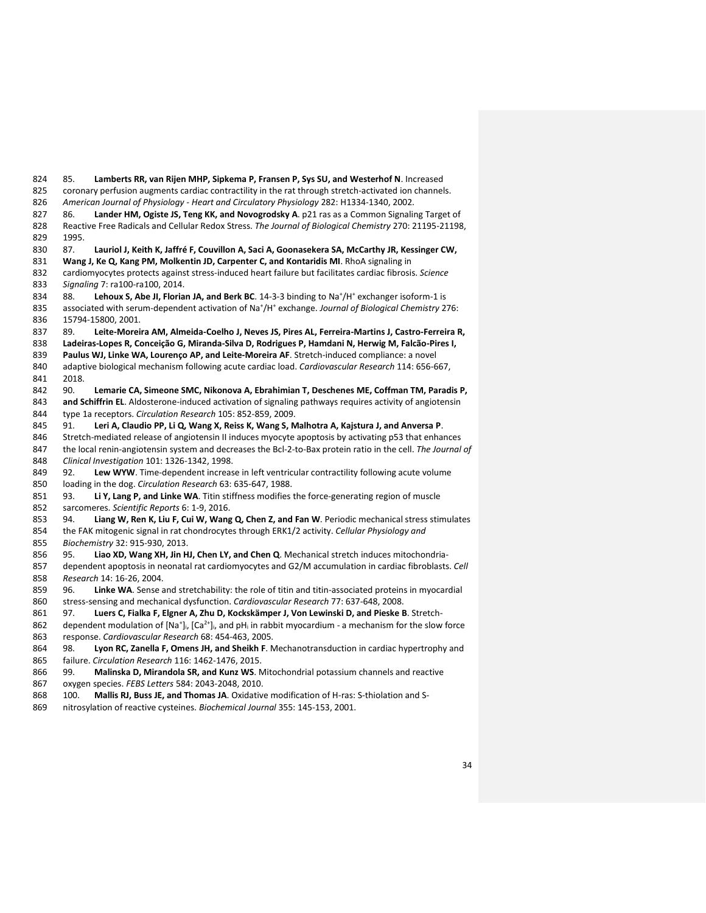85. **Lamberts RR, van Rijen MHP, Sipkema P, Fransen P, Sys SU, and Westerhof N**. Increased coronary perfusion augments cardiac contractility in the rat through stretch-activated ion channels. *American Journal of Physiology - Heart and Circulatory Physiology* 282: H1334-1340, 2002.

86. **Lander HM, Ogiste JS, Teng KK, and Novogrodsky A**. p21 ras as a Common Signaling Target of Reactive Free Radicals and Cellular Redox Stress. *The Journal of Biological Chemistry* 270: 21195-21198, 1995.

87. **Lauriol J, Keith K, Jaffré F, Couvillon A, Saci A, Goonasekera SA, McCarthy JR, Kessinger CW, Wang J, Ke Q, Kang PM, Molkentin JD, Carpenter C, and Kontaridis MI**. RhoA signaling in cardiomyocytes protects against stress-induced heart failure but facilitates cardiac fibrosis. *Science Signaling* 7: ra100-ra100, 2014.

88. **Lehoux S, Abe JI, Florian JA, and Berk BC**. 14-3-3 binding to $Na^+/H^+$ exchanger isoform-1 is associated with serum-dependent activation of $Na^+/H^+$ exchange. *Journal of Biological Chemistry* 276: 15794-15800, 2001.

89. **Leite-Moreira AM, Almeida-Coelho J, Neves JS, Pires AL, Ferreira-Martins J, Castro-Ferreira R, Ladeiras-Lopes R, Conceição G, Miranda-Silva D, Rodrigues P, Hamdani N, Herwig M, Falcão-Pires I, Paulus WJ, Linke WA, Lourenço AP, and Leite-Moreira AF**. Stretch-induced compliance: a novel adaptive biological mechanism following acute cardiac load. *Cardiovascular Research* 114: 656-667, 2018.

90. **Lemarie CA, Simeone SMC, Nikonova A, Ebrahimian T, Deschenes ME, Coffman TM, Paradis P, and Schiffrin EL**. Aldosterone-induced activation of signaling pathways requires activity of angiotensin type 1a receptors. *Circulation Research* 105: 852-859, 2009.

91. **Leri A, Claudio PP, Li Q, Wang X, Reiss K, Wang S, Malhotra A, Kajstura J, and Anversa P**. Stretch-mediated release of angiotensin II induces myocyte apoptosis by activating p53 that enhances the local renin-angiotensin system and decreases the Bcl-2-to-Bax protein ratio in the cell. *The Journal of Clinical Investigation* 101: 1326-1342, 1998.

92. **Lew WYW**. Time-dependent increase in left ventricular contractility following acute volume loading in the dog. *Circulation Research* 63: 635-647, 1988.

93. **Li Y, Lang P, and Linke WA**. Titin stiffness modifies the force-generating region of muscle sarcomeres. *Scientific Reports* 6: 1-9, 2016.

94. **Liang W, Ren K, Liu F, Cui W, Wang Q, Chen Z, and Fan W**. Periodic mechanical stress stimulates the FAK mitogenic signal in rat chondrocytes through ERK1/2 activity. *Cellular Physiology and Biochemistry* 32: 915-930, 2013.

95. **Liao XD, Wang XH, Jin HJ, Chen LY, and Chen Q**. Mechanical stretch induces mitochondria-dependent apoptosis in neonatal rat cardiomyocytes and G2/M accumulation in cardiac fibroblasts. *Cell Research* 14: 16-26, 2004.

96. **Linke WA**. Sense and stretchability: the role of titin and titin-associated proteins in myocardial stress-sensing and mechanical dysfunction. *Cardiovascular Research* 77: 637-648, 2008.

97. **Luers C, Fialka F, Elgner A, Zhu D, Kockskämper J, Von Lewinski D, and Pieske B**. Stretch-dependent modulation of $[Na^+]_i$, $[Ca^{2+}]_i$, and $pH_i$ in rabbit myocardium - a mechanism for the slow force response. *Cardiovascular Research* 68: 454-463, 2005.

98. **Lyon RC, Zanella F, Omens JH, and Sheikh F**. Mechanotransduction in cardiac hypertrophy and failure. *Circulation Research* 116: 1462-1476, 2015.

99. **Malinska D, Mirandola SR, and Kunz WS**. Mitochondrial potassium channels and reactive oxygen species. *FEBS Letters* 584: 2043-2048, 2010.

100. **Mallis RJ, Buss JE, and Thomas JA**. Oxidative modification of H-ras: S-thiolation and S-nitrosylation of reactive cysteines. *Biochemical Journal* 355: 145-153, 2001.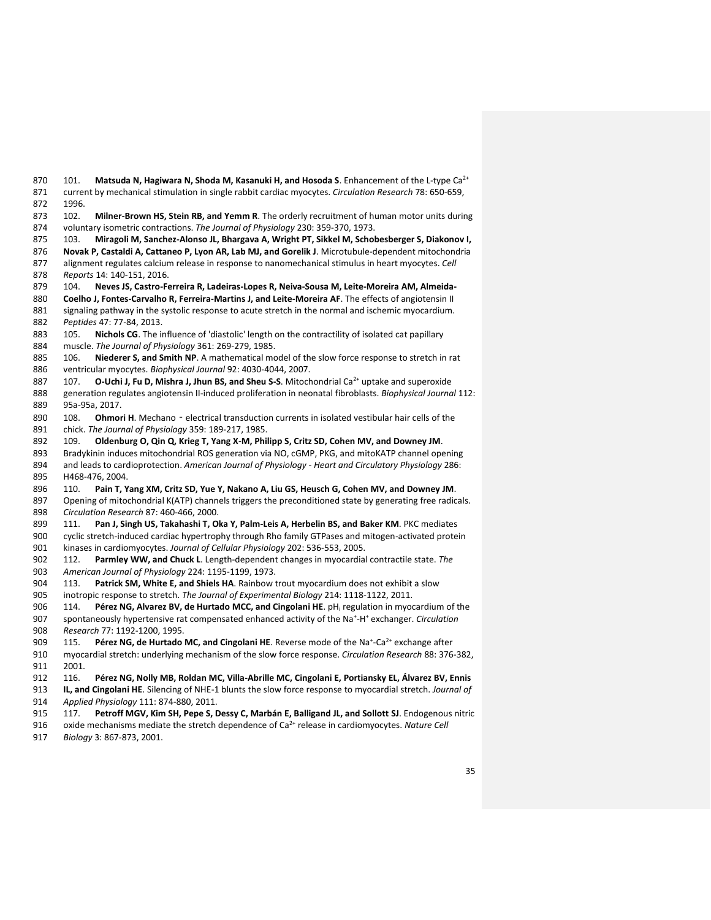101. **Matsuda N, Hagiwara N, Shoda M, Kasanuki H, and Hosoda S**. Enhancement of the L-type $Ca^{2+}$ current by mechanical stimulation in single rabbit cardiac myocytes. *Circulation Research* 78: 650-659, 1996.

102. **Milner-Brown HS, Stein RB, and Yemm R**. The orderly recruitment of human motor units during voluntary isometric contractions. *The Journal of Physiology* 230: 359-370, 1973.

103. **Miragoli M, Sanchez-Alonso JL, Bhargava A, Wright PT, Sikkel M, Schobesberger S, Diakonov I, Novak P, Castaldi A, Cattaneo P, Lyon AR, Lab MJ, and Gorelik J**. Microtubule-dependent mitochondria alignment regulates calcium release in response to nanomechanical stimulus in heart myocytes. *Cell Reports* 14: 140-151, 2016.

104. **Neves JS, Castro-Ferreira R, Ladeiras-Lopes R, Neiva-Sousa M, Leite-Moreira AM, Almeida-Coelho J, Fontes-Carvalho R, Ferreira-Martins J, and Leite-Moreira AF**. The effects of angiotensin II signaling pathway in the systolic response to acute stretch in the normal and ischemic myocardium. *Peptides* 47: 77-84, 2013.

105. **Nichols CG**. The influence of 'diastolic' length on the contractility of isolated cat papillary muscle. *The Journal of Physiology* 361: 269-279, 1985.

106. **Niederer S, and Smith NP**. A mathematical model of the slow force response to stretch in rat ventricular myocytes. *Biophysical Journal* 92: 4030-4044, 2007.

107. **O-Uchi J, Fu D, Mishra J, Jhun BS, and Sheu S-S**. Mitochondrial $Ca^{2+}$ uptake and superoxide generation regulates angiotensin II-induced proliferation in neonatal fibroblasts. *Biophysical Journal* 112: 95a-95a, 2017.

108. **Ohmori H**. Mechano‐electrical transduction currents in isolated vestibular hair cells of the chick. *The Journal of Physiology* 359: 189-217, 1985.

109. **Oldenburg O, Qin Q, Krieg T, Yang X-M, Philipp S, Critz SD, Cohen MV, and Downey JM**. Bradykinin induces mitochondrial ROS generation via NO, cGMP, PKG, and mitoKATP channel opening and leads to cardioprotection. *American Journal of Physiology - Heart and Circulatory Physiology* 286: H468-476, 2004.

110. **Pain T, Yang XM, Critz SD, Yue Y, Nakano A, Liu GS, Heusch G, Cohen MV, and Downey JM**. Opening of mitochondrial K(ATP) channels triggers the preconditioned state by generating free radicals. *Circulation Research* 87: 460-466, 2000.

111. **Pan J, Singh US, Takahashi T, Oka Y, Palm-Leis A, Herbelin BS, and Baker KM**. PKC mediates cyclic stretch-induced cardiac hypertrophy through Rho family GTPases and mitogen-activated protein kinases in cardiomyocytes. *Journal of Cellular Physiology* 202: 536-553, 2005.

112. **Parmley WW, and Chuck L**. Length-dependent changes in myocardial contractile state. *The American Journal of Physiology* 224: 1195-1199, 1973.

113. **Patrick SM, White E, and Shiels HA**. Rainbow trout myocardium does not exhibit a slow inotropic response to stretch. *The Journal of Experimental Biology* 214: 1118-1122, 2011.

114. **Pérez NG, Alvarez BV, de Hurtado MCC, and Cingolani HE**. $pH_i$ regulation in myocardium of the spontaneously hypertensive rat compensated enhanced activity of the $Na^+$-$H^+$ exchanger. *Circulation Research* 77: 1192-1200, 1995.

115. **Pérez NG, de Hurtado MC, and Cingolani HE**. Reverse mode of the $Na^+$-$Ca^{2+}$ exchange after myocardial stretch: underlying mechanism of the slow force response. *Circulation Research* 88: 376-382, 2001.

116. **Pérez NG, Nolly MB, Roldan MC, Villa-Abrille MC, Cingolani E, Portiansky EL, Álvarez BV, Ennis IL, and Cingolani HE**. Silencing of NHE-1 blunts the slow force response to myocardial stretch. *Journal of Applied Physiology* 111: 874-880, 2011.

117. **Petroff MGV, Kim SH, Pepe S, Dessy C, Marbán E, Balligand JL, and Sollott SJ**. Endogenous nitric oxide mechanisms mediate the stretch dependence of $Ca^{2+}$ release in cardiomyocytes. *Nature Cell Biology* 3: 867-873, 2001.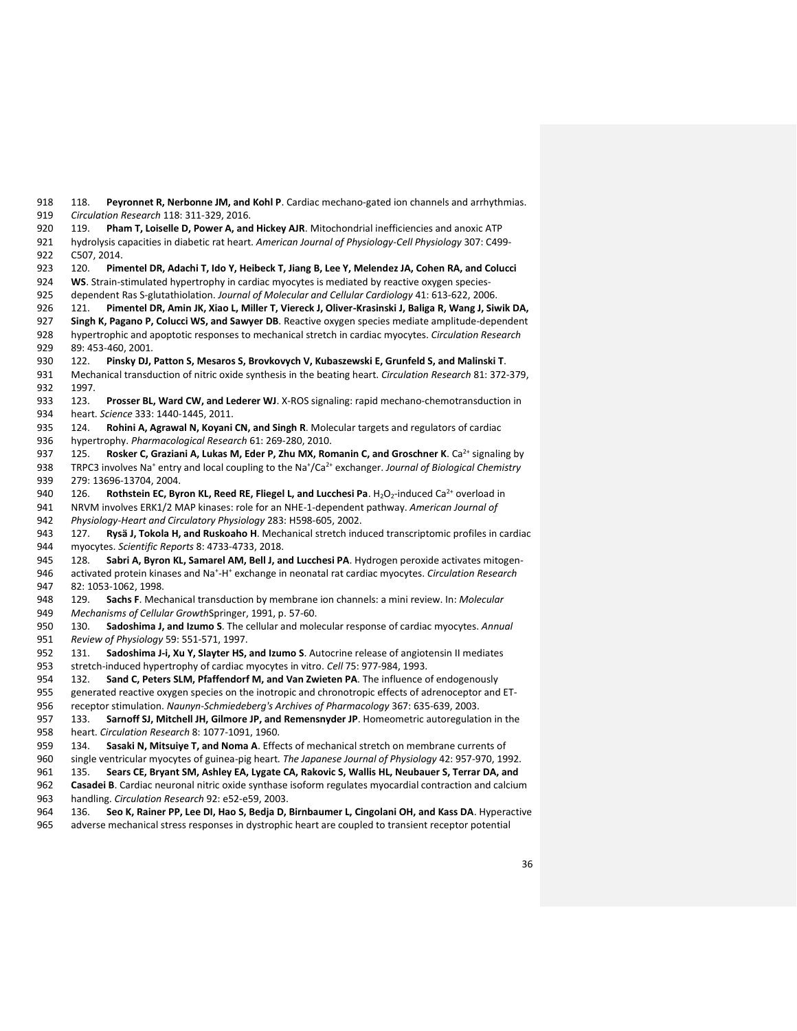118. **Peyronnet R, Nerbonne JM, and Kohl P**. Cardiac mechano-gated ion channels and arrhythmias. *Circulation Research* 118: 311-329, 2016.

119. **Pham T, Loiselle D, Power A, and Hickey AJR**. Mitochondrial inefficiencies and anoxic ATP hydrolysis capacities in diabetic rat heart. *American Journal of Physiology-Cell Physiology* 307: C499-C507, 2014.

120. **Pimentel DR, Adachi T, Ido Y, Heibeck T, Jiang B, Lee Y, Melendez JA, Cohen RA, and Colucci WS**. Strain-stimulated hypertrophy in cardiac myocytes is mediated by reactive oxygen species-dependent Ras S-glutathiolation. *Journal of Molecular and Cellular Cardiology* 41: 613-622, 2006.

121. **Pimentel DR, Amin JK, Xiao L, Miller T, Viereck J, Oliver-Krasinski J, Baliga R, Wang J, Siwik DA, Singh K, Pagano P, Colucci WS, and Sawyer DB**. Reactive oxygen species mediate amplitude-dependent hypertrophic and apoptotic responses to mechanical stretch in cardiac myocytes. *Circulation Research* 89: 453-460, 2001.

122. **Pinsky DJ, Patton S, Mesaros S, Brovkovych V, Kubaszewski E, Grunfeld S, and Malinski T**. Mechanical transduction of nitric oxide synthesis in the beating heart. *Circulation Research* 81: 372-379, 1997.

123. **Prosser BL, Ward CW, and Lederer WJ**. X-ROS signaling: rapid mechano-chemotransduction in heart. *Science* 333: 1440-1445, 2011.

124. **Rohini A, Agrawal N, Koyani CN, and Singh R**. Molecular targets and regulators of cardiac hypertrophy. *Pharmacological Research* 61: 269-280, 2010.

125. **Rosker C, Graziani A, Lukas M, Eder P, Zhu MX, Romanin C, and Groschner K**. $Ca^{2+}$ signaling by TRPC3 involves $Na^{+}$ entry and local coupling to the $Na^{+}/Ca^{2+}$ exchanger. *Journal of Biological Chemistry* 279: 13696-13704, 2004.

126. **Rothstein EC, Byron KL, Reed RE, Fliegel L, and Lucchesi Pa**. $H_2O_2$-induced $Ca^{2+}$ overload in NRVM involves ERK1/2 MAP kinases: role for an NHE-1-dependent pathway. *American Journal of Physiology-Heart and Circulatory Physiology* 283: H598-605, 2002.

127. **Rysä J, Tokola H, and Ruskoaho H**. Mechanical stretch induced transcriptomic profiles in cardiac myocytes. *Scientific Reports* 8: 4733-4733, 2018.

128. **Sabri A, Byron KL, Samarel AM, Bell J, and Lucchesi PA**. Hydrogen peroxide activates mitogen-activated protein kinases and $Na^{+}$-$H^{+}$ exchange in neonatal rat cardiac myocytes. *Circulation Research* 82: 1053-1062, 1998.

129. **Sachs F**. Mechanical transduction by membrane ion channels: a mini review. In: *Molecular Mechanisms of Cellular Growth*Springer, 1991, p. 57-60.

130. **Sadoshima J, and Izumo S**. The cellular and molecular response of cardiac myocytes. *Annual Review of Physiology* 59: 551-571, 1997.

131. **Sadoshima J-i, Xu Y, Slayter HS, and Izumo S**. Autocrine release of angiotensin II mediates stretch-induced hypertrophy of cardiac myocytes in vitro. *Cell* 75: 977-984, 1993.

132. **Sand C, Peters SLM, Pfaffendorf M, and Van Zwieten PA**. The influence of endogenously generated reactive oxygen species on the inotropic and chronotropic effects of adrenoceptor and ET-receptor stimulation. *Naunyn-Schmiedeberg's Archives of Pharmacology* 367: 635-639, 2003.

133. **Sarnoff SJ, Mitchell JH, Gilmore JP, and Remensnyder JP**. Homeometric autoregulation in the heart. *Circulation Research* 8: 1077-1091, 1960.

134. **Sasaki N, Mitsuiye T, and Noma A**. Effects of mechanical stretch on membrane currents of single ventricular myocytes of guinea-pig heart. *The Japanese Journal of Physiology* 42: 957-970, 1992.

135. **Sears CE, Bryant SM, Ashley EA, Lygate CA, Rakovic S, Wallis HL, Neubauer S, Terrar DA, and Casadei B**. Cardiac neuronal nitric oxide synthase isoform regulates myocardial contraction and calcium handling. *Circulation Research* 92: e52-e59, 2003.

136. **Seo K, Rainer PP, Lee DI, Hao S, Bedja D, Birnbaumer L, Cingolani OH, and Kass DA**. Hyperactive adverse mechanical stress responses in dystrophic heart are coupled to transient receptor potential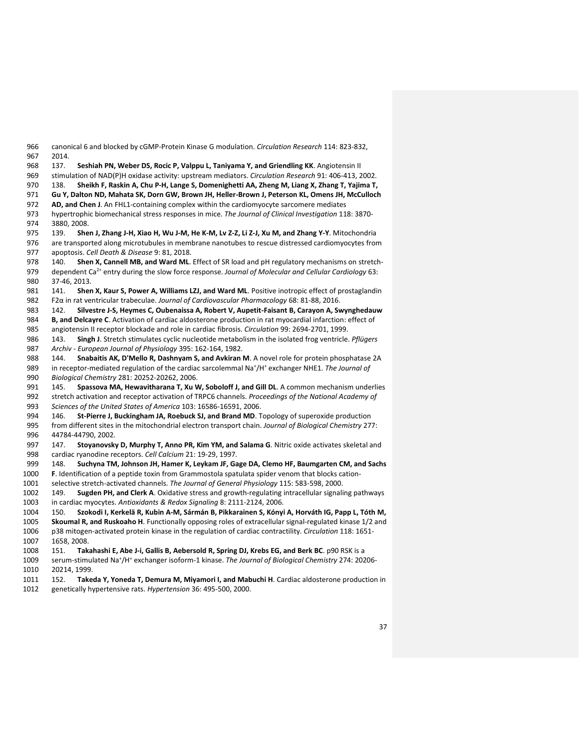canonical 6 and blocked by cGMP-Protein Kinase G modulation. *Circulation Research* 114: 823-832, 2014.

137. **Seshiah PN, Weber DS, Rocic P, Valppu L, Taniyama Y, and Griendling KK**. Angiotensin II stimulation of NAD(P)H oxidase activity: upstream mediators. *Circulation Research* 91: 406-413, 2002.

138. **Sheikh F, Raskin A, Chu P-H, Lange S, Domenighetti AA, Zheng M, Liang X, Zhang T, Yajima T, Gu Y, Dalton ND, Mahata SK, Dorn GW, Brown JH, Heller-Brown J, Peterson KL, Omens JH, McCulloch AD, and Chen J**. An FHL1-containing complex within the cardiomyocyte sarcomere mediates hypertrophic biomechanical stress responses in mice. *The Journal of Clinical Investigation* 118: 3870-3880, 2008.

139. **Shen J, Zhang J-H, Xiao H, Wu J-M, He K-M, Lv Z-Z, Li Z-J, Xu M, and Zhang Y-Y**. Mitochondria are transported along microtubules in membrane nanotubes to rescue distressed cardiomyocytes from apoptosis. *Cell Death & Disease* 9: 81, 2018.

140. **Shen X, Cannell MB, and Ward ML**. Effect of SR load and pH regulatory mechanisms on stretch-dependent $Ca^{2+}$ entry during the slow force response. *Journal of Molecular and Cellular Cardiology* 63: 37-46, 2013.

141. **Shen X, Kaur S, Power A, Williams LZJ, and Ward ML**. Positive inotropic effect of prostaglandin F2α in rat ventricular trabeculae. *Journal of Cardiovascular Pharmacology* 68: 81-88, 2016.

142. **Silvestre J-S, Heymes C, Oubenaissa A, Robert V, Aupetit-Faisant B, Carayon A, Swynghedauw B, and Delcayre C**. Activation of cardiac aldosterone production in rat myocardial infarction: effect of angiotensin II receptor blockade and role in cardiac fibrosis. *Circulation* 99: 2694-2701, 1999.

143. **Singh J**. Stretch stimulates cyclic nucleotide metabolism in the isolated frog ventricle. *Pflügers Archiv - European Journal of Physiology* 395: 162-164, 1982.

144. **Snabaitis AK, D'Mello R, Dashnyam S, and Avkiran M**. A novel role for protein phosphatase 2A in receptor-mediated regulation of the cardiac sarcolemmal $Na^{+}/H^{+}$ exchanger NHE1. *The Journal of Biological Chemistry* 281: 20252-20262, 2006.

145. **Spassova MA, Hewavitharana T, Xu W, Soboloff J, and Gill DL**. A common mechanism underlies stretch activation and receptor activation of TRPC6 channels. *Proceedings of the National Academy of Sciences of the United States of America* 103: 16586-16591, 2006.

146. **St-Pierre J, Buckingham JA, Roebuck SJ, and Brand MD**. Topology of superoxide production from different sites in the mitochondrial electron transport chain. *Journal of Biological Chemistry* 277: 44784-44790, 2002.

147. **Stoyanovsky D, Murphy T, Anno PR, Kim YM, and Salama G**. Nitric oxide activates skeletal and cardiac ryanodine receptors. *Cell Calcium* 21: 19-29, 1997.

148. **Suchyna TM, Johnson JH, Hamer K, Leykam JF, Gage DA, Clemo HF, Baumgarten CM, and Sachs F**. Identification of a peptide toxin from Grammostola spatulata spider venom that blocks cation-selective stretch-activated channels. *The Journal of General Physiology* 115: 583-598, 2000.

149. **Sugden PH, and Clerk A**. Oxidative stress and growth-regulating intracellular signaling pathways in cardiac myocytes. *Antioxidants & Redox Signaling* 8: 2111-2124, 2006.

150. **Szokodi I, Kerkelä R, Kubin A-M, Sármán B, Pikkarainen S, Kónyi A, Horváth IG, Papp L, Tóth M, Skoumal R, and Ruskoaho H**. Functionally opposing roles of extracellular signal-regulated kinase 1/2 and p38 mitogen-activated protein kinase in the regulation of cardiac contractility. *Circulation* 118: 1651-1658, 2008.

151. **Takahashi E, Abe J-i, Gallis B, Aebersold R, Spring DJ, Krebs EG, and Berk BC**. p90 RSK is a serum-stimulated $Na^{+}/H^{+}$ exchanger isoform-1 kinase. *The Journal of Biological Chemistry* 274: 20206-20214, 1999.

152. **Takeda Y, Yoneda T, Demura M, Miyamori I, and Mabuchi H**. Cardiac aldosterone production in genetically hypertensive rats. *Hypertension* 36: 495-500, 2000.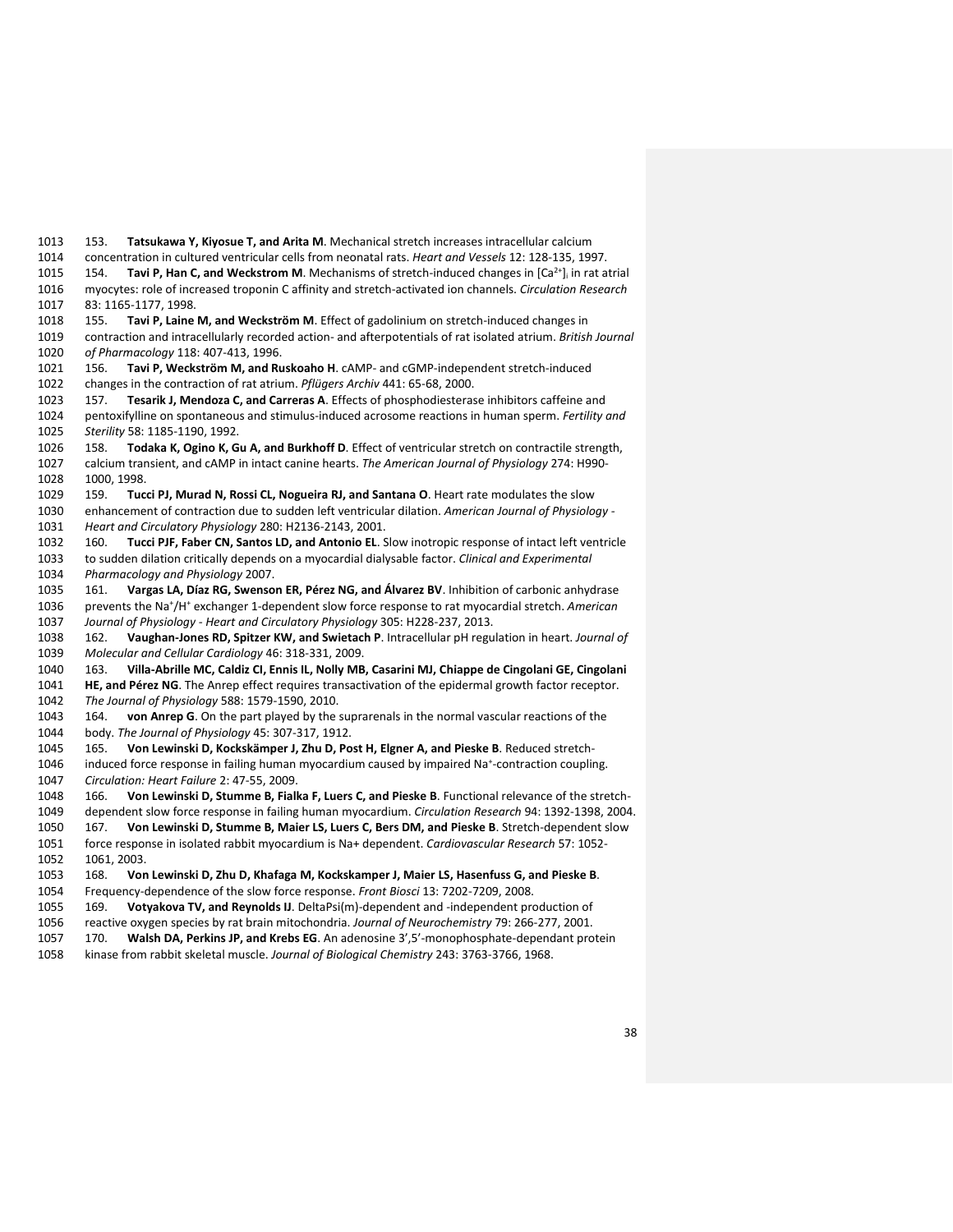153. **Tatsukawa Y, Kiyosue T, and Arita M**. Mechanical stretch increases intracellular calcium concentration in cultured ventricular cells from neonatal rats. *Heart and Vessels* 12: 128-135, 1997.

154. **Tavi P, Han C, and Weckstrom M**. Mechanisms of stretch-induced changes in $[Ca^{2+}]_i$ in rat atrial myocytes: role of increased troponin C affinity and stretch-activated ion channels. *Circulation Research* 83: 1165-1177, 1998.

155. **Tavi P, Laine M, and Weckström M**. Effect of gadolinium on stretch-induced changes in contraction and intracellularly recorded action- and afterpotentials of rat isolated atrium. *British Journal of Pharmacology* 118: 407-413, 1996.

156. **Tavi P, Weckström M, and Ruskoaho H**. cAMP- and cGMP-independent stretch-induced changes in the contraction of rat atrium. *Pflügers Archiv* 441: 65-68, 2000.

157. **Tesarik J, Mendoza C, and Carreras A**. Effects of phosphodiesterase inhibitors caffeine and pentoxifylline on spontaneous and stimulus-induced acrosome reactions in human sperm. *Fertility and Sterility* 58: 1185-1190, 1992.

158. **Todaka K, Ogino K, Gu A, and Burkhoff D**. Effect of ventricular stretch on contractile strength, calcium transient, and cAMP in intact canine hearts. *The American Journal of Physiology* 274: H990-1000, 1998.

159. **Tucci PJ, Murad N, Rossi CL, Nogueira RJ, and Santana O**. Heart rate modulates the slow enhancement of contraction due to sudden left ventricular dilation. *American Journal of Physiology - Heart and Circulatory Physiology* 280: H2136-2143, 2001.

160. **Tucci PJF, Faber CN, Santos LD, and Antonio EL**. Slow inotropic response of intact left ventricle to sudden dilation critically depends on a myocardial dialysable factor. *Clinical and Experimental Pharmacology and Physiology* 2007.

161. **Vargas LA, Díaz RG, Swenson ER, Pérez NG, and Álvarez BV**. Inhibition of carbonic anhydrase prevents the $Na^+/H^+$ exchanger 1-dependent slow force response to rat myocardial stretch. *American Journal of Physiology - Heart and Circulatory Physiology* 305: H228-237, 2013.

162. **Vaughan-Jones RD, Spitzer KW, and Swietach P**. Intracellular pH regulation in heart. *Journal of Molecular and Cellular Cardiology* 46: 318-331, 2009.

163. **Villa-Abrille MC, Caldiz CI, Ennis IL, Nolly MB, Casarini MJ, Chiappe de Cingolani GE, Cingolani HE, and Pérez NG**. The Anrep effect requires transactivation of the epidermal growth factor receptor. *The Journal of Physiology* 588: 1579-1590, 2010.

164. **von Anrep G**. On the part played by the suprarenals in the normal vascular reactions of the body. *The Journal of Physiology* 45: 307-317, 1912.

165. **Von Lewinski D, Kockskämper J, Zhu D, Post H, Elgner A, and Pieske B**. Reduced stretch-induced force response in failing human myocardium caused by impaired $Na^+$-contraction coupling. *Circulation: Heart Failure* 2: 47-55, 2009.

166. **Von Lewinski D, Stumme B, Fialka F, Luers C, and Pieske B**. Functional relevance of the stretch-dependent slow force response in failing human myocardium. *Circulation Research* 94: 1392-1398, 2004.

167. **Von Lewinski D, Stumme B, Maier LS, Luers C, Bers DM, and Pieske B**. Stretch-dependent slow force response in isolated rabbit myocardium is Na+ dependent. *Cardiovascular Research* 57: 1052-1061, 2003.

168. **Von Lewinski D, Zhu D, Khafaga M, Kockskamper J, Maier LS, Hasenfuss G, and Pieske B**. Frequency-dependence of the slow force response. *Front Biosci* 13: 7202-7209, 2008.

169. **Votyakova TV, and Reynolds IJ**. DeltaPsi(m)-dependent and -independent production of reactive oxygen species by rat brain mitochondria. *Journal of Neurochemistry* 79: 266-277, 2001.

170. **Walsh DA, Perkins JP, and Krebs EG**. An adenosine 3',5'-monophosphate-dependant protein kinase from rabbit skeletal muscle. *Journal of Biological Chemistry* 243: 3763-3766, 1968.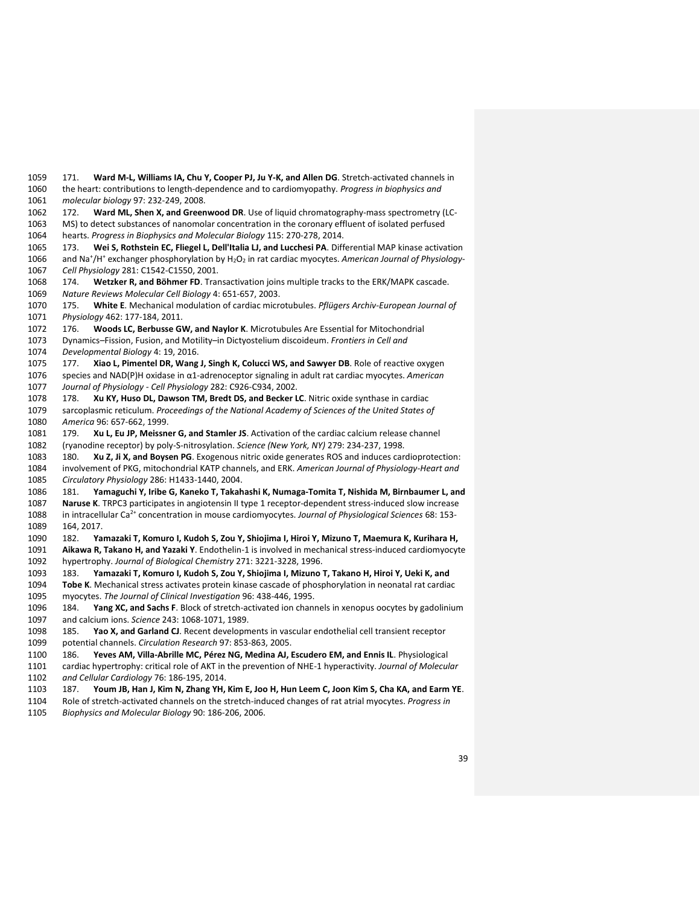171. **Ward M-L, Williams IA, Chu Y, Cooper PJ, Ju Y-K, and Allen DG**. Stretch-activated channels in the heart: contributions to length-dependence and to cardiomyopathy. *Progress in biophysics and molecular biology* 97: 232-249, 2008.

172. **Ward ML, Shen X, and Greenwood DR**. Use of liquid chromatography-mass spectrometry (LC-MS) to detect substances of nanomolar concentration in the coronary effluent of isolated perfused hearts. *Progress in Biophysics and Molecular Biology* 115: 270-278, 2014.

173. **Wei S, Rothstein EC, Fliegel L, Dell'Italia LJ, and Lucchesi PA**. Differential MAP kinase activation and $Na^+/H^+$ exchanger phosphorylation by $H_2O_2$ in rat cardiac myocytes. *American Journal of Physiology-Cell Physiology* 281: C1542-C1550, 2001.

174. **Wetzker R, and Böhmer FD**. Transactivation joins multiple tracks to the ERK/MAPK cascade. *Nature Reviews Molecular Cell Biology* 4: 651-657, 2003.

175. **White E**. Mechanical modulation of cardiac microtubules. *Pflügers Archiv-European Journal of Physiology* 462: 177-184, 2011.

176. **Woods LC, Berbusse GW, and Naylor K**. Microtubules Are Essential for Mitochondrial Dynamics–Fission, Fusion, and Motility–in Dictyostelium discoideum. *Frontiers in Cell and Developmental Biology* 4: 19, 2016.

177. **Xiao L, Pimentel DR, Wang J, Singh K, Colucci WS, and Sawyer DB**. Role of reactive oxygen species and NAD(P)H oxidase in α1-adrenoceptor signaling in adult rat cardiac myocytes. *American Journal of Physiology - Cell Physiology* 282: C926-C934, 2002.

178. **Xu KY, Huso DL, Dawson TM, Bredt DS, and Becker LC**. Nitric oxide synthase in cardiac sarcoplasmic reticulum. *Proceedings of the National Academy of Sciences of the United States of America* 96: 657-662, 1999.

179. **Xu L, Eu JP, Meissner G, and Stamler JS**. Activation of the cardiac calcium release channel (ryanodine receptor) by poly-S-nitrosylation. *Science (New York, NY)* 279: 234-237, 1998.

180. **Xu Z, Ji X, and Boysen PG**. Exogenous nitric oxide generates ROS and induces cardioprotection: involvement of PKG, mitochondrial KATP channels, and ERK. *American Journal of Physiology-Heart and Circulatory Physiology* 286: H1433-1440, 2004.

181. **Yamaguchi Y, Iribe G, Kaneko T, Takahashi K, Numaga-Tomita T, Nishida M, Birnbaumer L, and Naruse K**. TRPC3 participates in angiotensin II type 1 receptor-dependent stress-induced slow increase in intracellular $Ca^{2+}$ concentration in mouse cardiomyocytes. *Journal of Physiological Sciences* 68: 153-164, 2017.

182. **Yamazaki T, Komuro I, Kudoh S, Zou Y, Shiojima I, Hiroi Y, Mizuno T, Maemura K, Kurihara H, Aikawa R, Takano H, and Yazaki Y**. Endothelin-1 is involved in mechanical stress-induced cardiomyocyte hypertrophy. *Journal of Biological Chemistry* 271: 3221-3228, 1996.

183. **Yamazaki T, Komuro I, Kudoh S, Zou Y, Shiojima I, Mizuno T, Takano H, Hiroi Y, Ueki K, and Tobe K**. Mechanical stress activates protein kinase cascade of phosphorylation in neonatal rat cardiac myocytes. *The Journal of Clinical Investigation* 96: 438-446, 1995.

184. **Yang XC, and Sachs F**. Block of stretch-activated ion channels in xenopus oocytes by gadolinium and calcium ions. *Science* 243: 1068-1071, 1989.

185. **Yao X, and Garland CJ**. Recent developments in vascular endothelial cell transient receptor potential channels. *Circulation Research* 97: 853-863, 2005.

186. **Yeves AM, Villa-Abrille MC, Pérez NG, Medina AJ, Escudero EM, and Ennis IL**. Physiological cardiac hypertrophy: critical role of AKT in the prevention of NHE-1 hyperactivity. *Journal of Molecular and Cellular Cardiology* 76: 186-195, 2014.

187. **Youm JB, Han J, Kim N, Zhang YH, Kim E, Joo H, Hun Leem C, Joon Kim S, Cha KA, and Earm YE**. Role of stretch-activated channels on the stretch-induced changes of rat atrial myocytes. *Progress in Biophysics and Molecular Biology* 90: 186-206, 2006.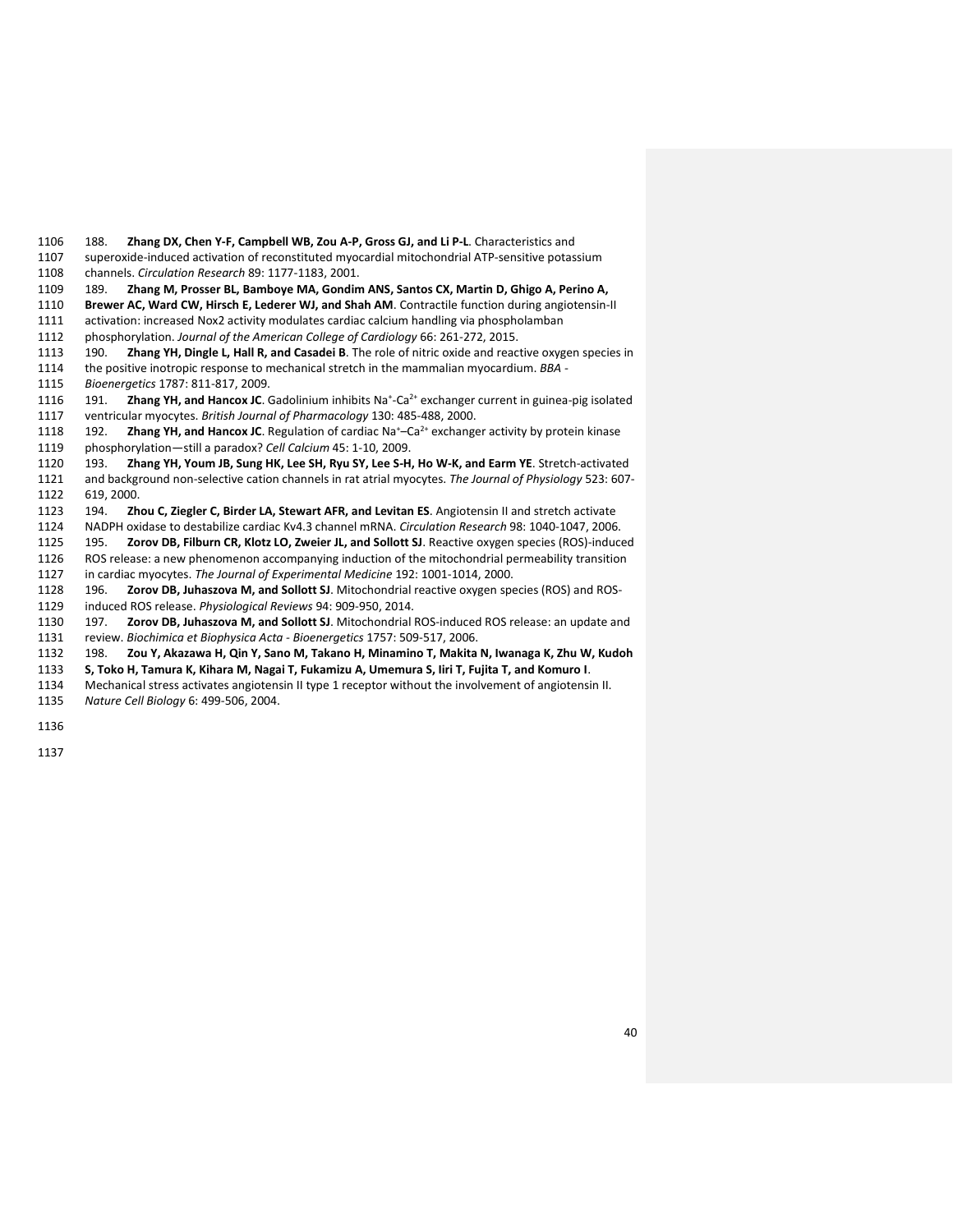188. **Zhang DX, Chen Y-F, Campbell WB, Zou A-P, Gross GJ, and Li P-L**. Characteristics and superoxide-induced activation of reconstituted myocardial mitochondrial ATP-sensitive potassium channels. *Circulation Research* 89: 1177-1183, 2001.

189. **Zhang M, Prosser BL, Bamboye MA, Gondim ANS, Santos CX, Martin D, Ghigo A, Perino A, Brewer AC, Ward CW, Hirsch E, Lederer WJ, and Shah AM**. Contractile function during angiotensin-II activation: increased Nox2 activity modulates cardiac calcium handling via phospholamban phosphorylation. *Journal of the American College of Cardiology* 66: 261-272, 2015.

190. **Zhang YH, Dingle L, Hall R, and Casadei B**. The role of nitric oxide and reactive oxygen species in the positive inotropic response to mechanical stretch in the mammalian myocardium. *BBA - Bioenergetics* 1787: 811-817, 2009.

191. **Zhang YH, and Hancox JC**. Gadolinium inhibits $Na^{+}$-$Ca^{2+}$ exchanger current in guinea-pig isolated ventricular myocytes. *British Journal of Pharmacology* 130: 485-488, 2000.

192. **Zhang YH, and Hancox JC**. Regulation of cardiac $Na^{+}$–$Ca^{2+}$ exchanger activity by protein kinase phosphorylation—still a paradox? *Cell Calcium* 45: 1-10, 2009.

193. **Zhang YH, Youm JB, Sung HK, Lee SH, Ryu SY, Lee S-H, Ho W-K, and Earm YE**. Stretch-activated and background non-selective cation channels in rat atrial myocytes. *The Journal of Physiology* 523: 607-619, 2000.

194. **Zhou C, Ziegler C, Birder LA, Stewart AFR, and Levitan ES**. Angiotensin II and stretch activate NADPH oxidase to destabilize cardiac Kv4.3 channel mRNA. *Circulation Research* 98: 1040-1047, 2006.

195. **Zorov DB, Filburn CR, Klotz LO, Zweier JL, and Sollott SJ**. Reactive oxygen species (ROS)-induced ROS release: a new phenomenon accompanying induction of the mitochondrial permeability transition in cardiac myocytes. *The Journal of Experimental Medicine* 192: 1001-1014, 2000.

196. **Zorov DB, Juhaszova M, and Sollott SJ**. Mitochondrial reactive oxygen species (ROS) and ROS-induced ROS release. *Physiological Reviews* 94: 909-950, 2014.

197. **Zorov DB, Juhaszova M, and Sollott SJ**. Mitochondrial ROS-induced ROS release: an update and review. *Biochimica et Biophysica Acta - Bioenergetics* 1757: 509-517, 2006.

198. **Zou Y, Akazawa H, Qin Y, Sano M, Takano H, Minamino T, Makita N, Iwanaga K, Zhu W, Kudoh S, Toko H, Tamura K, Kihara M, Nagai T, Fukamizu A, Umemura S, Iiri T, Fujita T, and Komuro I**. Mechanical stress activates angiotensin II type 1 receptor without the involvement of angiotensin II. *Nature Cell Biology* 6: 499-506, 2004.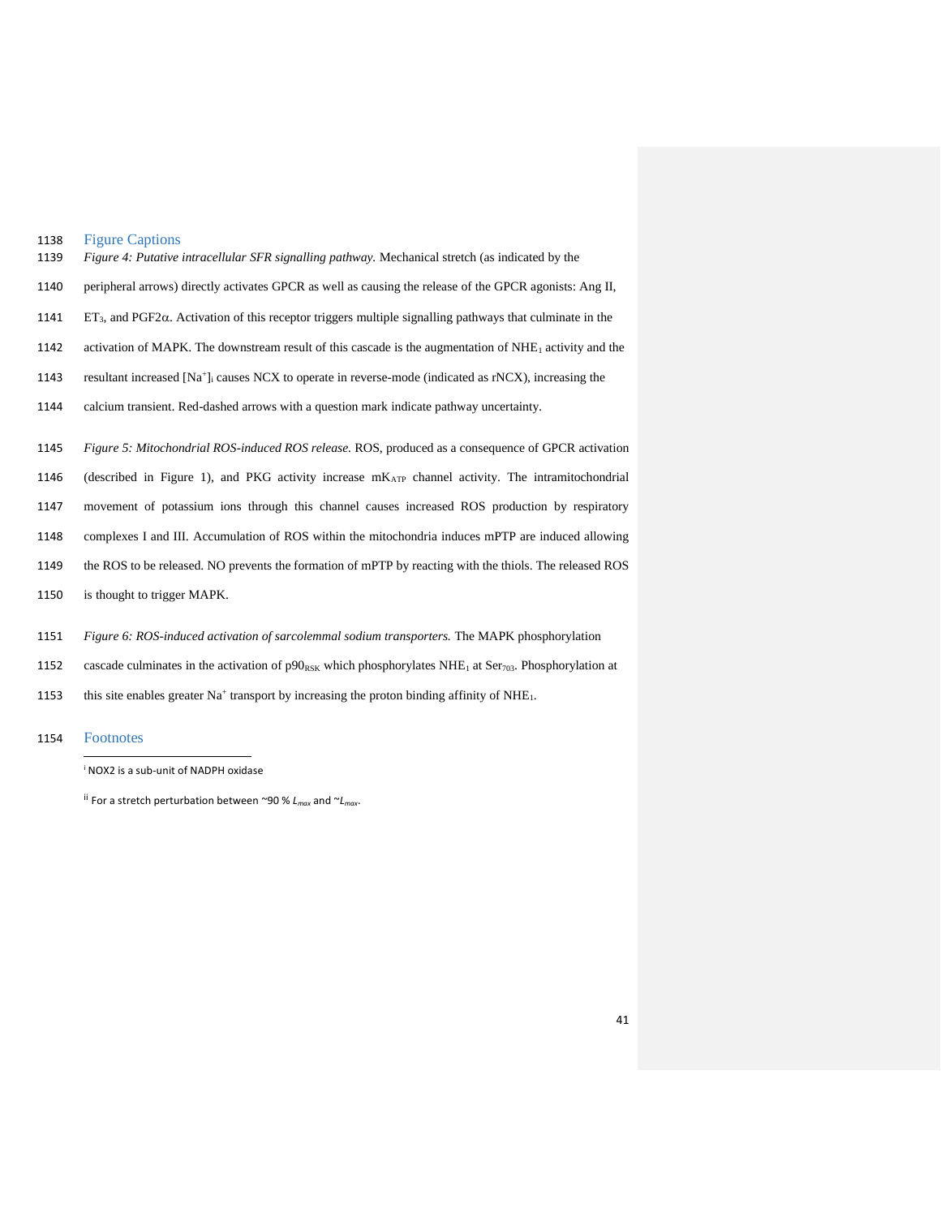## Figure Captions

*Figure 4: Putative intracellular SFR signalling pathway.* Mechanical stretch (as indicated by the peripheral arrows) directly activates GPCR as well as causing the release of the GPCR agonists: Ang II, $ET_3$, and PGF2α. Activation of this receptor triggers multiple signalling pathways that culminate in the activation of MAPK. The downstream result of this cascade is the augmentation of $NHE_1$ activity and the resultant increased $[Na^+]_i$ causes NCX to operate in reverse-mode (indicated as rNCX), increasing the calcium transient. Red-dashed arrows with a question mark indicate pathway uncertainty.

*Figure 5: Mitochondrial ROS-induced ROS release.* ROS, produced as a consequence of GPCR activation (described in Figure 1), and PKG activity increase $mK_{ATP}$ channel activity. The intramitochondrial movement of potassium ions through this channel causes increased ROS production by respiratory complexes I and III. Accumulation of ROS within the mitochondria induces mPTP are induced allowing the ROS to be released. NO prevents the formation of mPTP by reacting with the thiols. The released ROS is thought to trigger MAPK.

*Figure 6: ROS-induced activation of sarcolemmal sodium transporters.* The MAPK phosphorylation cascade culminates in the activation of $p90_{RSK}$ which phosphorylates $NHE_1$ at $Ser_{703}$. Phosphorylation at this site enables greater $Na^+$ transport by increasing the proton binding affinity of $NHE_1$.

## Footnotes

[i] NOX2 is a sub-unit of NADPH oxidase

[ii] For a stretch perturbation between ~90 % $L_{max}$ and ~$L_{max}$.